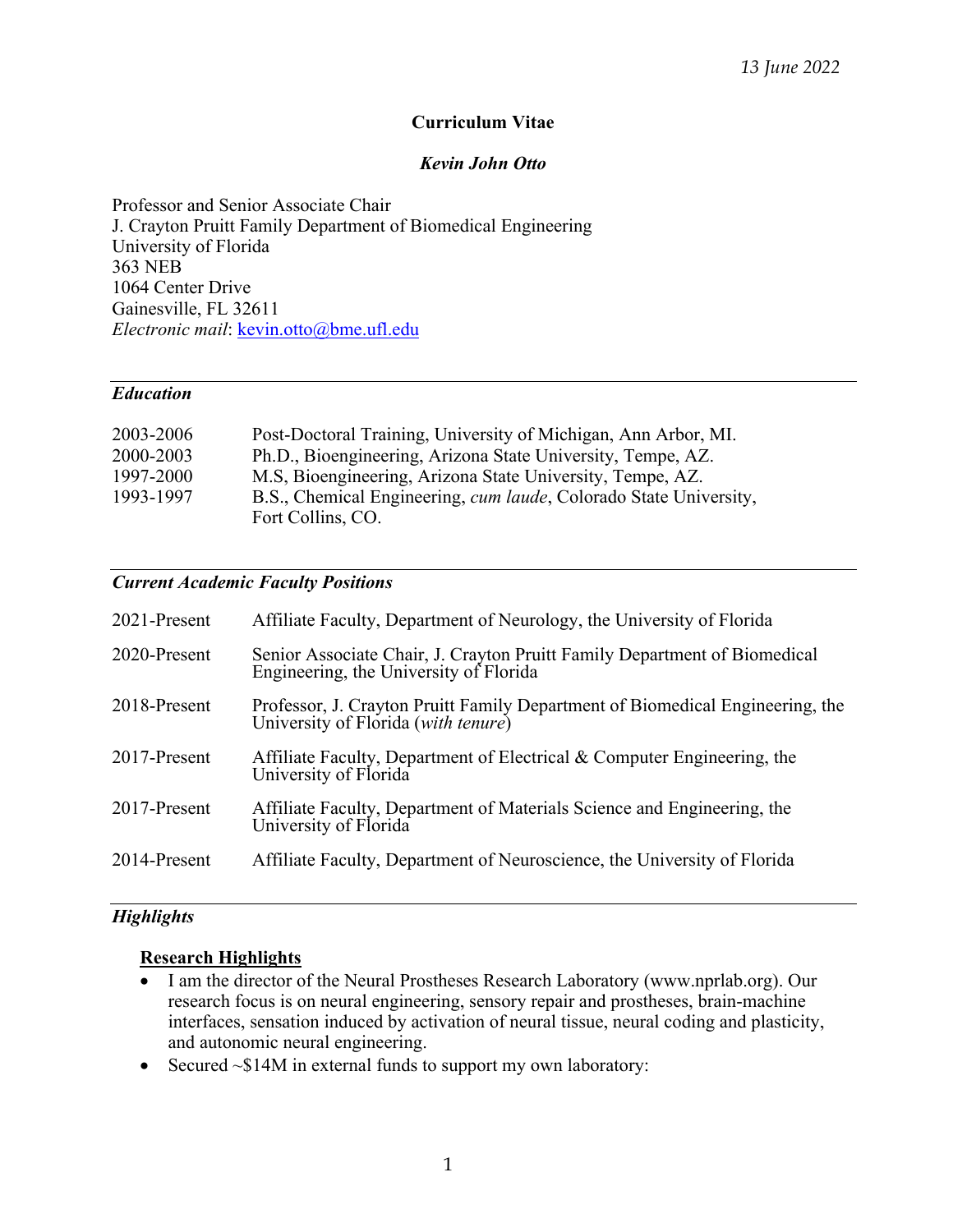*13 June 2022*

# Curriculum Vitae

## *Kevin John Otto*

Professor and Senior Associate Chair
J. Crayton Pruitt Family Department of Biomedical Engineering
University of Florida
363 NEB
1064 Center Drive
Gainesville, FL 32611
*Electronic mail*: kevin.otto@bme.ufl.edu

### *Education*

| | |
|---|---|
| 2003-2006 | Post-Doctoral Training, University of Michigan, Ann Arbor, MI. |
| 2000-2003 | Ph.D., Bioengineering, Arizona State University, Tempe, AZ. |
| 1997-2000 | M.S, Bioengineering, Arizona State University, Tempe, AZ. |
| 1993-1997 | B.S., Chemical Engineering, *cum laude*, Colorado State University, Fort Collins, CO. |

### *Current Academic Faculty Positions*

| | |
|---|---|
| 2021-Present | Affiliate Faculty, Department of Neurology, the University of Florida |
| 2020-Present | Senior Associate Chair, J. Crayton Pruitt Family Department of Biomedical Engineering, the University of Florida |
| 2018-Present | Professor, J. Crayton Pruitt Family Department of Biomedical Engineering, the University of Florida (*with tenure*) |
| 2017-Present | Affiliate Faculty, Department of Electrical & Computer Engineering, the University of Florida |
| 2017-Present | Affiliate Faculty, Department of Materials Science and Engineering, the University of Florida |
| 2014-Present | Affiliate Faculty, Department of Neuroscience, the University of Florida |

### *Highlights*

**Research Highlights**

- I am the director of the Neural Prostheses Research Laboratory (www.nprlab.org). Our research focus is on neural engineering, sensory repair and prostheses, brain-machine interfaces, sensation induced by activation of neural tissue, neural coding and plasticity, and autonomic neural engineering.
- Secured ~$14M in external funds to support my own laboratory: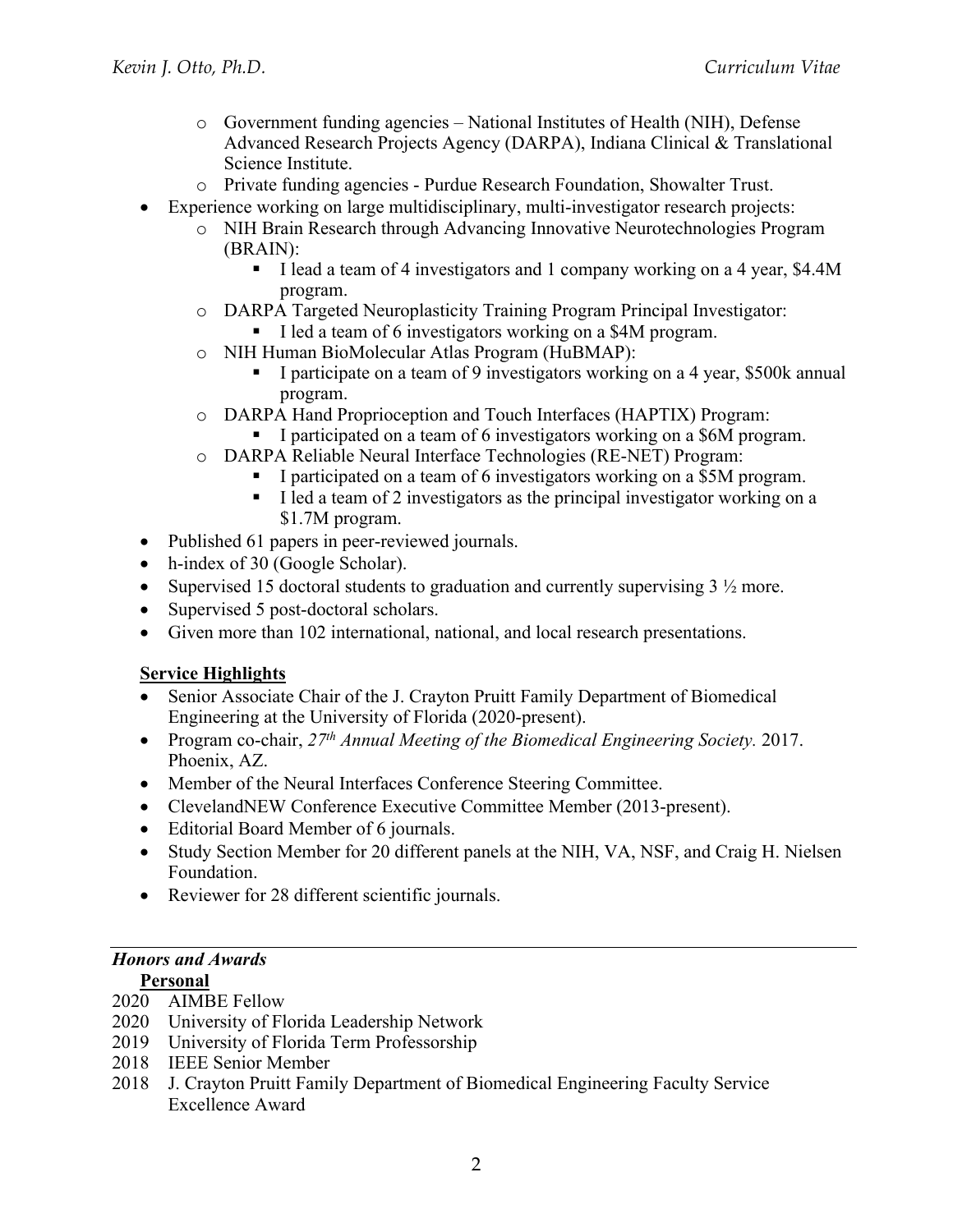- Government funding agencies – National Institutes of Health (NIH), Defense Advanced Research Projects Agency (DARPA), Indiana Clinical & Translational Science Institute.
    - Private funding agencies - Purdue Research Foundation, Showalter Trust.
- Experience working on large multidisciplinary, multi-investigator research projects:
    - NIH Brain Research through Advancing Innovative Neurotechnologies Program (BRAIN):
        - I lead a team of 4 investigators and 1 company working on a 4 year, $4.4M program.
    - DARPA Targeted Neuroplasticity Training Program Principal Investigator:
        - I led a team of 6 investigators working on a $4M program.
    - NIH Human BioMolecular Atlas Program (HuBMAP):
        - I participate on a team of 9 investigators working on a 4 year, $500k annual program.
    - DARPA Hand Proprioception and Touch Interfaces (HAPTIX) Program:
        - I participated on a team of 6 investigators working on a $6M program.
    - DARPA Reliable Neural Interface Technologies (RE-NET) Program:
        - I participated on a team of 6 investigators working on a $5M program.
        - I led a team of 2 investigators as the principal investigator working on a $1.7M program.
- Published 61 papers in peer-reviewed journals.
- h-index of 30 (Google Scholar).
- Supervised 15 doctoral students to graduation and currently supervising 3 ½ more.
- Supervised 5 post-doctoral scholars.
- Given more than 102 international, national, and local research presentations.

**Service Highlights**

- Senior Associate Chair of the J. Crayton Pruitt Family Department of Biomedical Engineering at the University of Florida (2020-present).
- Program co-chair, *27th Annual Meeting of the Biomedical Engineering Society.* 2017. Phoenix, AZ.
- Member of the Neural Interfaces Conference Steering Committee.
- ClevelandNEW Conference Executive Committee Member (2013-present).
- Editorial Board Member of 6 journals.
- Study Section Member for 20 different panels at the NIH, VA, NSF, and Craig H. Nielsen Foundation.
- Reviewer for 28 different scientific journals.

## *Honors and Awards*

**Personal**

2020 AIMBE Fellow
2020 University of Florida Leadership Network
2019 University of Florida Term Professorship
2018 IEEE Senior Member
2018 J. Crayton Pruitt Family Department of Biomedical Engineering Faculty Service Excellence Award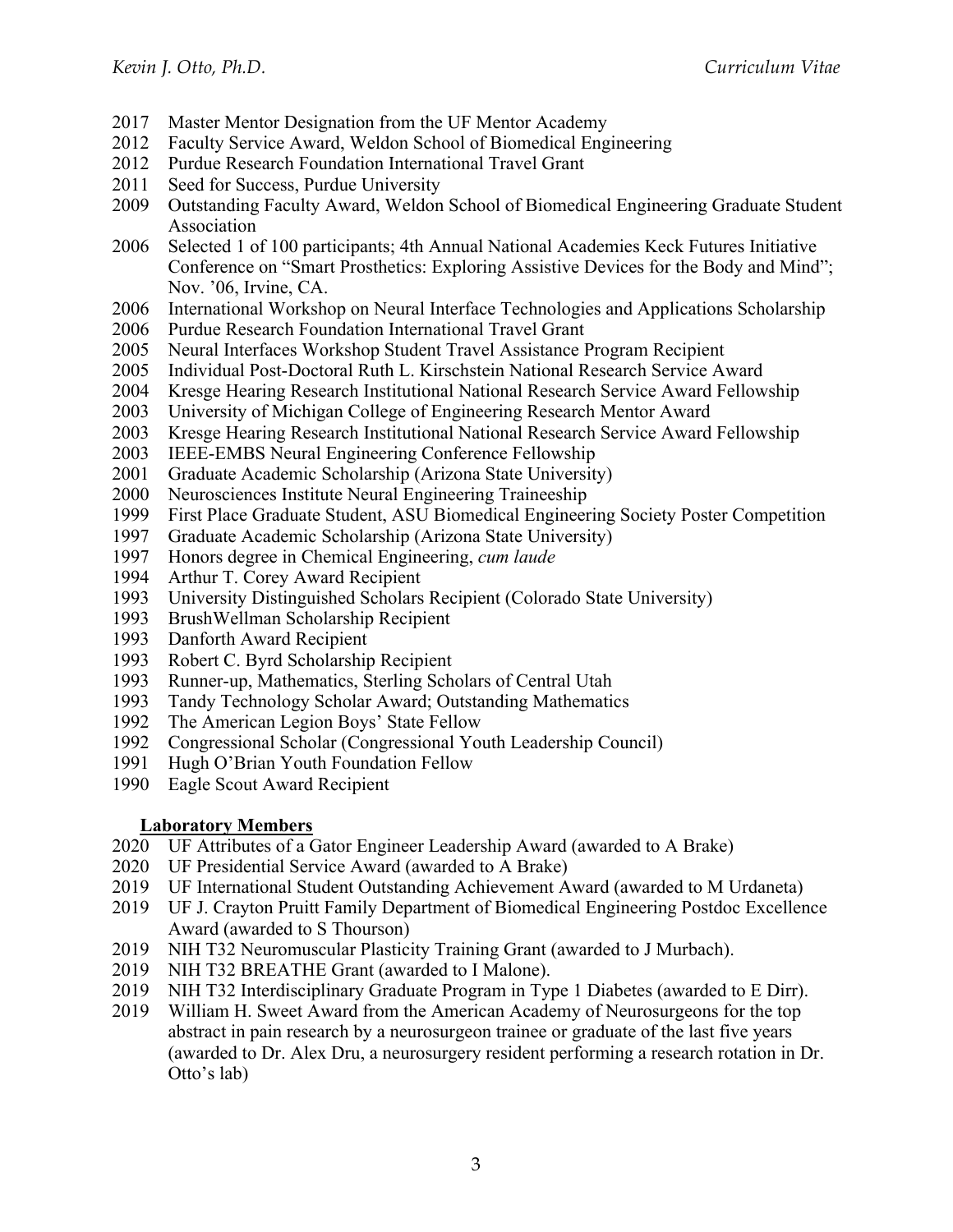2017 Master Mentor Designation from the UF Mentor Academy
2012 Faculty Service Award, Weldon School of Biomedical Engineering
2012 Purdue Research Foundation International Travel Grant
2011 Seed for Success, Purdue University
2009 Outstanding Faculty Award, Weldon School of Biomedical Engineering Graduate Student Association
2006 Selected 1 of 100 participants; 4th Annual National Academies Keck Futures Initiative Conference on "Smart Prosthetics: Exploring Assistive Devices for the Body and Mind"; Nov. '06, Irvine, CA.
2006 International Workshop on Neural Interface Technologies and Applications Scholarship
2006 Purdue Research Foundation International Travel Grant
2005 Neural Interfaces Workshop Student Travel Assistance Program Recipient
2005 Individual Post-Doctoral Ruth L. Kirschstein National Research Service Award
2004 Kresge Hearing Research Institutional National Research Service Award Fellowship
2003 University of Michigan College of Engineering Research Mentor Award
2003 Kresge Hearing Research Institutional National Research Service Award Fellowship
2003 IEEE-EMBS Neural Engineering Conference Fellowship
2001 Graduate Academic Scholarship (Arizona State University)
2000 Neurosciences Institute Neural Engineering Traineeship
1999 First Place Graduate Student, ASU Biomedical Engineering Society Poster Competition
1997 Graduate Academic Scholarship (Arizona State University)
1997 Honors degree in Chemical Engineering, *cum laude*
1994 Arthur T. Corey Award Recipient
1993 University Distinguished Scholars Recipient (Colorado State University)
1993 BrushWellman Scholarship Recipient
1993 Danforth Award Recipient
1993 Robert C. Byrd Scholarship Recipient
1993 Runner-up, Mathematics, Sterling Scholars of Central Utah
1993 Tandy Technology Scholar Award; Outstanding Mathematics
1992 The American Legion Boys' State Fellow
1992 Congressional Scholar (Congressional Youth Leadership Council)
1991 Hugh O'Brian Youth Foundation Fellow
1990 Eagle Scout Award Recipient

**Laboratory Members**

2020 UF Attributes of a Gator Engineer Leadership Award (awarded to A Brake)
2020 UF Presidential Service Award (awarded to A Brake)
2019 UF International Student Outstanding Achievement Award (awarded to M Urdaneta)
2019 UF J. Crayton Pruitt Family Department of Biomedical Engineering Postdoc Excellence Award (awarded to S Thourson)
2019 NIH T32 Neuromuscular Plasticity Training Grant (awarded to J Murbach).
2019 NIH T32 BREATHE Grant (awarded to I Malone).
2019 NIH T32 Interdisciplinary Graduate Program in Type 1 Diabetes (awarded to E Dirr).
2019 William H. Sweet Award from the American Academy of Neurosurgeons for the top abstract in pain research by a neurosurgeon trainee or graduate of the last five years (awarded to Dr. Alex Dru, a neurosurgery resident performing a research rotation in Dr. Otto's lab)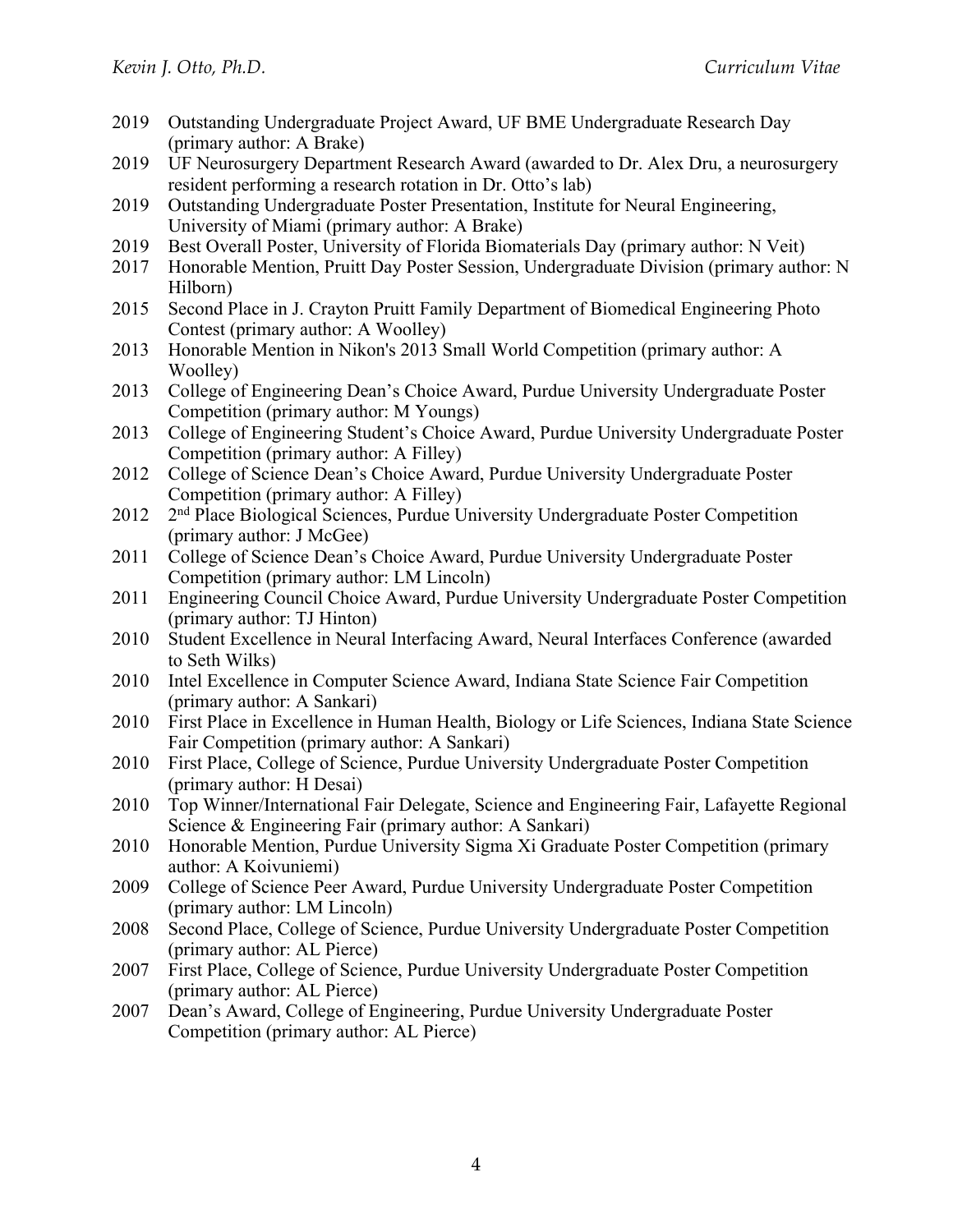2019 Outstanding Undergraduate Project Award, UF BME Undergraduate Research Day (primary author: A Brake)

2019 UF Neurosurgery Department Research Award (awarded to Dr. Alex Dru, a neurosurgery resident performing a research rotation in Dr. Otto's lab)

2019 Outstanding Undergraduate Poster Presentation, Institute for Neural Engineering, University of Miami (primary author: A Brake)

2019 Best Overall Poster, University of Florida Biomaterials Day (primary author: N Veit)

2017 Honorable Mention, Pruitt Day Poster Session, Undergraduate Division (primary author: N Hilborn)

2015 Second Place in J. Crayton Pruitt Family Department of Biomedical Engineering Photo Contest (primary author: A Woolley)

2013 Honorable Mention in Nikon's 2013 Small World Competition (primary author: A Woolley)

2013 College of Engineering Dean's Choice Award, Purdue University Undergraduate Poster Competition (primary author: M Youngs)

2013 College of Engineering Student's Choice Award, Purdue University Undergraduate Poster Competition (primary author: A Filley)

2012 College of Science Dean's Choice Award, Purdue University Undergraduate Poster Competition (primary author: A Filley)

2012 2nd Place Biological Sciences, Purdue University Undergraduate Poster Competition (primary author: J McGee)

2011 College of Science Dean's Choice Award, Purdue University Undergraduate Poster Competition (primary author: LM Lincoln)

2011 Engineering Council Choice Award, Purdue University Undergraduate Poster Competition (primary author: TJ Hinton)

2010 Student Excellence in Neural Interfacing Award, Neural Interfaces Conference (awarded to Seth Wilks)

2010 Intel Excellence in Computer Science Award, Indiana State Science Fair Competition (primary author: A Sankari)

2010 First Place in Excellence in Human Health, Biology or Life Sciences, Indiana State Science Fair Competition (primary author: A Sankari)

2010 First Place, College of Science, Purdue University Undergraduate Poster Competition (primary author: H Desai)

2010 Top Winner/International Fair Delegate, Science and Engineering Fair, Lafayette Regional Science & Engineering Fair (primary author: A Sankari)

2010 Honorable Mention, Purdue University Sigma Xi Graduate Poster Competition (primary author: A Koivuniemi)

2009 College of Science Peer Award, Purdue University Undergraduate Poster Competition (primary author: LM Lincoln)

2008 Second Place, College of Science, Purdue University Undergraduate Poster Competition (primary author: AL Pierce)

2007 First Place, College of Science, Purdue University Undergraduate Poster Competition (primary author: AL Pierce)

2007 Dean's Award, College of Engineering, Purdue University Undergraduate Poster Competition (primary author: AL Pierce)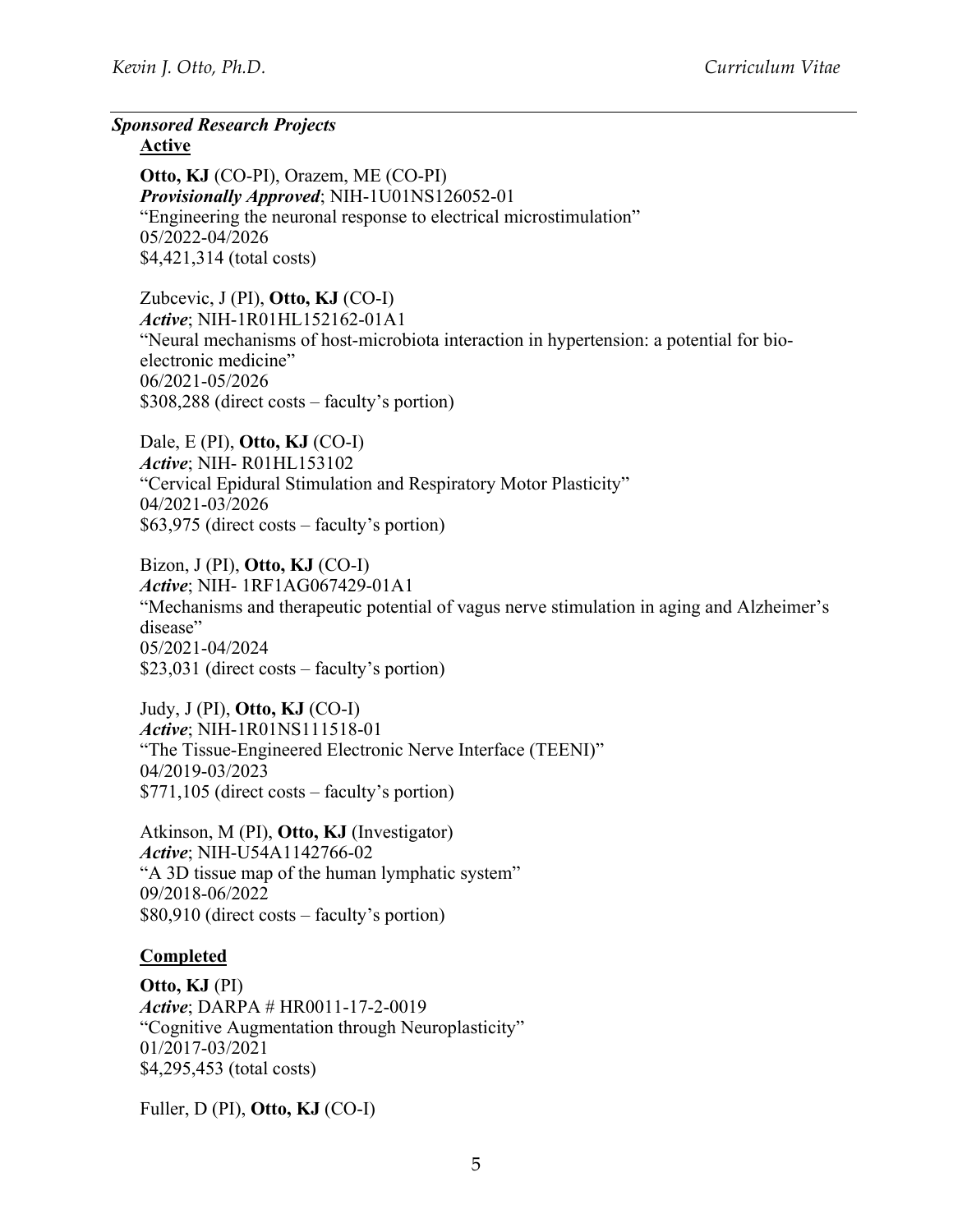### *Sponsored Research Projects*

**Active**

**Otto, KJ** (CO-PI), Orazem, ME (CO-PI)
***Provisionally Approved***; NIH-1U01NS126052-01
"Engineering the neuronal response to electrical microstimulation"
05/2022-04/2026
$4,421,314 (total costs)

Zubcevic, J (PI), **Otto, KJ** (CO-I)
***Active***; NIH-1R01HL152162-01A1
"Neural mechanisms of host-microbiota interaction in hypertension: a potential for bio-electronic medicine"
06/2021-05/2026
$308,288 (direct costs – faculty's portion)

Dale, E (PI), **Otto, KJ** (CO-I)
***Active***; NIH- R01HL153102
"Cervical Epidural Stimulation and Respiratory Motor Plasticity"
04/2021-03/2026
$63,975 (direct costs – faculty's portion)

Bizon, J (PI), **Otto, KJ** (CO-I)
***Active***; NIH- 1RF1AG067429-01A1
"Mechanisms and therapeutic potential of vagus nerve stimulation in aging and Alzheimer's disease"
05/2021-04/2024
$23,031 (direct costs – faculty's portion)

Judy, J (PI), **Otto, KJ** (CO-I)
***Active***; NIH-1R01NS111518-01
"The Tissue-Engineered Electronic Nerve Interface (TEENI)"
04/2019-03/2023
$771,105 (direct costs – faculty's portion)

Atkinson, M (PI), **Otto, KJ** (Investigator)
***Active***; NIH-U54A1142766-02
"A 3D tissue map of the human lymphatic system"
09/2018-06/2022
$80,910 (direct costs – faculty's portion)

**Completed**

**Otto, KJ** (PI)
***Active***; DARPA # HR0011-17-2-0019
"Cognitive Augmentation through Neuroplasticity"
01/2017-03/2021
$4,295,453 (total costs)

Fuller, D (PI), **Otto, KJ** (CO-I)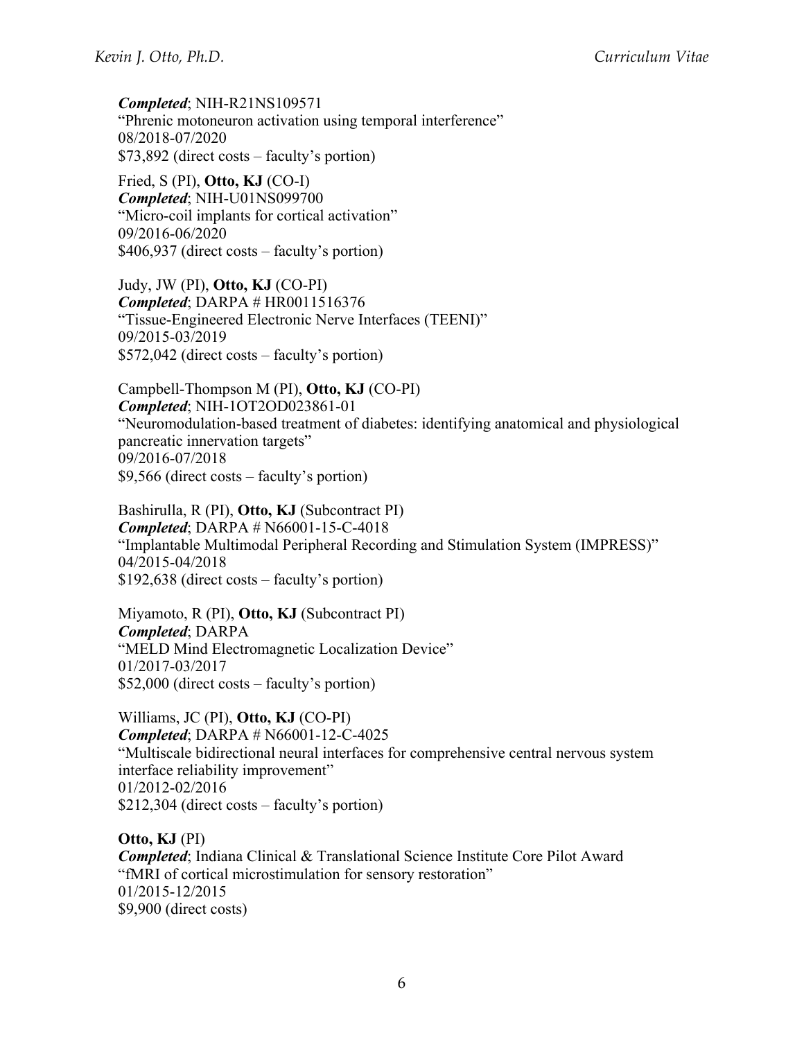***Completed***; NIH-R21NS109571
"Phrenic motoneuron activation using temporal interference"
08/2018-07/2020
$73,892 (direct costs – faculty's portion)

Fried, S (PI), **Otto, KJ** (CO-I)
***Completed***; NIH-U01NS099700
"Micro-coil implants for cortical activation"
09/2016-06/2020
$406,937 (direct costs – faculty's portion)

Judy, JW (PI), **Otto, KJ** (CO-PI)
***Completed***; DARPA # HR0011516376
"Tissue-Engineered Electronic Nerve Interfaces (TEENI)"
09/2015-03/2019
$572,042 (direct costs – faculty's portion)

Campbell-Thompson M (PI), **Otto, KJ** (CO-PI)
***Completed***; NIH-1OT2OD023861-01
"Neuromodulation-based treatment of diabetes: identifying anatomical and physiological pancreatic innervation targets"
09/2016-07/2018
$9,566 (direct costs – faculty's portion)

Bashirulla, R (PI), **Otto, KJ** (Subcontract PI)
***Completed***; DARPA # N66001-15-C-4018
"Implantable Multimodal Peripheral Recording and Stimulation System (IMPRESS)"
04/2015-04/2018
$192,638 (direct costs – faculty's portion)

Miyamoto, R (PI), **Otto, KJ** (Subcontract PI)
***Completed***; DARPA
"MELD Mind Electromagnetic Localization Device"
01/2017-03/2017
$52,000 (direct costs – faculty's portion)

Williams, JC (PI), **Otto, KJ** (CO-PI)
***Completed***; DARPA # N66001-12-C-4025
"Multiscale bidirectional neural interfaces for comprehensive central nervous system interface reliability improvement"
01/2012-02/2016
$212,304 (direct costs – faculty's portion)

**Otto, KJ** (PI)
***Completed***; Indiana Clinical & Translational Science Institute Core Pilot Award
"fMRI of cortical microstimulation for sensory restoration"
01/2015-12/2015
$9,900 (direct costs)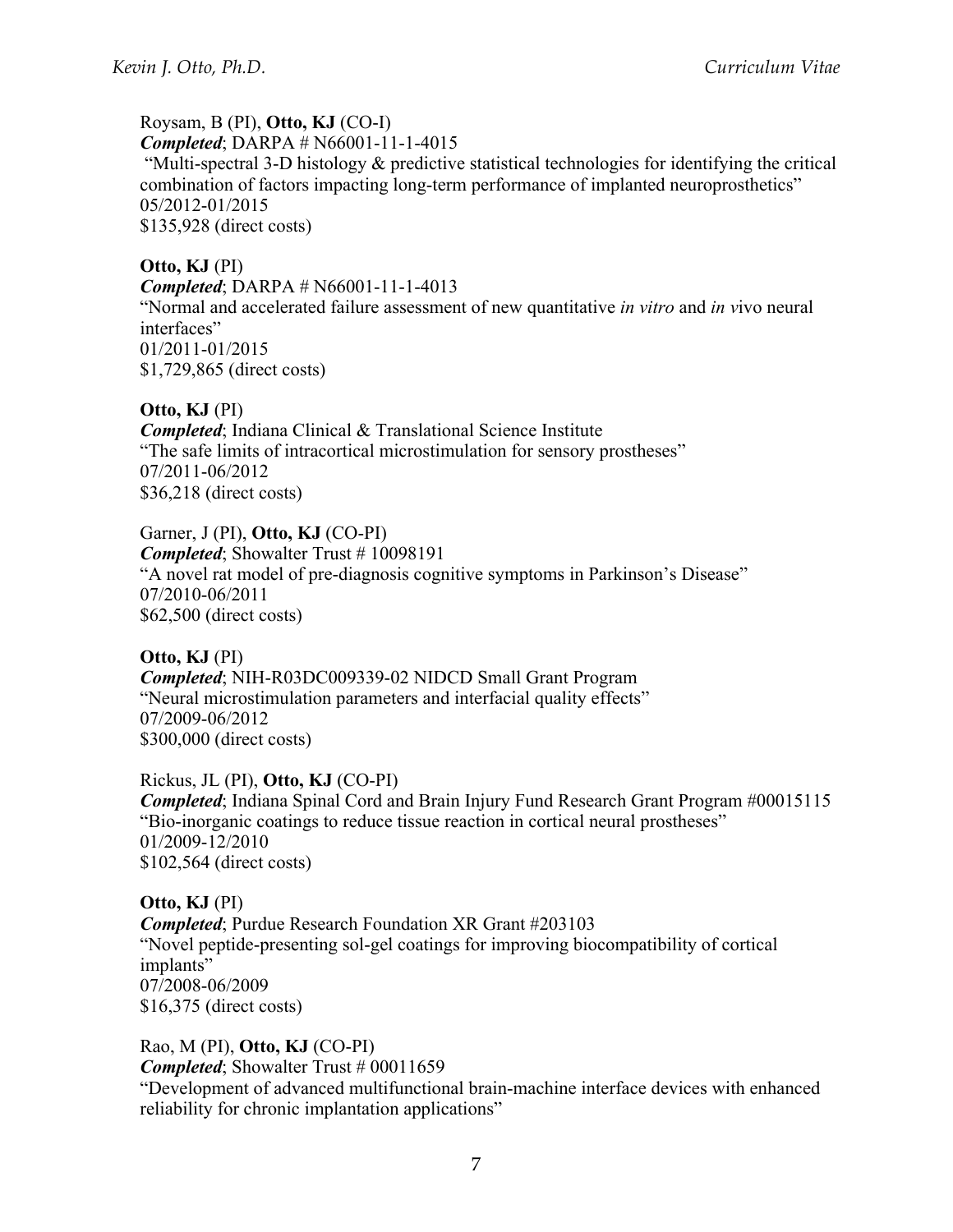Roysam, B (PI), **Otto, KJ** (CO-I)
***Completed***; DARPA # N66001-11-1-4015
"Multi-spectral 3-D histology & predictive statistical technologies for identifying the critical combination of factors impacting long-term performance of implanted neuroprosthetics"
05/2012-01/2015
$135,928 (direct costs)

**Otto, KJ** (PI)
***Completed***; DARPA # N66001-11-1-4013
"Normal and accelerated failure assessment of new quantitative *in vitro* and *in v*ivo neural interfaces"
01/2011-01/2015
$1,729,865 (direct costs)

**Otto, KJ** (PI)
***Completed***; Indiana Clinical & Translational Science Institute
"The safe limits of intracortical microstimulation for sensory prostheses"
07/2011-06/2012
$36,218 (direct costs)

Garner, J (PI), **Otto, KJ** (CO-PI)
***Completed***; Showalter Trust # 10098191
"A novel rat model of pre-diagnosis cognitive symptoms in Parkinson's Disease"
07/2010-06/2011
$62,500 (direct costs)

**Otto, KJ** (PI)
***Completed***; NIH-R03DC009339-02 NIDCD Small Grant Program
"Neural microstimulation parameters and interfacial quality effects"
07/2009-06/2012
$300,000 (direct costs)

Rickus, JL (PI), **Otto, KJ** (CO-PI)
***Completed***; Indiana Spinal Cord and Brain Injury Fund Research Grant Program #00015115
"Bio-inorganic coatings to reduce tissue reaction in cortical neural prostheses"
01/2009-12/2010
$102,564 (direct costs)

**Otto, KJ** (PI)
***Completed***; Purdue Research Foundation XR Grant #203103
"Novel peptide-presenting sol-gel coatings for improving biocompatibility of cortical implants"
07/2008-06/2009
$16,375 (direct costs)

Rao, M (PI), **Otto, KJ** (CO-PI)
***Completed***; Showalter Trust # 00011659
"Development of advanced multifunctional brain-machine interface devices with enhanced reliability for chronic implantation applications"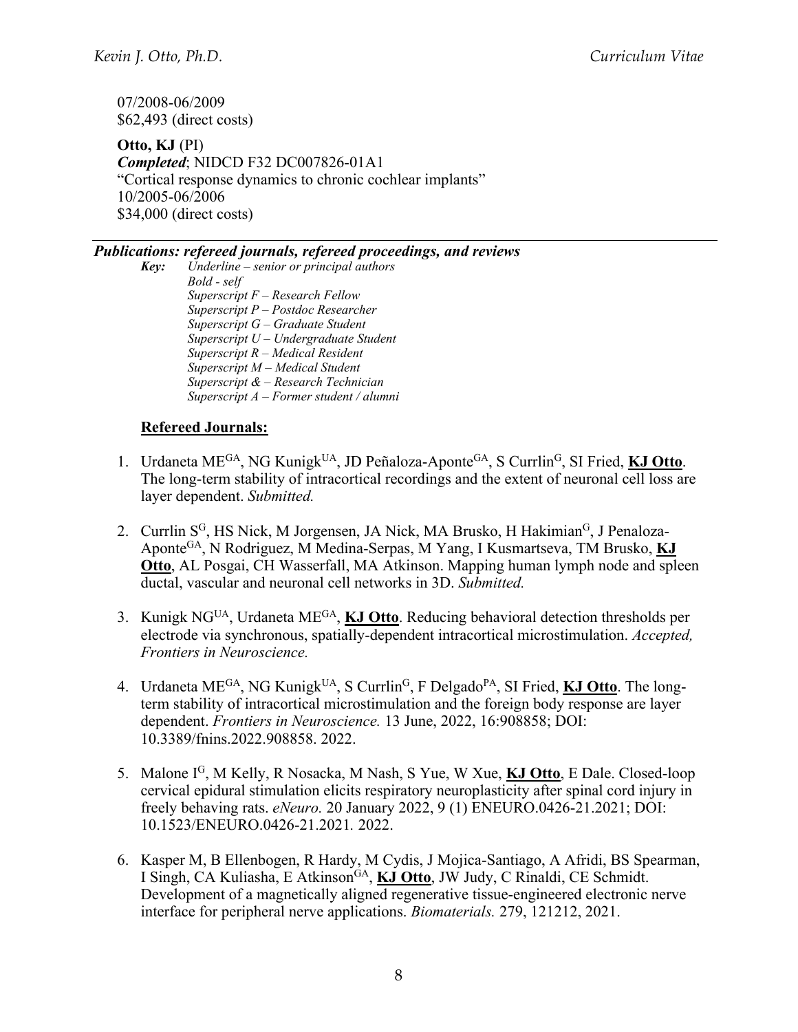07/2008-06/2009
$62,493 (direct costs)

**Otto, KJ** (PI)
***Completed***; NIDCD F32 DC007826-01A1
"Cortical response dynamics to chronic cochlear implants"
10/2005-06/2006
$34,000 (direct costs)

### *Publications: refereed journals, refereed proceedings, and reviews*

***Key:*** *Underline – senior or principal authors*
*Bold - self*
*Superscript F – Research Fellow*
*Superscript P – Postdoc Researcher*
*Superscript G – Graduate Student*
*Superscript U – Undergraduate Student*
*Superscript R – Medical Resident*
*Superscript M – Medical Student*
*Superscript & – Research Technician*
*Superscript A – Former student / alumni*

#### Refereed Journals:

1. Urdaneta ME[GA], NG Kunigk[UA], JD Peñaloza-Aponte[GA], S Currlin[G], SI Fried, **KJ Otto**. The long-term stability of intracortical recordings and the extent of neuronal cell loss are layer dependent. *Submitted.*

2. Currlin S[G], HS Nick, M Jorgensen, JA Nick, MA Brusko, H Hakimian[G], J Penaloza-Aponte[GA], N Rodriguez, M Medina-Serpas, M Yang, I Kusmartseva, TM Brusko, **KJ Otto**, AL Posgai, CH Wasserfall, MA Atkinson. Mapping human lymph node and spleen ductal, vascular and neuronal cell networks in 3D. *Submitted.*

3. Kunigk NG[UA], Urdaneta ME[GA], **KJ Otto**. Reducing behavioral detection thresholds per electrode via synchronous, spatially-dependent intracortical microstimulation. *Accepted, Frontiers in Neuroscience.*

4. Urdaneta ME[GA], NG Kunigk[UA], S Currlin[G], F Delgado[PA], SI Fried, **KJ Otto**. The long-term stability of intracortical microstimulation and the foreign body response are layer dependent. *Frontiers in Neuroscience.* 13 June, 2022, 16:908858; DOI: 10.3389/fnins.2022.908858. 2022.

5. Malone I[G], M Kelly, R Nosacka, M Nash, S Yue, W Xue, **KJ Otto**, E Dale. Closed-loop cervical epidural stimulation elicits respiratory neuroplasticity after spinal cord injury in freely behaving rats. *eNeuro.* 20 January 2022, 9 (1) ENEURO.0426-21.2021; DOI: 10.1523/ENEURO.0426-21.2021. 2022.

6. Kasper M, B Ellenbogen, R Hardy, M Cydis, J Mojica-Santiago, A Afridi, BS Spearman, I Singh, CA Kuliasha, E Atkinson[GA], **KJ Otto**, JW Judy, C Rinaldi, CE Schmidt. Development of a magnetically aligned regenerative tissue-engineered electronic nerve interface for peripheral nerve applications. *Biomaterials.* 279, 121212, 2021.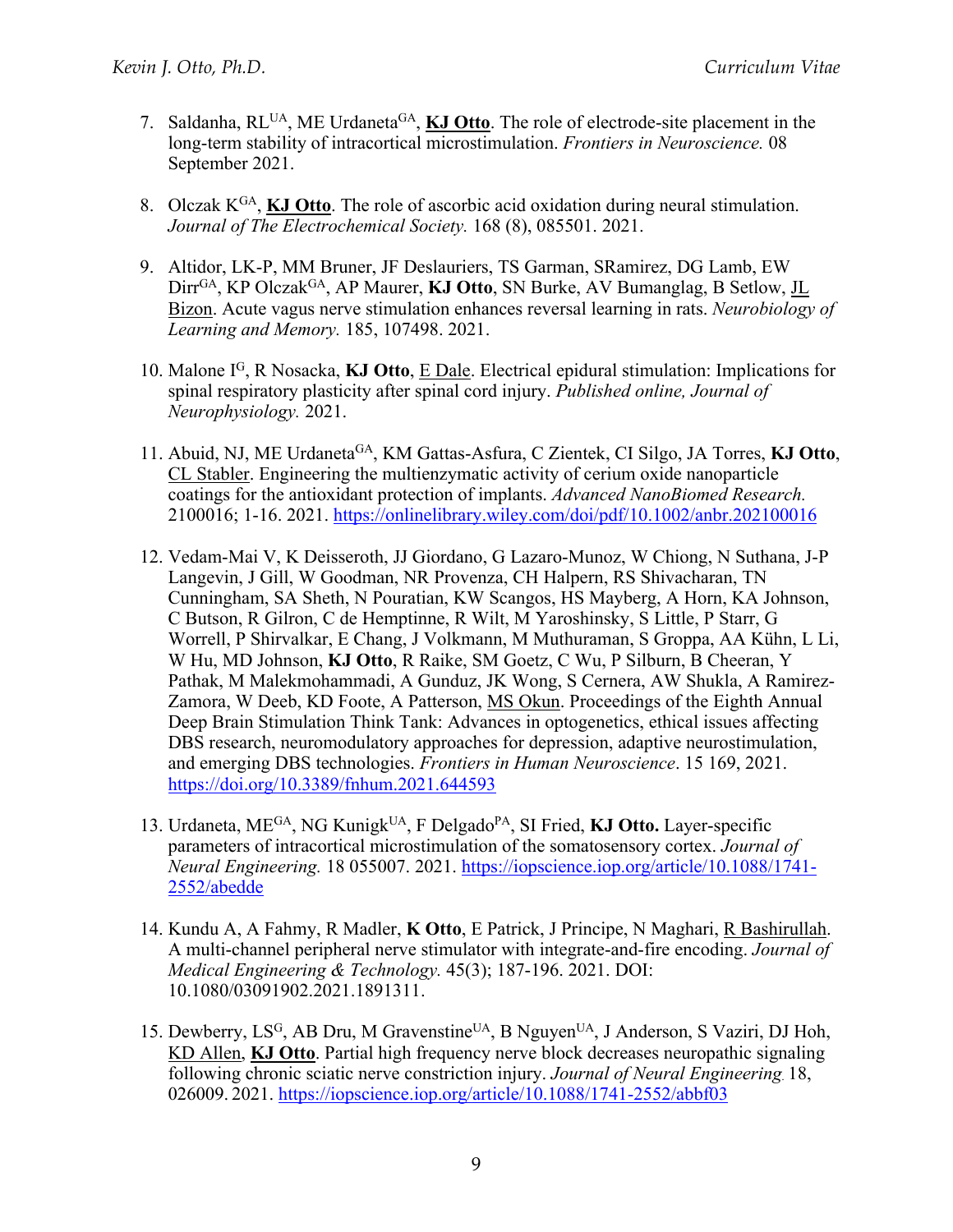7. Saldanha, RL[UA], ME Urdaneta[GA], **KJ Otto**. The role of electrode-site placement in the long-term stability of intracortical microstimulation. *Frontiers in Neuroscience.* 08 September 2021.

8. Olczak K[GA], **KJ Otto**. The role of ascorbic acid oxidation during neural stimulation. *Journal of The Electrochemical Society.* 168 (8), 085501. 2021.

9. Altidor, LK-P, MM Bruner, JF Deslauriers, TS Garman, SRamirez, DG Lamb, EW Dirr[GA], KP Olczak[GA], AP Maurer, **KJ Otto**, SN Burke, AV Bumanglag, B Setlow, JL Bizon. Acute vagus nerve stimulation enhances reversal learning in rats. *Neurobiology of Learning and Memory.* 185, 107498. 2021.

10. Malone I[G], R Nosacka, **KJ Otto**, E Dale. Electrical epidural stimulation: Implications for spinal respiratory plasticity after spinal cord injury. *Published online, Journal of Neurophysiology.* 2021.

11. Abuid, NJ, ME Urdaneta[GA], KM Gattas-Asfura, C Zientek, CI Silgo, JA Torres, **KJ Otto**, CL Stabler. Engineering the multienzymatic activity of cerium oxide nanoparticle coatings for the antioxidant protection of implants. *Advanced NanoBiomed Research.* 2100016; 1-16. 2021. https://onlinelibrary.wiley.com/doi/pdf/10.1002/anbr.202100016

12. Vedam-Mai V, K Deisseroth, JJ Giordano, G Lazaro-Munoz, W Chiong, N Suthana, J-P Langevin, J Gill, W Goodman, NR Provenza, CH Halpern, RS Shivacharan, TN Cunningham, SA Sheth, N Pouratian, KW Scangos, HS Mayberg, A Horn, KA Johnson, C Butson, R Gilron, C de Hemptinne, R Wilt, M Yaroshinsky, S Little, P Starr, G Worrell, P Shirvalkar, E Chang, J Volkmann, M Muthuraman, S Groppa, AA Kühn, L Li, W Hu, MD Johnson, **KJ Otto**, R Raike, SM Goetz, C Wu, P Silburn, B Cheeran, Y Pathak, M Malekmohammadi, A Gunduz, JK Wong, S Cernera, AW Shukla, A Ramirez-Zamora, W Deeb, KD Foote, A Patterson, MS Okun. Proceedings of the Eighth Annual Deep Brain Stimulation Think Tank: Advances in optogenetics, ethical issues affecting DBS research, neuromodulatory approaches for depression, adaptive neurostimulation, and emerging DBS technologies. *Frontiers in Human Neuroscience*. 15 169, 2021. https://doi.org/10.3389/fnhum.2021.644593

13. Urdaneta, ME[GA], NG Kunigk[UA], F Delgado[PA], SI Fried, **KJ Otto.** Layer-specific parameters of intracortical microstimulation of the somatosensory cortex. *Journal of Neural Engineering.* 18 055007. 2021. https://iopscience.iop.org/article/10.1088/1741-2552/abedde

14. Kundu A, A Fahmy, R Madler, **K Otto**, E Patrick, J Principe, N Maghari, R Bashirullah. A multi-channel peripheral nerve stimulator with integrate-and-fire encoding. *Journal of Medical Engineering & Technology.* 45(3); 187-196. 2021. DOI: 10.1080/03091902.2021.1891311.

15. Dewberry, LS[G], AB Dru, M Gravenstine[UA], B Nguyen[UA], J Anderson, S Vaziri, DJ Hoh, KD Allen, **KJ Otto**. Partial high frequency nerve block decreases neuropathic signaling following chronic sciatic nerve constriction injury. *Journal of Neural Engineering* 18, 026009. 2021. https://iopscience.iop.org/article/10.1088/1741-2552/abbf03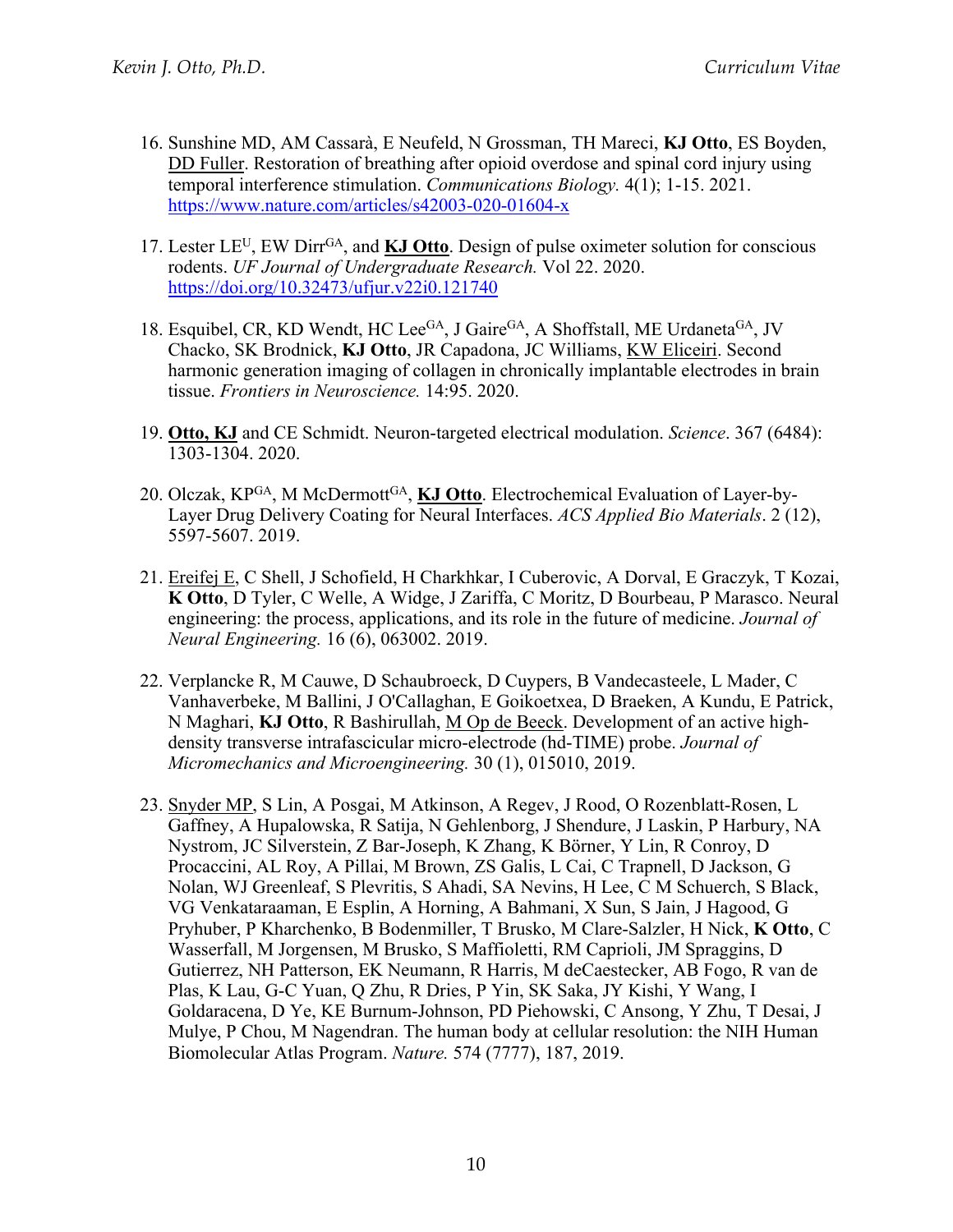16. Sunshine MD, AM Cassarà, E Neufeld, N Grossman, TH Mareci, **KJ Otto**, ES Boyden, DD Fuller. Restoration of breathing after opioid overdose and spinal cord injury using temporal interference stimulation. *Communications Biology.* 4(1); 1-15. 2021. https://www.nature.com/articles/s42003-020-01604-x

17. Lester LE[U], EW Dirr[GA], and **KJ Otto**. Design of pulse oximeter solution for conscious rodents. *UF Journal of Undergraduate Research.* Vol 22. 2020. https://doi.org/10.32473/ufjur.v22i0.121740

18. Esquibel, CR, KD Wendt, HC Lee[GA], J Gaire[GA], A Shoffstall, ME Urdaneta[GA], JV Chacko, SK Brodnick, **KJ Otto**, JR Capadona, JC Williams, KW Eliceiri. Second harmonic generation imaging of collagen in chronically implantable electrodes in brain tissue. *Frontiers in Neuroscience.* 14:95. 2020.

19. **Otto, KJ** and CE Schmidt. Neuron-targeted electrical modulation. *Science*. 367 (6484): 1303-1304. 2020.

20. Olczak, KP[GA], M McDermott[GA], **KJ Otto**. Electrochemical Evaluation of Layer-by-Layer Drug Delivery Coating for Neural Interfaces. *ACS Applied Bio Materials*. 2 (12), 5597-5607. 2019.

21. Ereifej E, C Shell, J Schofield, H Charkhkar, I Cuberovic, A Dorval, E Graczyk, T Kozai, **K Otto**, D Tyler, C Welle, A Widge, J Zariffa, C Moritz, D Bourbeau, P Marasco. Neural engineering: the process, applications, and its role in the future of medicine. *Journal of Neural Engineering.* 16 (6), 063002. 2019.

22. Verplancke R, M Cauwe, D Schaubroeck, D Cuypers, B Vandecasteele, L Mader, C Vanhaverbeke, M Ballini, J O'Callaghan, E Goikoetxea, D Braeken, A Kundu, E Patrick, N Maghari, **KJ Otto**, R Bashirullah, M Op de Beeck. Development of an active high-density transverse intrafascicular micro-electrode (hd-TIME) probe. *Journal of Micromechanics and Microengineering.* 30 (1), 015010, 2019.

23. Snyder MP, S Lin, A Posgai, M Atkinson, A Regev, J Rood, O Rozenblatt-Rosen, L Gaffney, A Hupalowska, R Satija, N Gehlenborg, J Shendure, J Laskin, P Harbury, NA Nystrom, JC Silverstein, Z Bar-Joseph, K Zhang, K Börner, Y Lin, R Conroy, D Procaccini, AL Roy, A Pillai, M Brown, ZS Galis, L Cai, C Trapnell, D Jackson, G Nolan, WJ Greenleaf, S Plevritis, S Ahadi, SA Nevins, H Lee, C M Schuerch, S Black, VG Venkataraaman, E Esplin, A Horning, A Bahmani, X Sun, S Jain, J Hagood, G Pryhuber, P Kharchenko, B Bodenmiller, T Brusko, M Clare-Salzler, H Nick, **K Otto**, C Wasserfall, M Jorgensen, M Brusko, S Maffioletti, RM Caprioli, JM Spraggins, D Gutierrez, NH Patterson, EK Neumann, R Harris, M deCaestecker, AB Fogo, R van de Plas, K Lau, G-C Yuan, Q Zhu, R Dries, P Yin, SK Saka, JY Kishi, Y Wang, I Goldaracena, D Ye, KE Burnum-Johnson, PD Piehowski, C Ansong, Y Zhu, T Desai, J Mulye, P Chou, M Nagendran. The human body at cellular resolution: the NIH Human Biomolecular Atlas Program. *Nature.* 574 (7777), 187, 2019.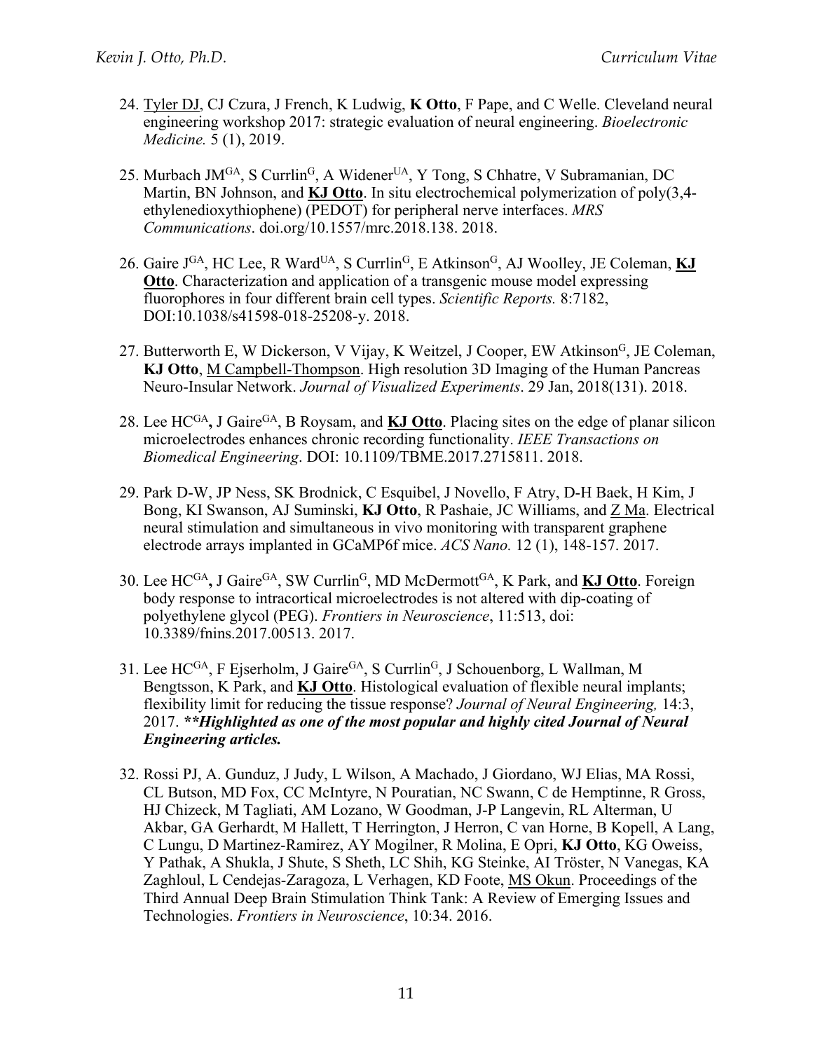24. Tyler DJ, CJ Czura, J French, K Ludwig, **K Otto**, F Pape, and C Welle. Cleveland neural engineering workshop 2017: strategic evaluation of neural engineering. *Bioelectronic Medicine.* 5 (1), 2019.

25. Murbach JM[GA], S Currlin[G], A Widener[UA], Y Tong, S Chhatre, V Subramanian, DC Martin, BN Johnson, and **KJ Otto**. In situ electrochemical polymerization of poly(3,4-ethylenedioxythiophene) (PEDOT) for peripheral nerve interfaces. *MRS Communications*. doi.org/10.1557/mrc.2018.138. 2018.

26. Gaire J[GA], HC Lee, R Ward[UA], S Currlin[G], E Atkinson[G], AJ Woolley, JE Coleman, **KJ Otto**. Characterization and application of a transgenic mouse model expressing fluorophores in four different brain cell types. *Scientific Reports.* 8:7182, DOI:10.1038/s41598-018-25208-y. 2018.

27. Butterworth E, W Dickerson, V Vijay, K Weitzel, J Cooper, EW Atkinson[G], JE Coleman, **KJ Otto**, M Campbell-Thompson. High resolution 3D Imaging of the Human Pancreas Neuro-Insular Network. *Journal of Visualized Experiments*. 29 Jan, 2018(131). 2018.

28. Lee HC[GA]**,** J Gaire[GA], B Roysam, and **KJ Otto**. Placing sites on the edge of planar silicon microelectrodes enhances chronic recording functionality. *IEEE Transactions on Biomedical Engineering*. DOI: 10.1109/TBME.2017.2715811. 2018.

29. Park D-W, JP Ness, SK Brodnick, C Esquibel, J Novello, F Atry, D-H Baek, H Kim, J Bong, KI Swanson, AJ Suminski, **KJ Otto**, R Pashaie, JC Williams, and Z Ma. Electrical neural stimulation and simultaneous in vivo monitoring with transparent graphene electrode arrays implanted in GCaMP6f mice. *ACS Nano.* 12 (1), 148-157. 2017.

30. Lee HC[GA]**,** J Gaire[GA], SW Currlin[G], MD McDermott[GA], K Park, and **KJ Otto**. Foreign body response to intracortical microelectrodes is not altered with dip-coating of polyethylene glycol (PEG). *Frontiers in Neuroscience*, 11:513, doi: 10.3389/fnins.2017.00513. 2017.

31. Lee HC[GA], F Ejserholm, J Gaire[GA], S Currlin[G], J Schouenborg, L Wallman, M Bengtsson, K Park, and **KJ Otto**. Histological evaluation of flexible neural implants; flexibility limit for reducing the tissue response? *Journal of Neural Engineering,* 14:3, 2017. ***\*\*Highlighted as one of the most popular and highly cited Journal of Neural Engineering articles.***

32. Rossi PJ, A. Gunduz, J Judy, L Wilson, A Machado, J Giordano, WJ Elias, MA Rossi, CL Butson, MD Fox, CC McIntyre, N Pouratian, NC Swann, C de Hemptinne, R Gross, HJ Chizeck, M Tagliati, AM Lozano, W Goodman, J-P Langevin, RL Alterman, U Akbar, GA Gerhardt, M Hallett, T Herrington, J Herron, C van Horne, B Kopell, A Lang, C Lungu, D Martinez-Ramirez, AY Mogilner, R Molina, E Opri, **KJ Otto**, KG Oweiss, Y Pathak, A Shukla, J Shute, S Sheth, LC Shih, KG Steinke, AI Tröster, N Vanegas, KA Zaghloul, L Cendejas-Zaragoza, L Verhagen, KD Foote, MS Okun. Proceedings of the Third Annual Deep Brain Stimulation Think Tank: A Review of Emerging Issues and Technologies. *Frontiers in Neuroscience*, 10:34. 2016.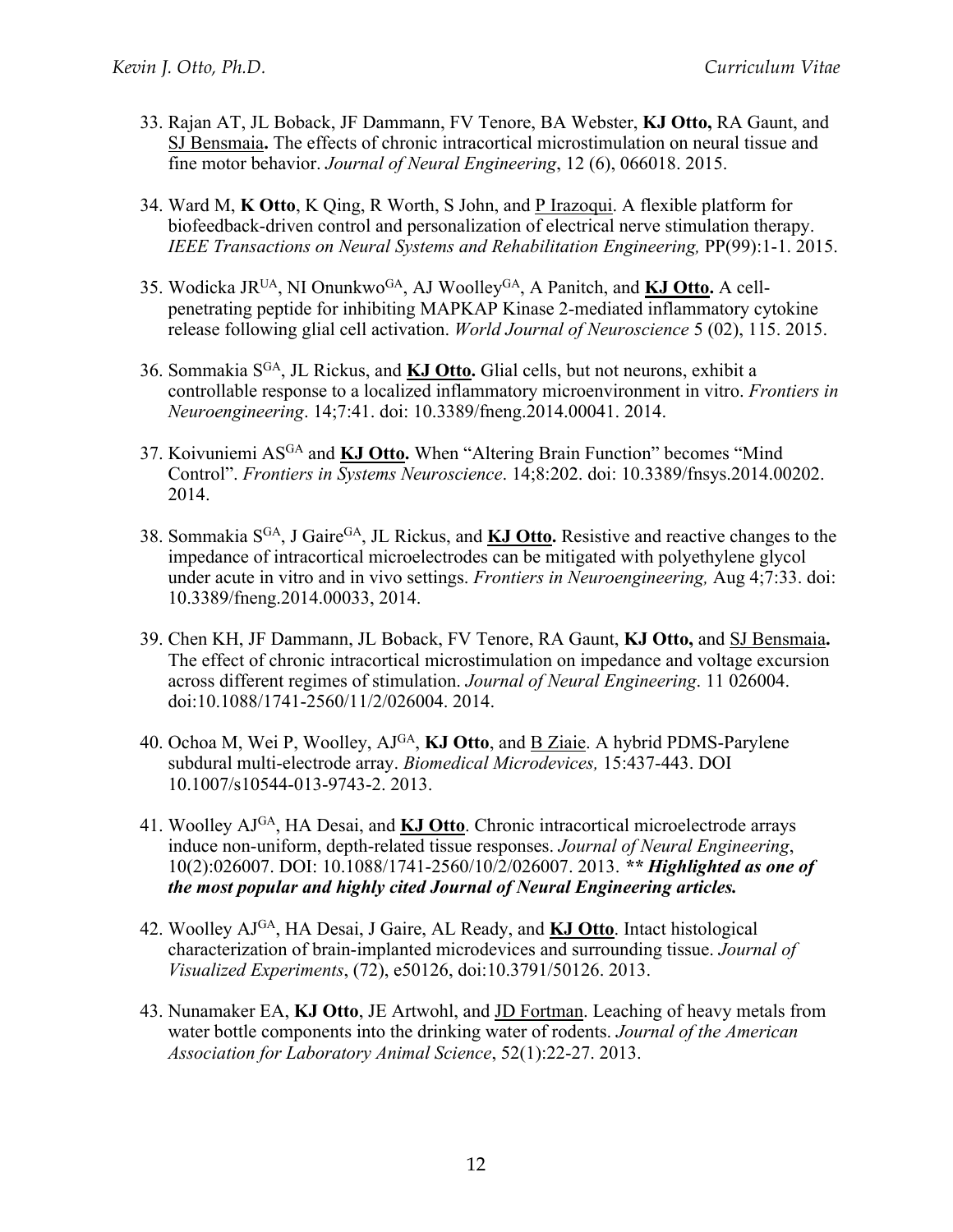33. Rajan AT, JL Boback, JF Dammann, FV Tenore, BA Webster, **KJ Otto,** RA Gaunt, and SJ Bensmaia**.** The effects of chronic intracortical microstimulation on neural tissue and fine motor behavior. *Journal of Neural Engineering*, 12 (6), 066018. 2015.

34. Ward M, **K Otto**, K Qing, R Worth, S John, and P Irazoqui. A flexible platform for biofeedback-driven control and personalization of electrical nerve stimulation therapy. *IEEE Transactions on Neural Systems and Rehabilitation Engineering,* PP(99):1-1. 2015.

35. Wodicka JR[UA], NI Onunkwo[GA], AJ Woolley[GA], A Panitch, and **KJ Otto.** A cell-penetrating peptide for inhibiting MAPKAP Kinase 2-mediated inflammatory cytokine release following glial cell activation. *World Journal of Neuroscience* 5 (02), 115. 2015.

36. Sommakia S[GA], JL Rickus, and **KJ Otto.** Glial cells, but not neurons, exhibit a controllable response to a localized inflammatory microenvironment in vitro. *Frontiers in Neuroengineering*. 14;7:41. doi: 10.3389/fneng.2014.00041. 2014.

37. Koivuniemi AS[GA] and **KJ Otto.** When "Altering Brain Function" becomes "Mind Control". *Frontiers in Systems Neuroscience*. 14;8:202. doi: 10.3389/fnsys.2014.00202. 2014.

38. Sommakia S[GA], J Gaire[GA], JL Rickus, and **KJ Otto.** Resistive and reactive changes to the impedance of intracortical microelectrodes can be mitigated with polyethylene glycol under acute in vitro and in vivo settings. *Frontiers in Neuroengineering,* Aug 4;7:33. doi: 10.3389/fneng.2014.00033, 2014.

39. Chen KH, JF Dammann, JL Boback, FV Tenore, RA Gaunt, **KJ Otto,** and SJ Bensmaia**.** The effect of chronic intracortical microstimulation on impedance and voltage excursion across different regimes of stimulation. *Journal of Neural Engineering*. 11 026004. doi:10.1088/1741-2560/11/2/026004. 2014.

40. Ochoa M, Wei P, Woolley, AJ[GA], **KJ Otto**, and B Ziaie. A hybrid PDMS-Parylene subdural multi-electrode array. *Biomedical Microdevices,* 15:437-443. DOI 10.1007/s10544-013-9743-2. 2013.

41. Woolley AJ[GA], HA Desai, and **KJ Otto**. Chronic intracortical microelectrode arrays induce non-uniform, depth-related tissue responses. *Journal of Neural Engineering*, 10(2):026007. DOI: 10.1088/1741-2560/10/2/026007. 2013. ***\*\* Highlighted as one of the most popular and highly cited Journal of Neural Engineering articles.***

42. Woolley AJ[GA], HA Desai, J Gaire, AL Ready, and **KJ Otto**. Intact histological characterization of brain-implanted microdevices and surrounding tissue. *Journal of Visualized Experiments*, (72), e50126, doi:10.3791/50126. 2013.

43. Nunamaker EA, **KJ Otto**, JE Artwohl, and JD Fortman. Leaching of heavy metals from water bottle components into the drinking water of rodents. *Journal of the American Association for Laboratory Animal Science*, 52(1):22-27. 2013.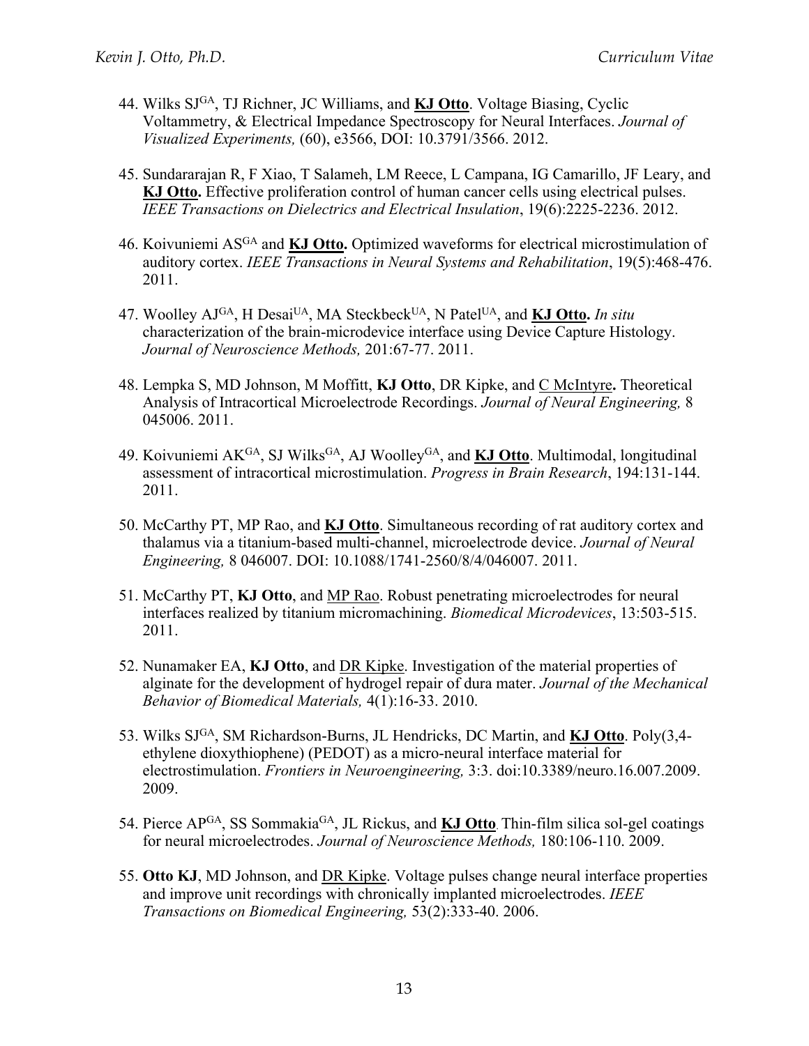44. Wilks SJ[GA], TJ Richner, JC Williams, and **KJ Otto**. Voltage Biasing, Cyclic Voltammetry, & Electrical Impedance Spectroscopy for Neural Interfaces. *Journal of Visualized Experiments,* (60), e3566, DOI: 10.3791/3566. 2012.

45. Sundararajan R, F Xiao, T Salameh, LM Reece, L Campana, IG Camarillo, JF Leary, and **KJ Otto.** Effective proliferation control of human cancer cells using electrical pulses. *IEEE Transactions on Dielectrics and Electrical Insulation*, 19(6):2225-2236. 2012.

46. Koivuniemi AS[GA] and **KJ Otto.** Optimized waveforms for electrical microstimulation of auditory cortex. *IEEE Transactions in Neural Systems and Rehabilitation*, 19(5):468-476. 2011.

47. Woolley AJ[GA], H Desai[UA], MA Steckbeck[UA], N Patel[UA], and **KJ Otto.** *In situ* characterization of the brain-microdevice interface using Device Capture Histology. *Journal of Neuroscience Methods,* 201:67-77. 2011.

48. Lempka S, MD Johnson, M Moffitt, **KJ Otto**, DR Kipke, and C McIntyre**.** Theoretical Analysis of Intracortical Microelectrode Recordings. *Journal of Neural Engineering,* 8 045006. 2011.

49. Koivuniemi AK[GA], SJ Wilks[GA], AJ Woolley[GA], and **KJ Otto**. Multimodal, longitudinal assessment of intracortical microstimulation. *Progress in Brain Research*, 194:131-144. 2011.

50. McCarthy PT, MP Rao, and **KJ Otto**. Simultaneous recording of rat auditory cortex and thalamus via a titanium-based multi-channel, microelectrode device. *Journal of Neural Engineering,* 8 046007. DOI: 10.1088/1741-2560/8/4/046007. 2011.

51. McCarthy PT, **KJ Otto**, and MP Rao. Robust penetrating microelectrodes for neural interfaces realized by titanium micromachining. *Biomedical Microdevices*, 13:503-515. 2011.

52. Nunamaker EA, **KJ Otto**, and DR Kipke. Investigation of the material properties of alginate for the development of hydrogel repair of dura mater. *Journal of the Mechanical Behavior of Biomedical Materials,* 4(1):16-33. 2010.

53. Wilks SJ[GA], SM Richardson-Burns, JL Hendricks, DC Martin, and **KJ Otto**. Poly(3,4-ethylene dioxythiophene) (PEDOT) as a micro-neural interface material for electrostimulation. *Frontiers in Neuroengineering,* 3:3. doi:10.3389/neuro.16.007.2009. 2009.

54. Pierce AP[GA], SS Sommakia[GA], JL Rickus, and **KJ Otto**. Thin-film silica sol-gel coatings for neural microelectrodes. *Journal of Neuroscience Methods,* 180:106-110. 2009.

55. **Otto KJ**, MD Johnson, and DR Kipke. Voltage pulses change neural interface properties and improve unit recordings with chronically implanted microelectrodes. *IEEE Transactions on Biomedical Engineering,* 53(2):333-40. 2006.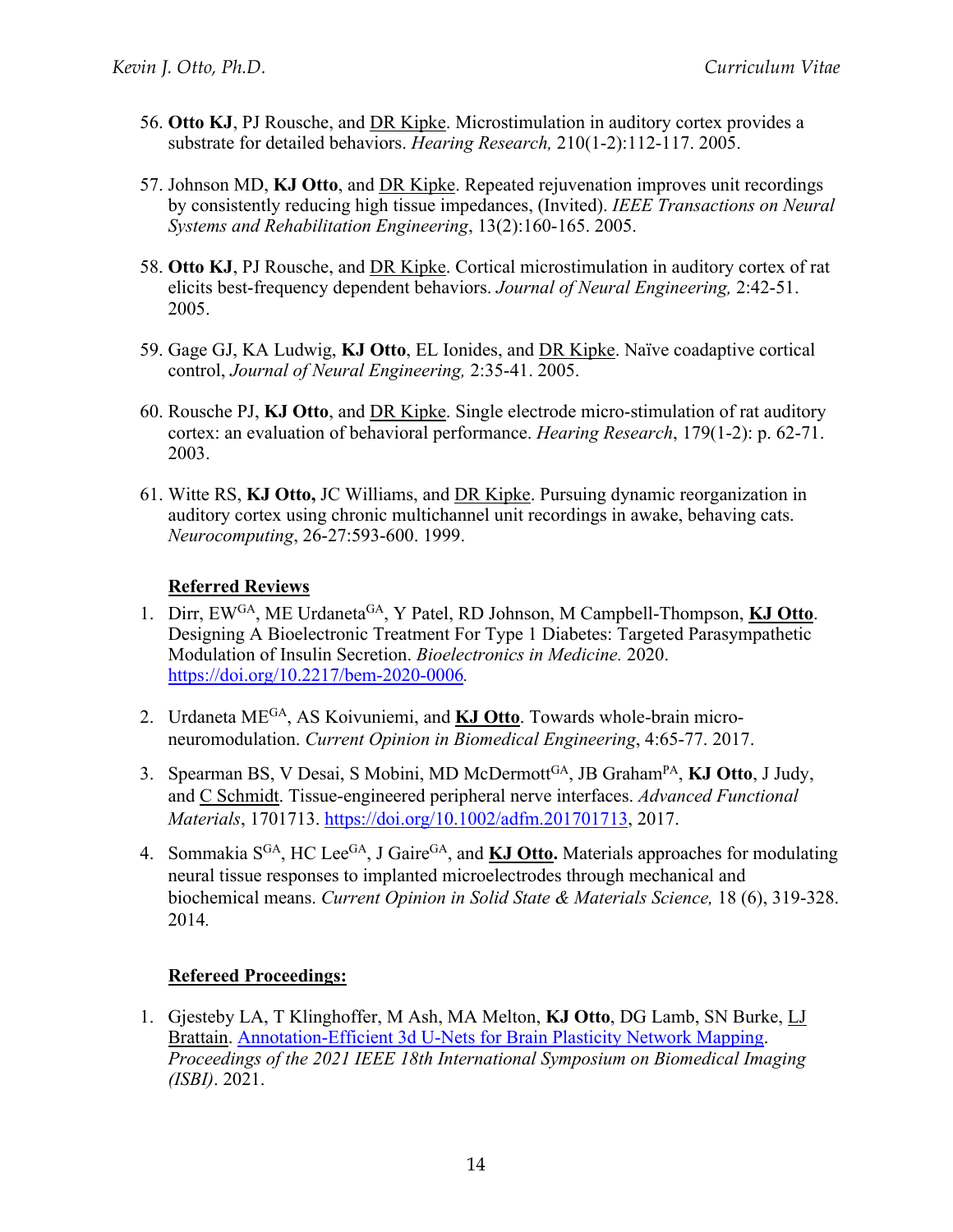56. **Otto KJ**, PJ Rousche, and DR Kipke. Microstimulation in auditory cortex provides a substrate for detailed behaviors. *Hearing Research,* 210(1-2):112-117. 2005.

57. Johnson MD, **KJ Otto**, and DR Kipke. Repeated rejuvenation improves unit recordings by consistently reducing high tissue impedances, (Invited). *IEEE Transactions on Neural Systems and Rehabilitation Engineering*, 13(2):160-165. 2005.

58. **Otto KJ**, PJ Rousche, and DR Kipke. Cortical microstimulation in auditory cortex of rat elicits best-frequency dependent behaviors. *Journal of Neural Engineering,* 2:42-51. 2005.

59. Gage GJ, KA Ludwig, **KJ Otto**, EL Ionides, and DR Kipke. Naïve coadaptive cortical control, *Journal of Neural Engineering,* 2:35-41. 2005.

60. Rousche PJ, **KJ Otto**, and DR Kipke. Single electrode micro-stimulation of rat auditory cortex: an evaluation of behavioral performance. *Hearing Research*, 179(1-2): p. 62-71. 2003.

61. Witte RS, **KJ Otto,** JC Williams, and DR Kipke. Pursuing dynamic reorganization in auditory cortex using chronic multichannel unit recordings in awake, behaving cats. *Neurocomputing*, 26-27:593-600. 1999.

**Referred Reviews**

1. Dirr, EW[GA], ME Urdaneta[GA], Y Patel, RD Johnson, M Campbell-Thompson, **KJ Otto**. Designing A Bioelectronic Treatment For Type 1 Diabetes: Targeted Parasympathetic Modulation of Insulin Secretion. *Bioelectronics in Medicine.* 2020. https://doi.org/10.2217/bem-2020-0006*.*

2. Urdaneta ME[GA], AS Koivuniemi, and **KJ Otto**. Towards whole-brain micro-neuromodulation. *Current Opinion in Biomedical Engineering*, 4:65-77. 2017.

3. Spearman BS, V Desai, S Mobini, MD McDermott[GA], JB Graham[PA], **KJ Otto**, J Judy, and C Schmidt. Tissue-engineered peripheral nerve interfaces. *Advanced Functional Materials*, 1701713. https://doi.org/10.1002/adfm.201701713, 2017.

4. Sommakia S[GA], HC Lee[GA], J Gaire[GA], and **KJ Otto.** Materials approaches for modulating neural tissue responses to implanted microelectrodes through mechanical and biochemical means. *Current Opinion in Solid State & Materials Science,* 18 (6), 319-328. 2014*.*

**Refereed Proceedings:**

1. Gjesteby LA, T Klinghoffer, M Ash, MA Melton, **KJ Otto**, DG Lamb, SN Burke, LJ Brattain. Annotation-Efficient 3d U-Nets for Brain Plasticity Network Mapping. *Proceedings of the 2021 IEEE 18th International Symposium on Biomedical Imaging (ISBI)*. 2021.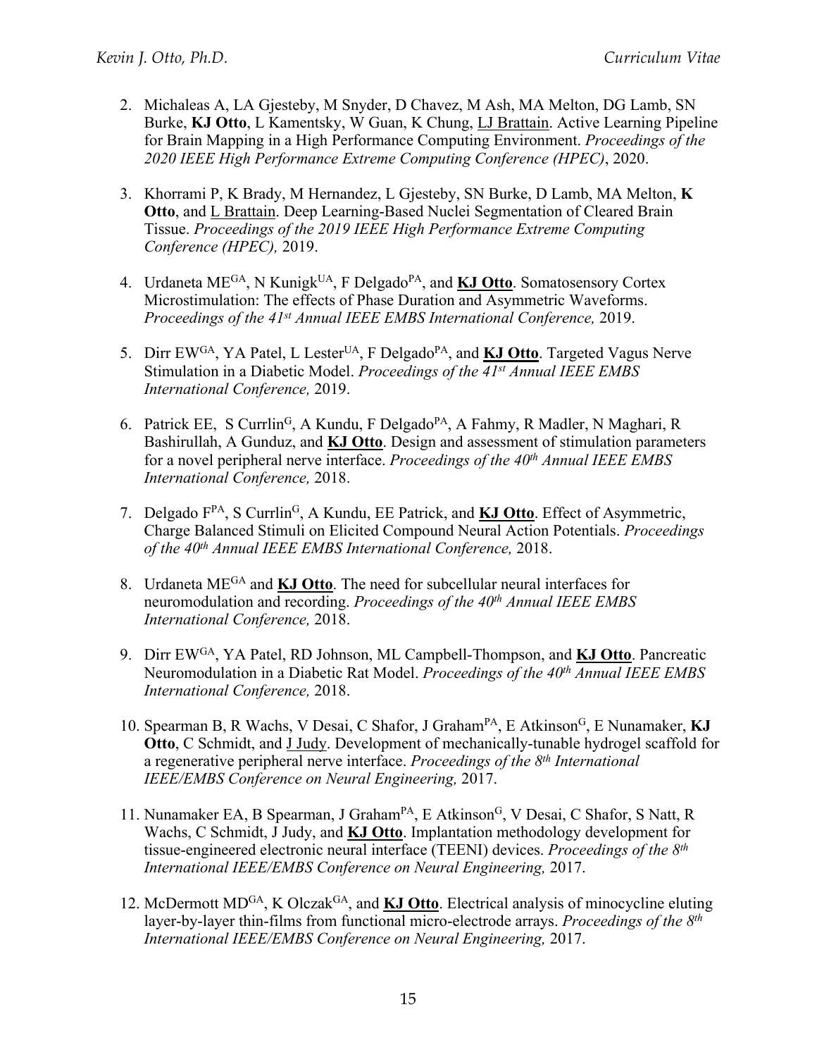2. Michaleas A, LA Gjesteby, M Snyder, D Chavez, M Ash, MA Melton, DG Lamb, SN Burke, **KJ Otto**, L Kamentsky, W Guan, K Chung, LJ Brattain. Active Learning Pipeline for Brain Mapping in a High Performance Computing Environment. *Proceedings of the 2020 IEEE High Performance Extreme Computing Conference (HPEC)*, 2020.

3. Khorrami P, K Brady, M Hernandez, L Gjesteby, SN Burke, D Lamb, MA Melton, **K Otto**, and L Brattain. Deep Learning-Based Nuclei Segmentation of Cleared Brain Tissue. *Proceedings of the 2019 IEEE High Performance Extreme Computing Conference (HPEC),* 2019.

4. Urdaneta ME[GA], N Kunigk[UA], F Delgado[PA], and **KJ Otto**. Somatosensory Cortex Microstimulation: The effects of Phase Duration and Asymmetric Waveforms. *Proceedings of the 41st Annual IEEE EMBS International Conference,* 2019.

5. Dirr EW[GA], YA Patel, L Lester[UA], F Delgado[PA], and **KJ Otto**. Targeted Vagus Nerve Stimulation in a Diabetic Model. *Proceedings of the 41st Annual IEEE EMBS International Conference,* 2019.

6. Patrick EE, S Currlin[G], A Kundu, F Delgado[PA], A Fahmy, R Madler, N Maghari, R Bashirullah, A Gunduz, and **KJ Otto**. Design and assessment of stimulation parameters for a novel peripheral nerve interface. *Proceedings of the 40th Annual IEEE EMBS International Conference,* 2018.

7. Delgado F[PA], S Currlin[G], A Kundu, EE Patrick, and **KJ Otto**. Effect of Asymmetric, Charge Balanced Stimuli on Elicited Compound Neural Action Potentials. *Proceedings of the 40th Annual IEEE EMBS International Conference,* 2018.

8. Urdaneta ME[GA] and **KJ Otto**. The need for subcellular neural interfaces for neuromodulation and recording. *Proceedings of the 40th Annual IEEE EMBS International Conference,* 2018.

9. Dirr EW[GA], YA Patel, RD Johnson, ML Campbell-Thompson, and **KJ Otto**. Pancreatic Neuromodulation in a Diabetic Rat Model. *Proceedings of the 40th Annual IEEE EMBS International Conference,* 2018.

10. Spearman B, R Wachs, V Desai, C Shafor, J Graham[PA], E Atkinson[G], E Nunamaker, **KJ Otto**, C Schmidt, and J Judy. Development of mechanically-tunable hydrogel scaffold for a regenerative peripheral nerve interface. *Proceedings of the 8th International IEEE/EMBS Conference on Neural Engineering,* 2017.

11. Nunamaker EA, B Spearman, J Graham[PA], E Atkinson[G], V Desai, C Shafor, S Natt, R Wachs, C Schmidt, J Judy, and **KJ Otto**. Implantation methodology development for tissue-engineered electronic neural interface (TEENI) devices. *Proceedings of the 8th International IEEE/EMBS Conference on Neural Engineering,* 2017.

12. McDermott MD[GA], K Olczak[GA], and **KJ Otto**. Electrical analysis of minocycline eluting layer-by-layer thin-films from functional micro-electrode arrays. *Proceedings of the 8th International IEEE/EMBS Conference on Neural Engineering,* 2017.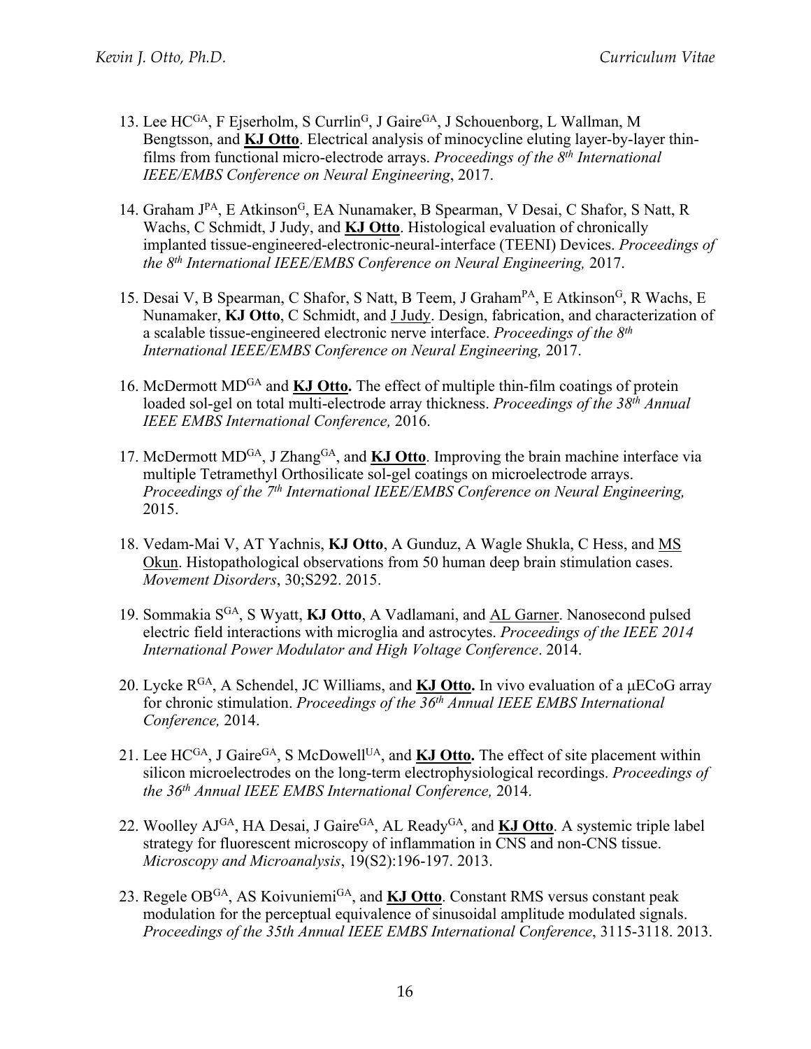13. Lee HC[GA], F Ejserholm, S Currlin[G], J Gaire[GA], J Schouenborg, L Wallman, M Bengtsson, and **KJ Otto**. Electrical analysis of minocycline eluting layer-by-layer thin-films from functional micro-electrode arrays. *Proceedings of the 8th International IEEE/EMBS Conference on Neural Engineering*, 2017.

14. Graham J[PA], E Atkinson[G], EA Nunamaker, B Spearman, V Desai, C Shafor, S Natt, R Wachs, C Schmidt, J Judy, and **KJ Otto**. Histological evaluation of chronically implanted tissue-engineered-electronic-neural-interface (TEENI) Devices. *Proceedings of the 8th International IEEE/EMBS Conference on Neural Engineering,* 2017.

15. Desai V, B Spearman, C Shafor, S Natt, B Teem, J Graham[PA], E Atkinson[G], R Wachs, E Nunamaker, **KJ Otto**, C Schmidt, and J Judy. Design, fabrication, and characterization of a scalable tissue-engineered electronic nerve interface. *Proceedings of the 8th International IEEE/EMBS Conference on Neural Engineering,* 2017.

16. McDermott MD[GA] and **KJ Otto.** The effect of multiple thin-film coatings of protein loaded sol-gel on total multi-electrode array thickness. *Proceedings of the 38th Annual IEEE EMBS International Conference,* 2016.

17. McDermott MD[GA], J Zhang[GA], and **KJ Otto**. Improving the brain machine interface via multiple Tetramethyl Orthosilicate sol-gel coatings on microelectrode arrays. *Proceedings of the 7th International IEEE/EMBS Conference on Neural Engineering,* 2015.

18. Vedam-Mai V, AT Yachnis, **KJ Otto**, A Gunduz, A Wagle Shukla, C Hess, and MS Okun. Histopathological observations from 50 human deep brain stimulation cases. *Movement Disorders*, 30;S292. 2015.

19. Sommakia S[GA], S Wyatt, **KJ Otto**, A Vadlamani, and AL Garner. Nanosecond pulsed electric field interactions with microglia and astrocytes. *Proceedings of the IEEE 2014 International Power Modulator and High Voltage Conference*. 2014.

20. Lycke R[GA], A Schendel, JC Williams, and **KJ Otto.** In vivo evaluation of a µECoG array for chronic stimulation. *Proceedings of the 36th Annual IEEE EMBS International Conference,* 2014.

21. Lee HC[GA], J Gaire[GA], S McDowell[UA], and **KJ Otto.** The effect of site placement within silicon microelectrodes on the long-term electrophysiological recordings. *Proceedings of the 36th Annual IEEE EMBS International Conference,* 2014.

22. Woolley AJ[GA], HA Desai, J Gaire[GA], AL Ready[GA], and **KJ Otto**. A systemic triple label strategy for fluorescent microscopy of inflammation in CNS and non-CNS tissue. *Microscopy and Microanalysis*, 19(S2):196-197. 2013.

23. Regele OB[GA], AS Koivuniemi[GA], and **KJ Otto**. Constant RMS versus constant peak modulation for the perceptual equivalence of sinusoidal amplitude modulated signals. *Proceedings of the 35th Annual IEEE EMBS International Conference*, 3115-3118. 2013.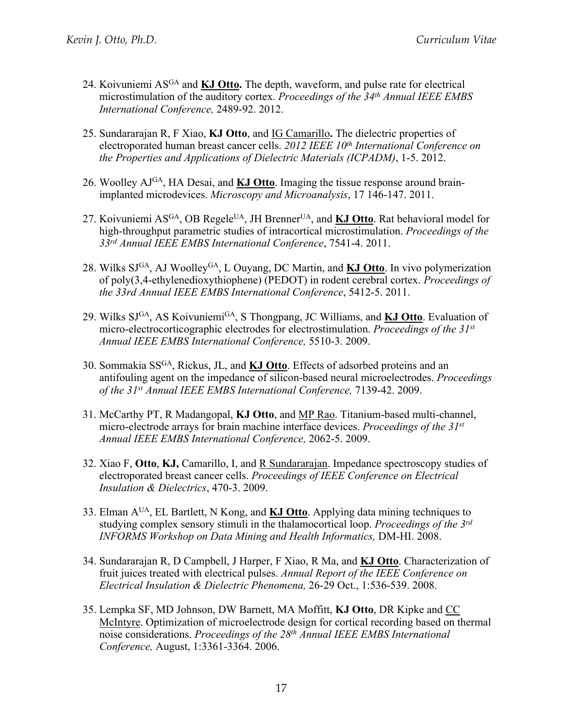24. Koivuniemi AS[GA] and **KJ Otto.** The depth, waveform, and pulse rate for electrical microstimulation of the auditory cortex. *Proceedings of the 34th Annual IEEE EMBS International Conference,* 2489-92. 2012.

25. Sundararajan R, F Xiao, **KJ Otto**, and IG Camarillo**.** The dielectric properties of electroporated human breast cancer cells. *2012 IEEE 10th International Conference on the Properties and Applications of Dielectric Materials (ICPADM)*, 1-5. 2012.

26. Woolley AJ[GA], HA Desai, and **KJ Otto**. Imaging the tissue response around brain-implanted microdevices. *Microscopy and Microanalysis*, 17 146-147. 2011.

27. Koivuniemi AS[GA], OB Regele[UA], JH Brenner[UA], and **KJ Otto**. Rat behavioral model for high-throughput parametric studies of intracortical microstimulation. *Proceedings of the 33rd Annual IEEE EMBS International Conference*, 7541-4. 2011.

28. Wilks SJ[GA], AJ Woolley[GA], L Ouyang, DC Martin, and **KJ Otto**. In vivo polymerization of poly(3,4-ethylenedioxythiophene) (PEDOT) in rodent cerebral cortex. *Proceedings of the 33rd Annual IEEE EMBS International Conference*, 5412-5. 2011.

29. Wilks SJ[GA], AS Koivuniemi[GA], S Thongpang, JC Williams, and **KJ Otto**. Evaluation of micro-electrocorticographic electrodes for electrostimulation. *Proceedings of the 31st Annual IEEE EMBS International Conference,* 5510-3. 2009.

30. Sommakia SS[GA], Rickus, JL, and **KJ Otto**. Effects of adsorbed proteins and an antifouling agent on the impedance of silicon-based neural microelectrodes. *Proceedings of the 31st Annual IEEE EMBS International Conference,* 7139-42. 2009.

31. McCarthy PT, R Madangopal, **KJ Otto**, and MP Rao. Titanium-based multi-channel, micro-electrode arrays for brain machine interface devices. *Proceedings of the 31st Annual IEEE EMBS International Conference,* 2062-5. 2009.

32. Xiao F, **Otto**, **KJ,** Camarillo, I, and R Sundararajan. Impedance spectroscopy studies of electroporated breast cancer cells. *Proceedings of IEEE Conference on Electrical Insulation & Dielectrics*, 470-3. 2009.

33. Elman A[UA], EL Bartlett, N Kong, and **KJ Otto**. Applying data mining techniques to studying complex sensory stimuli in the thalamocortical loop. *Proceedings of the 3rd INFORMS Workshop on Data Mining and Health Informatics,* DM-HI. 2008.

34. Sundararajan R, D Campbell, J Harper, F Xiao, R Ma, and **KJ Otto**. Characterization of fruit juices treated with electrical pulses. *Annual Report of the IEEE Conference on Electrical Insulation & Dielectric Phenomena,* 26-29 Oct., 1:536-539. 2008.

35. Lempka SF, MD Johnson, DW Barnett, MA Moffitt, **KJ Otto**, DR Kipke and CC McIntyre. Optimization of microelectrode design for cortical recording based on thermal noise considerations. *Proceedings of the 28th Annual IEEE EMBS International Conference,* August, 1:3361-3364. 2006.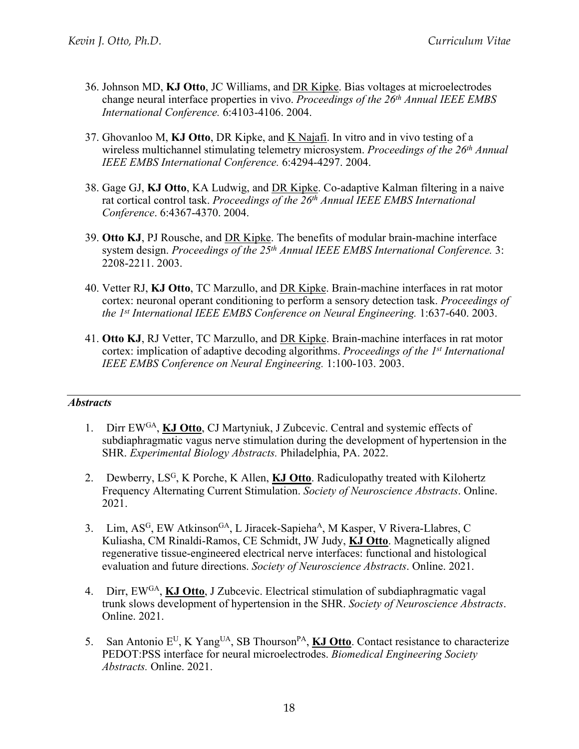36. Johnson MD, **KJ Otto**, JC Williams, and DR Kipke. Bias voltages at microelectrodes change neural interface properties in vivo. *Proceedings of the 26th Annual IEEE EMBS International Conference.* 6:4103-4106. 2004.

37. Ghovanloo M, **KJ Otto**, DR Kipke, and K Najafi. In vitro and in vivo testing of a wireless multichannel stimulating telemetry microsystem. *Proceedings of the 26th Annual IEEE EMBS International Conference.* 6:4294-4297. 2004.

38. Gage GJ, **KJ Otto**, KA Ludwig, and DR Kipke. Co-adaptive Kalman filtering in a naive rat cortical control task. *Proceedings of the 26th Annual IEEE EMBS International Conference*. 6:4367-4370. 2004.

39. **Otto KJ**, PJ Rousche, and DR Kipke. The benefits of modular brain-machine interface system design. *Proceedings of the 25th Annual IEEE EMBS International Conference.* 3: 2208-2211. 2003.

40. Vetter RJ, **KJ Otto**, TC Marzullo, and DR Kipke. Brain-machine interfaces in rat motor cortex: neuronal operant conditioning to perform a sensory detection task. *Proceedings of the 1st International IEEE EMBS Conference on Neural Engineering.* 1:637-640. 2003.

41. **Otto KJ**, RJ Vetter, TC Marzullo, and DR Kipke. Brain-machine interfaces in rat motor cortex: implication of adaptive decoding algorithms. *Proceedings of the 1st International IEEE EMBS Conference on Neural Engineering.* 1:100-103. 2003.

---

### *Abstracts*

1. Dirr EW[GA], **KJ Otto**, CJ Martyniuk, J Zubcevic. Central and systemic effects of subdiaphragmatic vagus nerve stimulation during the development of hypertension in the SHR. *Experimental Biology Abstracts.* Philadelphia, PA. 2022.

2. Dewberry, LS[G], K Porche, K Allen, **KJ Otto**. Radiculopathy treated with Kilohertz Frequency Alternating Current Stimulation. *Society of Neuroscience Abstracts*. Online. 2021.

3. Lim, AS[G], EW Atkinson[GA], L Jiracek-Sapieha[A], M Kasper, V Rivera-Llabres, C Kuliasha, CM Rinaldi-Ramos, CE Schmidt, JW Judy, **KJ Otto**. Magnetically aligned regenerative tissue-engineered electrical nerve interfaces: functional and histological evaluation and future directions. *Society of Neuroscience Abstracts*. Online. 2021.

4. Dirr, EW[GA], **KJ Otto**, J Zubcevic. Electrical stimulation of subdiaphragmatic vagal trunk slows development of hypertension in the SHR. *Society of Neuroscience Abstracts*. Online. 2021.

5. San Antonio E[U], K Yang[UA], SB Thourson[PA], **KJ Otto**. Contact resistance to characterize PEDOT:PSS interface for neural microelectrodes. *Biomedical Engineering Society Abstracts.* Online. 2021.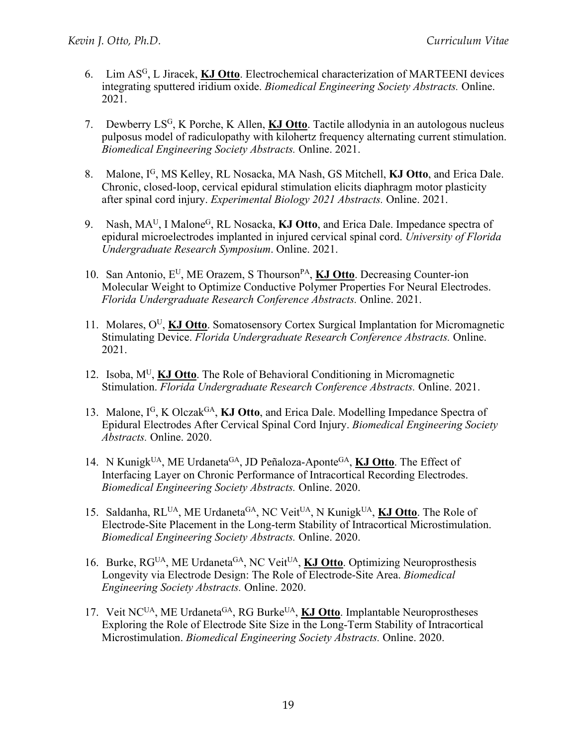6. Lim AS[G], L Jiracek, **KJ Otto**. Electrochemical characterization of MARTEENI devices integrating sputtered iridium oxide. *Biomedical Engineering Society Abstracts.* Online. 2021.

7. Dewberry LS[G], K Porche, K Allen, **KJ Otto**. Tactile allodynia in an autologous nucleus pulposus model of radiculopathy with kilohertz frequency alternating current stimulation. *Biomedical Engineering Society Abstracts.* Online. 2021.

8. Malone, I[G], MS Kelley, RL Nosacka, MA Nash, GS Mitchell, **KJ Otto**, and Erica Dale. Chronic, closed-loop, cervical epidural stimulation elicits diaphragm motor plasticity after spinal cord injury. *Experimental Biology 2021 Abstracts.* Online. 2021.

9. Nash, MA[U], I Malone[G], RL Nosacka, **KJ Otto**, and Erica Dale. Impedance spectra of epidural microelectrodes implanted in injured cervical spinal cord. *University of Florida Undergraduate Research Symposium*. Online. 2021.

10. San Antonio, E[U], ME Orazem, S Thourson[PA], **KJ Otto**. Decreasing Counter-ion Molecular Weight to Optimize Conductive Polymer Properties For Neural Electrodes. *Florida Undergraduate Research Conference Abstracts.* Online. 2021.

11. Molares, O[U], **KJ Otto**. Somatosensory Cortex Surgical Implantation for Micromagnetic Stimulating Device. *Florida Undergraduate Research Conference Abstracts.* Online. 2021.

12. Isoba, M[U], **KJ Otto**. The Role of Behavioral Conditioning in Micromagnetic Stimulation. *Florida Undergraduate Research Conference Abstracts.* Online. 2021.

13. Malone, I[G], K Olczak[GA], **KJ Otto**, and Erica Dale. Modelling Impedance Spectra of Epidural Electrodes After Cervical Spinal Cord Injury. *Biomedical Engineering Society Abstracts.* Online. 2020.

14. N Kunigk[UA], ME Urdaneta[GA], JD Peñaloza-Aponte[GA], **KJ Otto**. The Effect of Interfacing Layer on Chronic Performance of Intracortical Recording Electrodes. *Biomedical Engineering Society Abstracts.* Online. 2020.

15. Saldanha, RL[UA], ME Urdaneta[GA], NC Veit[UA], N Kunigk[UA], **KJ Otto**. The Role of Electrode-Site Placement in the Long-term Stability of Intracortical Microstimulation. *Biomedical Engineering Society Abstracts.* Online. 2020.

16. Burke, RG[UA], ME Urdaneta[GA], NC Veit[UA], **KJ Otto**. Optimizing Neuroprosthesis Longevity via Electrode Design: The Role of Electrode-Site Area. *Biomedical Engineering Society Abstracts.* Online. 2020.

17. Veit NC[UA], ME Urdaneta[GA], RG Burke[UA], **KJ Otto**. Implantable Neuroprostheses Exploring the Role of Electrode Site Size in the Long-Term Stability of Intracortical Microstimulation. *Biomedical Engineering Society Abstracts.* Online. 2020.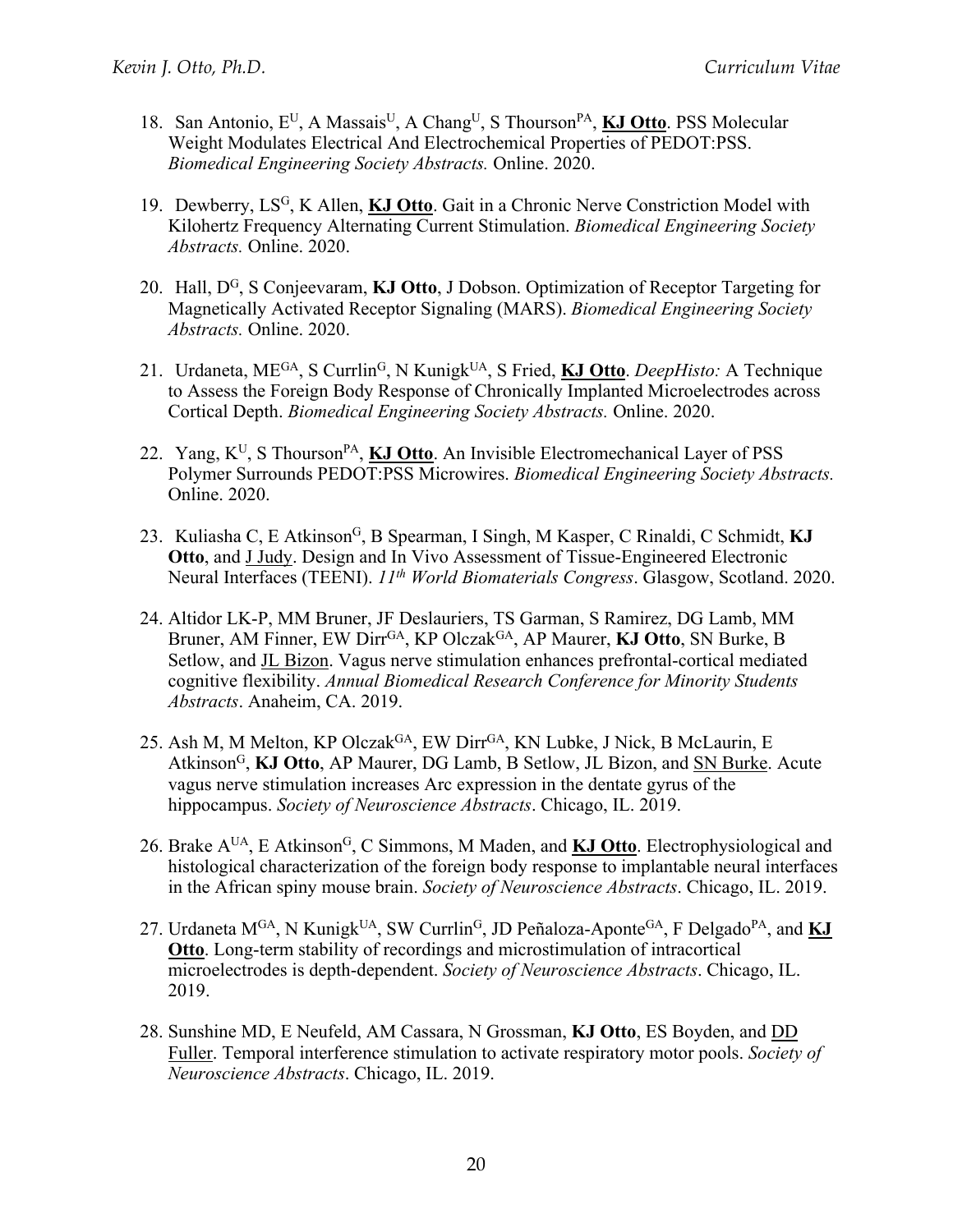18. San Antonio, E[U], A Massais[U], A Chang[U], S Thourson[PA], **KJ Otto**. PSS Molecular Weight Modulates Electrical And Electrochemical Properties of PEDOT:PSS. *Biomedical Engineering Society Abstracts.* Online. 2020.

19. Dewberry, LS[G], K Allen, **KJ Otto**. Gait in a Chronic Nerve Constriction Model with Kilohertz Frequency Alternating Current Stimulation. *Biomedical Engineering Society Abstracts.* Online. 2020.

20. Hall, D[G], S Conjeevaram, **KJ Otto**, J Dobson. Optimization of Receptor Targeting for Magnetically Activated Receptor Signaling (MARS). *Biomedical Engineering Society Abstracts.* Online. 2020.

21. Urdaneta, ME[GA], S Currlin[G], N Kunigk[UA], S Fried, **KJ Otto**. *DeepHisto:* A Technique to Assess the Foreign Body Response of Chronically Implanted Microelectrodes across Cortical Depth. *Biomedical Engineering Society Abstracts.* Online. 2020.

22. Yang, K[U], S Thourson[PA], **KJ Otto**. An Invisible Electromechanical Layer of PSS Polymer Surrounds PEDOT:PSS Microwires. *Biomedical Engineering Society Abstracts.* Online. 2020.

23. Kuliasha C, E Atkinson[G], B Spearman, I Singh, M Kasper, C Rinaldi, C Schmidt, **KJ Otto**, and J Judy. Design and In Vivo Assessment of Tissue-Engineered Electronic Neural Interfaces (TEENI). *11th World Biomaterials Congress*. Glasgow, Scotland. 2020.

24. Altidor LK-P, MM Bruner, JF Deslauriers, TS Garman, S Ramirez, DG Lamb, MM Bruner, AM Finner, EW Dirr[GA], KP Olczak[GA], AP Maurer, **KJ Otto**, SN Burke, B Setlow, and JL Bizon. Vagus nerve stimulation enhances prefrontal-cortical mediated cognitive flexibility. *Annual Biomedical Research Conference for Minority Students Abstracts*. Anaheim, CA. 2019.

25. Ash M, M Melton, KP Olczak[GA], EW Dirr[GA], KN Lubke, J Nick, B McLaurin, E Atkinson[G], **KJ Otto**, AP Maurer, DG Lamb, B Setlow, JL Bizon, and SN Burke. Acute vagus nerve stimulation increases Arc expression in the dentate gyrus of the hippocampus. *Society of Neuroscience Abstracts*. Chicago, IL. 2019.

26. Brake A[UA], E Atkinson[G], C Simmons, M Maden, and **KJ Otto**. Electrophysiological and histological characterization of the foreign body response to implantable neural interfaces in the African spiny mouse brain. *Society of Neuroscience Abstracts*. Chicago, IL. 2019.

27. Urdaneta M[GA], N Kunigk[UA], SW Currlin[G], JD Peñaloza-Aponte[GA], F Delgado[PA], and **KJ Otto**. Long-term stability of recordings and microstimulation of intracortical microelectrodes is depth-dependent. *Society of Neuroscience Abstracts*. Chicago, IL. 2019.

28. Sunshine MD, E Neufeld, AM Cassara, N Grossman, **KJ Otto**, ES Boyden, and DD Fuller. Temporal interference stimulation to activate respiratory motor pools. *Society of Neuroscience Abstracts*. Chicago, IL. 2019.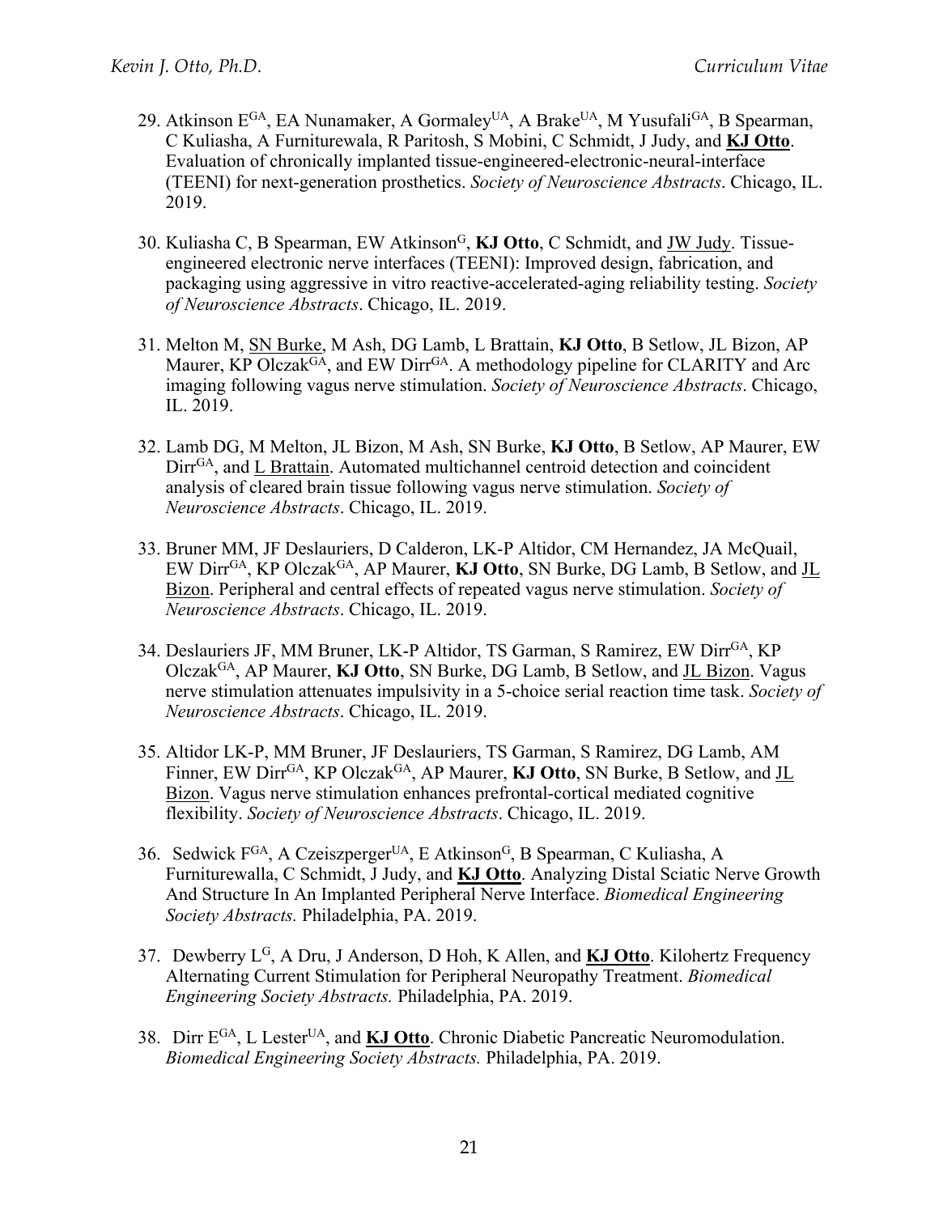29. Atkinson E[GA], EA Nunamaker, A Gormaley[UA], A Brake[UA], M Yusufali[GA], B Spearman, C Kuliasha, A Furniturewala, R Paritosh, S Mobini, C Schmidt, J Judy, and **KJ Otto**. Evaluation of chronically implanted tissue-engineered-electronic-neural-interface (TEENI) for next-generation prosthetics. *Society of Neuroscience Abstracts*. Chicago, IL. 2019.

30. Kuliasha C, B Spearman, EW Atkinson[G], **KJ Otto**, C Schmidt, and JW Judy. Tissue-engineered electronic nerve interfaces (TEENI): Improved design, fabrication, and packaging using aggressive in vitro reactive-accelerated-aging reliability testing. *Society of Neuroscience Abstracts*. Chicago, IL. 2019.

31. Melton M, SN Burke, M Ash, DG Lamb, L Brattain, **KJ Otto**, B Setlow, JL Bizon, AP Maurer, KP Olczak[GA], and EW Dirr[GA]. A methodology pipeline for CLARITY and Arc imaging following vagus nerve stimulation. *Society of Neuroscience Abstracts*. Chicago, IL. 2019.

32. Lamb DG, M Melton, JL Bizon, M Ash, SN Burke, **KJ Otto**, B Setlow, AP Maurer, EW Dirr[GA], and L Brattain. Automated multichannel centroid detection and coincident analysis of cleared brain tissue following vagus nerve stimulation. *Society of Neuroscience Abstracts*. Chicago, IL. 2019.

33. Bruner MM, JF Deslauriers, D Calderon, LK-P Altidor, CM Hernandez, JA McQuail, EW Dirr[GA], KP Olczak[GA], AP Maurer, **KJ Otto**, SN Burke, DG Lamb, B Setlow, and JL Bizon. Peripheral and central effects of repeated vagus nerve stimulation. *Society of Neuroscience Abstracts*. Chicago, IL. 2019.

34. Deslauriers JF, MM Bruner, LK-P Altidor, TS Garman, S Ramirez, EW Dirr[GA], KP Olczak[GA], AP Maurer, **KJ Otto**, SN Burke, DG Lamb, B Setlow, and JL Bizon. Vagus nerve stimulation attenuates impulsivity in a 5-choice serial reaction time task. *Society of Neuroscience Abstracts*. Chicago, IL. 2019.

35. Altidor LK-P, MM Bruner, JF Deslauriers, TS Garman, S Ramirez, DG Lamb, AM Finner, EW Dirr[GA], KP Olczak[GA], AP Maurer, **KJ Otto**, SN Burke, B Setlow, and JL Bizon. Vagus nerve stimulation enhances prefrontal-cortical mediated cognitive flexibility. *Society of Neuroscience Abstracts*. Chicago, IL. 2019.

36. Sedwick F[GA], A Czeiszperger[UA], E Atkinson[G], B Spearman, C Kuliasha, A Furniturewalla, C Schmidt, J Judy, and **KJ Otto**. Analyzing Distal Sciatic Nerve Growth And Structure In An Implanted Peripheral Nerve Interface. *Biomedical Engineering Society Abstracts.* Philadelphia, PA. 2019.

37. Dewberry L[G], A Dru, J Anderson, D Hoh, K Allen, and **KJ Otto**. Kilohertz Frequency Alternating Current Stimulation for Peripheral Neuropathy Treatment. *Biomedical Engineering Society Abstracts.* Philadelphia, PA. 2019.

38. Dirr E[GA], L Lester[UA], and **KJ Otto**. Chronic Diabetic Pancreatic Neuromodulation. *Biomedical Engineering Society Abstracts.* Philadelphia, PA. 2019.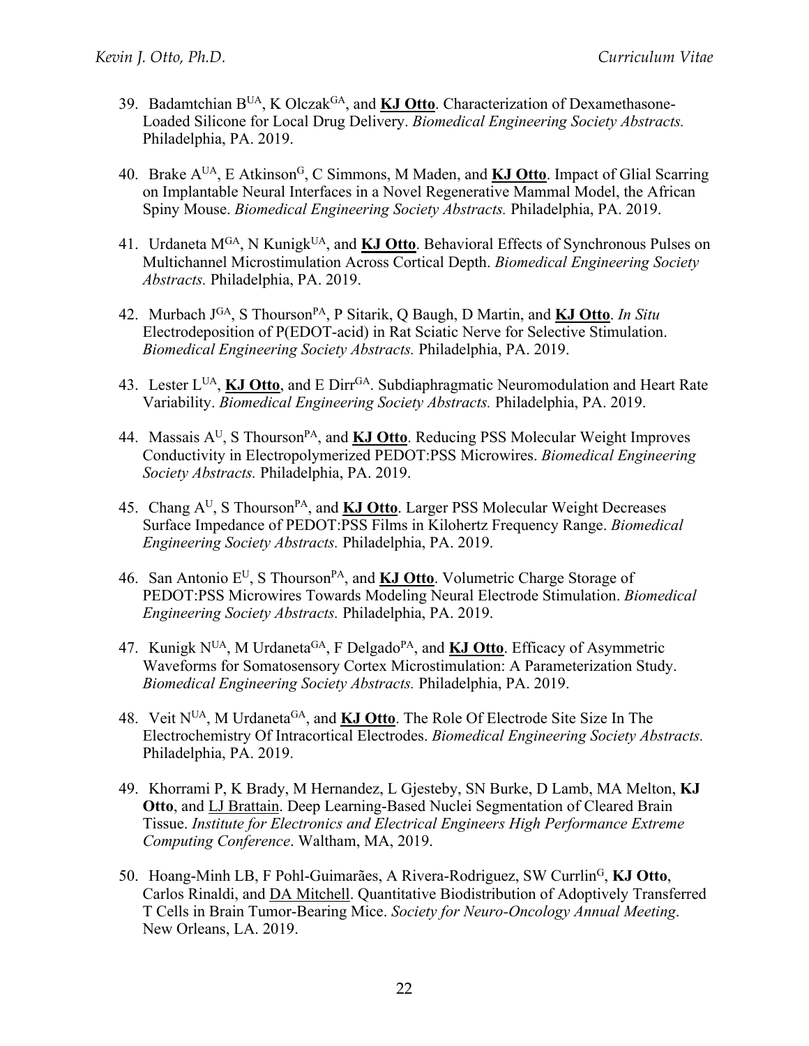39. Badamtchian B[UA], K Olczak[GA], and **<u>KJ Otto</u>**. Characterization of Dexamethasone-Loaded Silicone for Local Drug Delivery. *Biomedical Engineering Society Abstracts.* Philadelphia, PA. 2019.

40. Brake A[UA], E Atkinson[G], C Simmons, M Maden, and **<u>KJ Otto</u>**. Impact of Glial Scarring on Implantable Neural Interfaces in a Novel Regenerative Mammal Model, the African Spiny Mouse. *Biomedical Engineering Society Abstracts.* Philadelphia, PA. 2019.

41. Urdaneta M[GA], N Kunigk[UA], and **<u>KJ Otto</u>**. Behavioral Effects of Synchronous Pulses on Multichannel Microstimulation Across Cortical Depth. *Biomedical Engineering Society Abstracts.* Philadelphia, PA. 2019.

42. Murbach J[GA], S Thourson[PA], P Sitarik, Q Baugh, D Martin, and **<u>KJ Otto</u>**. *In Situ* Electrodeposition of P(EDOT-acid) in Rat Sciatic Nerve for Selective Stimulation. *Biomedical Engineering Society Abstracts.* Philadelphia, PA. 2019.

43. Lester L[UA], **<u>KJ Otto</u>**, and E Dirr[GA]. Subdiaphragmatic Neuromodulation and Heart Rate Variability. *Biomedical Engineering Society Abstracts.* Philadelphia, PA. 2019.

44. Massais A[U], S Thourson[PA], and **<u>KJ Otto</u>**. Reducing PSS Molecular Weight Improves Conductivity in Electropolymerized PEDOT:PSS Microwires. *Biomedical Engineering Society Abstracts.* Philadelphia, PA. 2019.

45. Chang A[U], S Thourson[PA], and **<u>KJ Otto</u>**. Larger PSS Molecular Weight Decreases Surface Impedance of PEDOT:PSS Films in Kilohertz Frequency Range. *Biomedical Engineering Society Abstracts.* Philadelphia, PA. 2019.

46. San Antonio E[U], S Thourson[PA], and **<u>KJ Otto</u>**. Volumetric Charge Storage of PEDOT:PSS Microwires Towards Modeling Neural Electrode Stimulation. *Biomedical Engineering Society Abstracts.* Philadelphia, PA. 2019.

47. Kunigk N[UA], M Urdaneta[GA], F Delgado[PA], and **<u>KJ Otto</u>**. Efficacy of Asymmetric Waveforms for Somatosensory Cortex Microstimulation: A Parameterization Study. *Biomedical Engineering Society Abstracts.* Philadelphia, PA. 2019.

48. Veit N[UA], M Urdaneta[GA], and **<u>KJ Otto</u>**. The Role Of Electrode Site Size In The Electrochemistry Of Intracortical Electrodes. *Biomedical Engineering Society Abstracts.* Philadelphia, PA. 2019.

49. Khorrami P, K Brady, M Hernandez, L Gjesteby, SN Burke, D Lamb, MA Melton, **KJ Otto**, and <u>LJ Brattain</u>. Deep Learning-Based Nuclei Segmentation of Cleared Brain Tissue. *Institute for Electronics and Electrical Engineers High Performance Extreme Computing Conference*. Waltham, MA, 2019.

50. Hoang-Minh LB, F Pohl-Guimarães, A Rivera-Rodriguez, SW Currlin[G], **KJ Otto**, Carlos Rinaldi, and <u>DA Mitchell</u>. Quantitative Biodistribution of Adoptively Transferred T Cells in Brain Tumor-Bearing Mice. *Society for Neuro-Oncology Annual Meeting*. New Orleans, LA. 2019.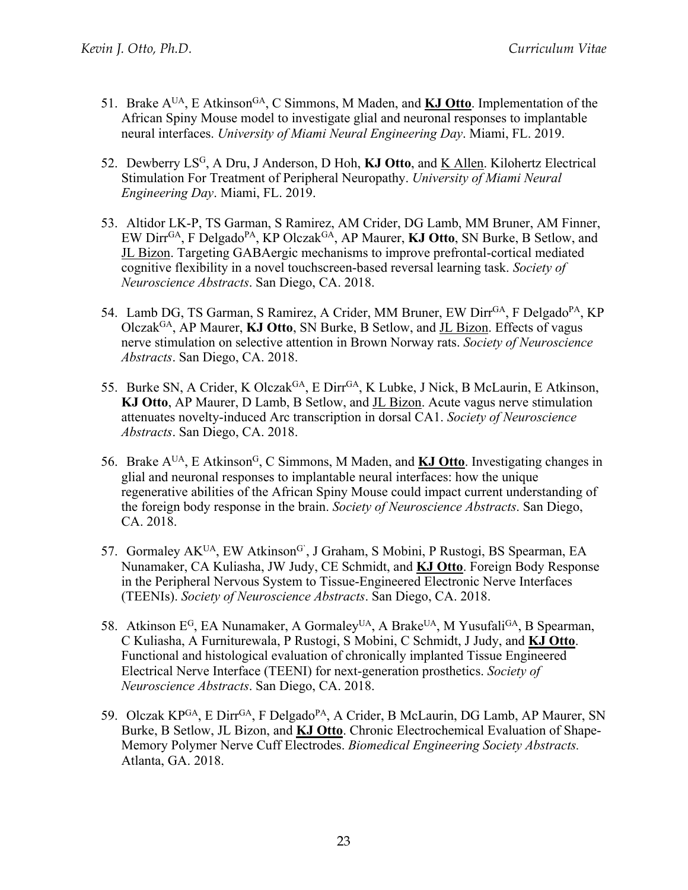51. Brake A[UA], E Atkinson[GA], C Simmons, M Maden, and **KJ Otto**. Implementation of the African Spiny Mouse model to investigate glial and neuronal responses to implantable neural interfaces. *University of Miami Neural Engineering Day*. Miami, FL. 2019.

52. Dewberry LS[G], A Dru, J Anderson, D Hoh, **KJ Otto**, and K Allen. Kilohertz Electrical Stimulation For Treatment of Peripheral Neuropathy. *University of Miami Neural Engineering Day*. Miami, FL. 2019.

53. Altidor LK-P, TS Garman, S Ramirez, AM Crider, DG Lamb, MM Bruner, AM Finner, EW Dirr[GA], F Delgado[PA], KP Olczak[GA], AP Maurer, **KJ Otto**, SN Burke, B Setlow, and JL Bizon. Targeting GABAergic mechanisms to improve prefrontal-cortical mediated cognitive flexibility in a novel touchscreen-based reversal learning task. *Society of Neuroscience Abstracts*. San Diego, CA. 2018.

54. Lamb DG, TS Garman, S Ramirez, A Crider, MM Bruner, EW Dirr[GA], F Delgado[PA], KP Olczak[GA], AP Maurer, **KJ Otto**, SN Burke, B Setlow, and JL Bizon. Effects of vagus nerve stimulation on selective attention in Brown Norway rats. *Society of Neuroscience Abstracts*. San Diego, CA. 2018.

55. Burke SN, A Crider, K Olczak[GA], E Dirr[GA], K Lubke, J Nick, B McLaurin, E Atkinson, **KJ Otto**, AP Maurer, D Lamb, B Setlow, and JL Bizon. Acute vagus nerve stimulation attenuates novelty-induced Arc transcription in dorsal CA1. *Society of Neuroscience Abstracts*. San Diego, CA. 2018.

56. Brake A[UA], E Atkinson[G], C Simmons, M Maden, and **KJ Otto**. Investigating changes in glial and neuronal responses to implantable neural interfaces: how the unique regenerative abilities of the African Spiny Mouse could impact current understanding of the foreign body response in the brain. *Society of Neuroscience Abstracts*. San Diego, CA. 2018.

57. Gormaley AK[UA], EW Atkinson[G`], J Graham, S Mobini, P Rustogi, BS Spearman, EA Nunamaker, CA Kuliasha, JW Judy, CE Schmidt, and **KJ Otto**. Foreign Body Response in the Peripheral Nervous System to Tissue-Engineered Electronic Nerve Interfaces (TEENIs). *Society of Neuroscience Abstracts*. San Diego, CA. 2018.

58. Atkinson E[G], EA Nunamaker, A Gormaley[UA], A Brake[UA], M Yusufali[GA], B Spearman, C Kuliasha, A Furniturewala, P Rustogi, S Mobini, C Schmidt, J Judy, and **KJ Otto**. Functional and histological evaluation of chronically implanted Tissue Engineered Electrical Nerve Interface (TEENI) for next-generation prosthetics. *Society of Neuroscience Abstracts*. San Diego, CA. 2018.

59. Olczak KP[GA], E Dirr[GA], F Delgado[PA], A Crider, B McLaurin, DG Lamb, AP Maurer, SN Burke, B Setlow, JL Bizon, and **KJ Otto**. Chronic Electrochemical Evaluation of Shape-Memory Polymer Nerve Cuff Electrodes. *Biomedical Engineering Society Abstracts.* Atlanta, GA. 2018.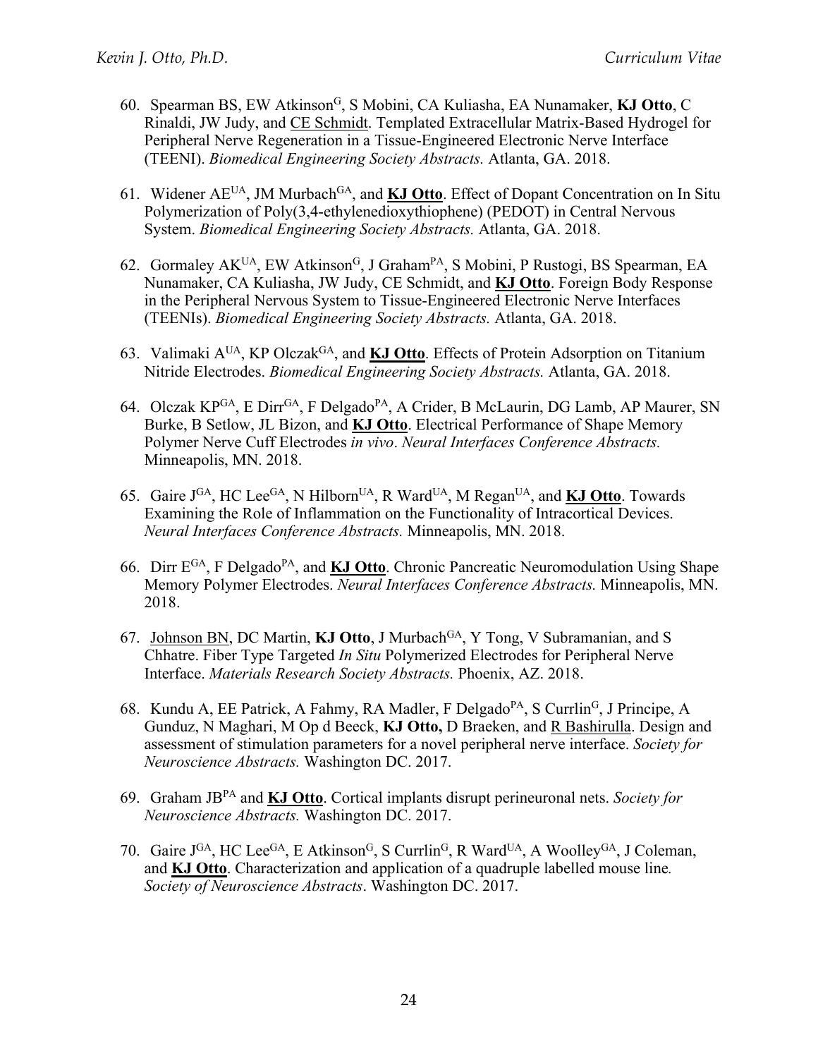60. Spearman BS, EW Atkinson[G], S Mobini, CA Kuliasha, EA Nunamaker, **KJ Otto**, C Rinaldi, JW Judy, and <u>CE Schmidt</u>. Templated Extracellular Matrix-Based Hydrogel for Peripheral Nerve Regeneration in a Tissue-Engineered Electronic Nerve Interface (TEENI). *Biomedical Engineering Society Abstracts.* Atlanta, GA. 2018.

61. Widener AE[UA], JM Murbach[GA], and <u>**KJ Otto**</u>. Effect of Dopant Concentration on In Situ Polymerization of Poly(3,4-ethylenedioxythiophene) (PEDOT) in Central Nervous System. *Biomedical Engineering Society Abstracts.* Atlanta, GA. 2018.

62. Gormaley AK[UA], EW Atkinson[G], J Graham[PA], S Mobini, P Rustogi, BS Spearman, EA Nunamaker, CA Kuliasha, JW Judy, CE Schmidt, and <u>**KJ Otto**</u>. Foreign Body Response in the Peripheral Nervous System to Tissue-Engineered Electronic Nerve Interfaces (TEENIs). *Biomedical Engineering Society Abstracts.* Atlanta, GA. 2018.

63. Valimaki A[UA], KP Olczak[GA], and <u>**KJ Otto**</u>. Effects of Protein Adsorption on Titanium Nitride Electrodes. *Biomedical Engineering Society Abstracts.* Atlanta, GA. 2018.

64. Olczak KP[GA], E Dirr[GA], F Delgado[PA], A Crider, B McLaurin, DG Lamb, AP Maurer, SN Burke, B Setlow, JL Bizon, and <u>**KJ Otto**</u>. Electrical Performance of Shape Memory Polymer Nerve Cuff Electrodes *in vivo*. *Neural Interfaces Conference Abstracts.* Minneapolis, MN. 2018.

65. Gaire J[GA], HC Lee[GA], N Hilborn[UA], R Ward[UA], M Regan[UA], and <u>**KJ Otto**</u>. Towards Examining the Role of Inflammation on the Functionality of Intracortical Devices. *Neural Interfaces Conference Abstracts.* Minneapolis, MN. 2018.

66. Dirr E[GA], F Delgado[PA], and <u>**KJ Otto**</u>. Chronic Pancreatic Neuromodulation Using Shape Memory Polymer Electrodes. *Neural Interfaces Conference Abstracts.* Minneapolis, MN. 2018.

67. <u>Johnson BN</u>, DC Martin, **KJ Otto**, J Murbach[GA], Y Tong, V Subramanian, and S Chhatre. Fiber Type Targeted *In Situ* Polymerized Electrodes for Peripheral Nerve Interface. *Materials Research Society Abstracts.* Phoenix, AZ. 2018.

68. Kundu A, EE Patrick, A Fahmy, RA Madler, F Delgado[PA], S Currlin[G], J Principe, A Gunduz, N Maghari, M Op d Beeck, **KJ Otto,** D Braeken, and <u>R Bashirulla</u>. Design and assessment of stimulation parameters for a novel peripheral nerve interface. *Society for Neuroscience Abstracts.* Washington DC. 2017.

69. Graham JB[PA] and <u>**KJ Otto**</u>. Cortical implants disrupt perineuronal nets. *Society for Neuroscience Abstracts.* Washington DC. 2017.

70. Gaire J[GA], HC Lee[GA], E Atkinson[G], S Currlin[G], R Ward[UA], A Woolley[GA], J Coleman, and <u>**KJ Otto**</u>. Characterization and application of a quadruple labelled mouse line*.* *Society of Neuroscience Abstracts*. Washington DC. 2017.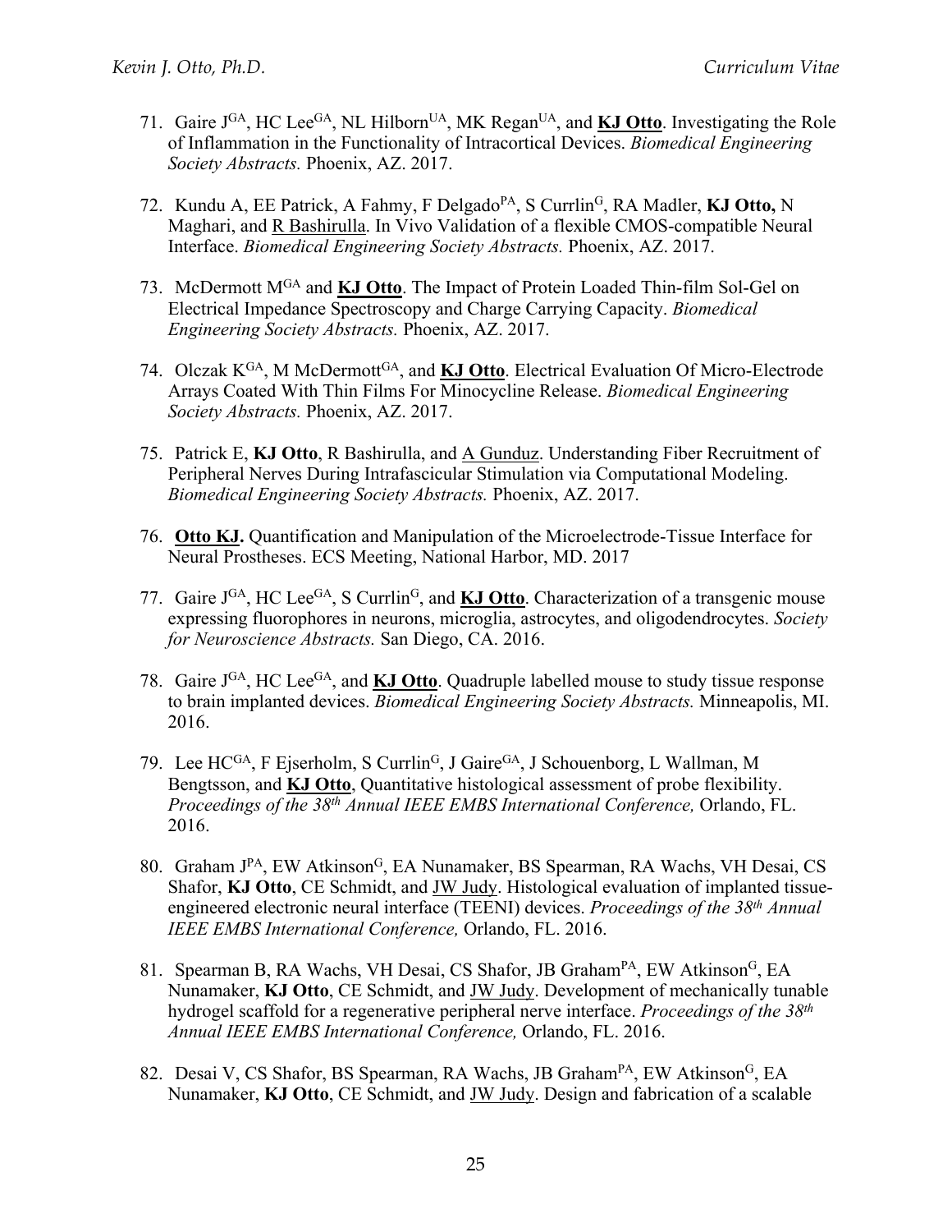71. Gaire J[GA], HC Lee[GA], NL Hilborn[UA], MK Regan[UA], and **KJ Otto**. Investigating the Role of Inflammation in the Functionality of Intracortical Devices. *Biomedical Engineering Society Abstracts.* Phoenix, AZ. 2017.

72. Kundu A, EE Patrick, A Fahmy, F Delgado[PA], S Currlin[G], RA Madler, **KJ Otto,** N Maghari, and R Bashirulla. In Vivo Validation of a flexible CMOS-compatible Neural Interface. *Biomedical Engineering Society Abstracts.* Phoenix, AZ. 2017.

73. McDermott M[GA] and **KJ Otto**. The Impact of Protein Loaded Thin-film Sol-Gel on Electrical Impedance Spectroscopy and Charge Carrying Capacity. *Biomedical Engineering Society Abstracts.* Phoenix, AZ. 2017.

74. Olczak K[GA], M McDermott[GA], and **KJ Otto**. Electrical Evaluation Of Micro-Electrode Arrays Coated With Thin Films For Minocycline Release. *Biomedical Engineering Society Abstracts.* Phoenix, AZ. 2017.

75. Patrick E, **KJ Otto**, R Bashirulla, and A Gunduz. Understanding Fiber Recruitment of Peripheral Nerves During Intrafascicular Stimulation via Computational Modeling. *Biomedical Engineering Society Abstracts.* Phoenix, AZ. 2017.

76. **Otto KJ.** Quantification and Manipulation of the Microelectrode-Tissue Interface for Neural Prostheses. ECS Meeting, National Harbor, MD. 2017

77. Gaire J[GA], HC Lee[GA], S Currlin[G], and **KJ Otto**. Characterization of a transgenic mouse expressing fluorophores in neurons, microglia, astrocytes, and oligodendrocytes. *Society for Neuroscience Abstracts.* San Diego, CA. 2016.

78. Gaire J[GA], HC Lee[GA], and **KJ Otto**. Quadruple labelled mouse to study tissue response to brain implanted devices. *Biomedical Engineering Society Abstracts.* Minneapolis, MI. 2016.

79. Lee HC[GA], F Ejserholm, S Currlin[G], J Gaire[GA], J Schouenborg, L Wallman, M Bengtsson, and **KJ Otto**, Quantitative histological assessment of probe flexibility. *Proceedings of the 38th Annual IEEE EMBS International Conference,* Orlando, FL. 2016.

80. Graham J[PA], EW Atkinson[G], EA Nunamaker, BS Spearman, RA Wachs, VH Desai, CS Shafor, **KJ Otto**, CE Schmidt, and JW Judy. Histological evaluation of implanted tissue-engineered electronic neural interface (TEENI) devices. *Proceedings of the 38th Annual IEEE EMBS International Conference,* Orlando, FL. 2016.

81. Spearman B, RA Wachs, VH Desai, CS Shafor, JB Graham[PA], EW Atkinson[G], EA Nunamaker, **KJ Otto**, CE Schmidt, and JW Judy. Development of mechanically tunable hydrogel scaffold for a regenerative peripheral nerve interface. *Proceedings of the 38th Annual IEEE EMBS International Conference,* Orlando, FL. 2016.

82. Desai V, CS Shafor, BS Spearman, RA Wachs, JB Graham[PA], EW Atkinson[G], EA Nunamaker, **KJ Otto**, CE Schmidt, and JW Judy. Design and fabrication of a scalable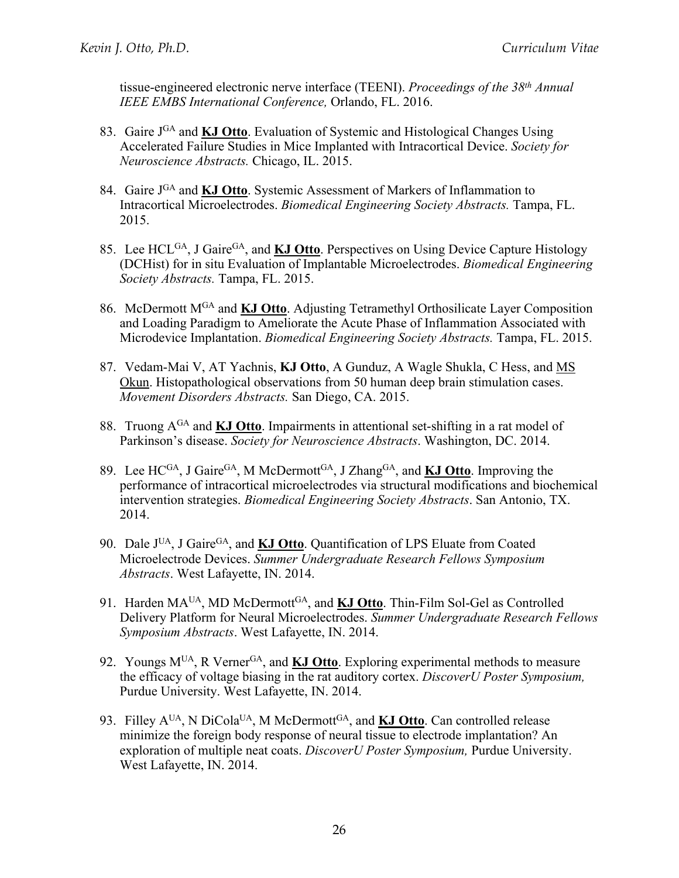tissue-engineered electronic nerve interface (TEENI). *Proceedings of the 38th Annual IEEE EMBS International Conference,* Orlando, FL. 2016.

83. Gaire J[GA] and **KJ Otto**. Evaluation of Systemic and Histological Changes Using Accelerated Failure Studies in Mice Implanted with Intracortical Device. *Society for Neuroscience Abstracts.* Chicago, IL. 2015.

84. Gaire J[GA] and **KJ Otto**. Systemic Assessment of Markers of Inflammation to Intracortical Microelectrodes. *Biomedical Engineering Society Abstracts.* Tampa, FL. 2015.

85. Lee HCL[GA], J Gaire[GA], and **KJ Otto**. Perspectives on Using Device Capture Histology (DCHist) for in situ Evaluation of Implantable Microelectrodes. *Biomedical Engineering Society Abstracts.* Tampa, FL. 2015.

86. McDermott M[GA] and **KJ Otto**. Adjusting Tetramethyl Orthosilicate Layer Composition and Loading Paradigm to Ameliorate the Acute Phase of Inflammation Associated with Microdevice Implantation. *Biomedical Engineering Society Abstracts.* Tampa, FL. 2015.

87. Vedam-Mai V, AT Yachnis, **KJ Otto**, A Gunduz, A Wagle Shukla, C Hess, and MS Okun. Histopathological observations from 50 human deep brain stimulation cases. *Movement Disorders Abstracts.* San Diego, CA. 2015.

88. Truong A[GA] and **KJ Otto**. Impairments in attentional set-shifting in a rat model of Parkinson's disease. *Society for Neuroscience Abstracts*. Washington, DC. 2014.

89. Lee HC[GA], J Gaire[GA], M McDermott[GA], J Zhang[GA], and **KJ Otto**. Improving the performance of intracortical microelectrodes via structural modifications and biochemical intervention strategies. *Biomedical Engineering Society Abstracts*. San Antonio, TX. 2014.

90. Dale J[UA], J Gaire[GA], and **KJ Otto**. Quantification of LPS Eluate from Coated Microelectrode Devices. *Summer Undergraduate Research Fellows Symposium Abstracts*. West Lafayette, IN. 2014.

91. Harden MA[UA], MD McDermott[GA], and **KJ Otto**. Thin-Film Sol-Gel as Controlled Delivery Platform for Neural Microelectrodes. *Summer Undergraduate Research Fellows Symposium Abstracts*. West Lafayette, IN. 2014.

92. Youngs M[UA], R Verner[GA], and **KJ Otto**. Exploring experimental methods to measure the efficacy of voltage biasing in the rat auditory cortex. *DiscoverU Poster Symposium,* Purdue University. West Lafayette, IN. 2014.

93. Filley A[UA], N DiCola[UA], M McDermott[GA], and **KJ Otto**. Can controlled release minimize the foreign body response of neural tissue to electrode implantation? An exploration of multiple neat coats. *DiscoverU Poster Symposium,* Purdue University. West Lafayette, IN. 2014.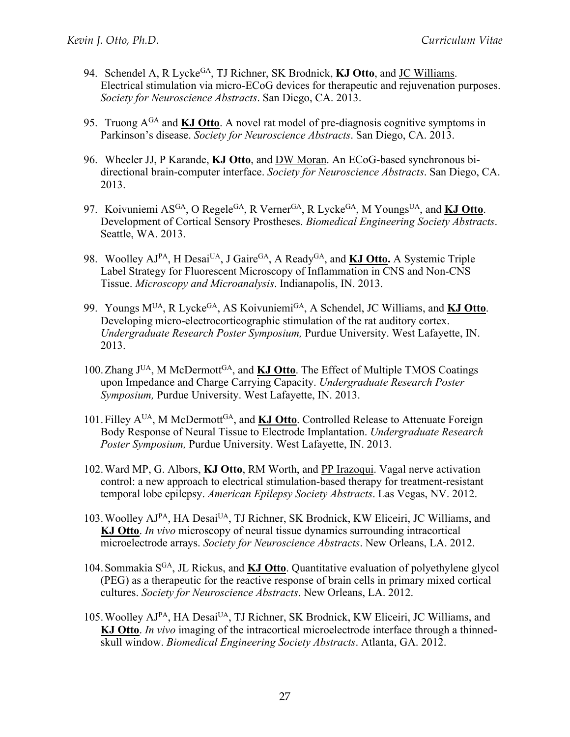94. Schendel A, R Lycke[GA], TJ Richner, SK Brodnick, **KJ Otto**, and JC Williams. Electrical stimulation via micro-ECoG devices for therapeutic and rejuvenation purposes. *Society for Neuroscience Abstracts*. San Diego, CA. 2013.

95. Truong A[GA] and **KJ Otto**. A novel rat model of pre-diagnosis cognitive symptoms in Parkinson's disease. *Society for Neuroscience Abstracts*. San Diego, CA. 2013.

96. Wheeler JJ, P Karande, **KJ Otto**, and DW Moran. An ECoG-based synchronous bi-directional brain-computer interface. *Society for Neuroscience Abstracts*. San Diego, CA. 2013.

97. Koivuniemi AS[GA], O Regele[GA], R Verner[GA], R Lycke[GA], M Youngs[UA], and **KJ Otto**. Development of Cortical Sensory Prostheses. *Biomedical Engineering Society Abstracts*. Seattle, WA. 2013.

98. Woolley AJ[PA], H Desai[UA], J Gaire[GA], A Ready[GA], and **KJ Otto.** A Systemic Triple Label Strategy for Fluorescent Microscopy of Inflammation in CNS and Non-CNS Tissue. *Microscopy and Microanalysis*. Indianapolis, IN. 2013.

99. Youngs M[UA], R Lycke[GA], AS Koivuniemi[GA], A Schendel, JC Williams, and **KJ Otto**. Developing micro-electrocorticographic stimulation of the rat auditory cortex. *Undergraduate Research Poster Symposium,* Purdue University. West Lafayette, IN. 2013.

100. Zhang J[UA], M McDermott[GA], and **KJ Otto**. The Effect of Multiple TMOS Coatings upon Impedance and Charge Carrying Capacity. *Undergraduate Research Poster Symposium,* Purdue University. West Lafayette, IN. 2013.

101. Filley A[UA], M McDermott[GA], and **KJ Otto**. Controlled Release to Attenuate Foreign Body Response of Neural Tissue to Electrode Implantation. *Undergraduate Research Poster Symposium,* Purdue University. West Lafayette, IN. 2013.

102. Ward MP, G. Albors, **KJ Otto**, RM Worth, and PP Irazoqui. Vagal nerve activation control: a new approach to electrical stimulation-based therapy for treatment-resistant temporal lobe epilepsy. *American Epilepsy Society Abstracts*. Las Vegas, NV. 2012.

103. Woolley AJ[PA], HA Desai[UA], TJ Richner, SK Brodnick, KW Eliceiri, JC Williams, and **KJ Otto**. *In vivo* microscopy of neural tissue dynamics surrounding intracortical microelectrode arrays. *Society for Neuroscience Abstracts*. New Orleans, LA. 2012.

104. Sommakia S[GA], JL Rickus, and **KJ Otto**. Quantitative evaluation of polyethylene glycol (PEG) as a therapeutic for the reactive response of brain cells in primary mixed cortical cultures. *Society for Neuroscience Abstracts*. New Orleans, LA. 2012.

105. Woolley AJ[PA], HA Desai[UA], TJ Richner, SK Brodnick, KW Eliceiri, JC Williams, and **KJ Otto**. *In vivo* imaging of the intracortical microelectrode interface through a thinned-skull window. *Biomedical Engineering Society Abstracts*. Atlanta, GA. 2012.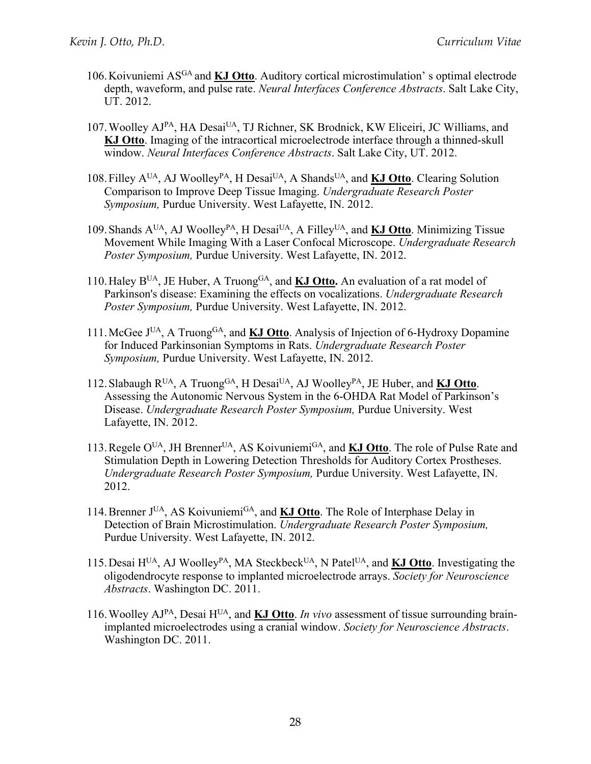106. Koivuniemi AS[GA] and **KJ Otto**. Auditory cortical microstimulation' s optimal electrode depth, waveform, and pulse rate. *Neural Interfaces Conference Abstracts*. Salt Lake City, UT. 2012.

107. Woolley AJ[PA], HA Desai[UA], TJ Richner, SK Brodnick, KW Eliceiri, JC Williams, and **KJ Otto**. Imaging of the intracortical microelectrode interface through a thinned-skull window. *Neural Interfaces Conference Abstracts*. Salt Lake City, UT. 2012.

108. Filley A[UA], AJ Woolley[PA], H Desai[UA], A Shands[UA], and **KJ Otto**. Clearing Solution Comparison to Improve Deep Tissue Imaging. *Undergraduate Research Poster Symposium,* Purdue University. West Lafayette, IN. 2012.

109. Shands A[UA], AJ Woolley[PA], H Desai[UA], A Filley[UA], and **KJ Otto**. Minimizing Tissue Movement While Imaging With a Laser Confocal Microscope. *Undergraduate Research Poster Symposium,* Purdue University. West Lafayette, IN. 2012.

110. Haley B[UA], JE Huber, A Truong[GA], and **KJ Otto.** An evaluation of a rat model of Parkinson's disease: Examining the effects on vocalizations. *Undergraduate Research Poster Symposium,* Purdue University. West Lafayette, IN. 2012.

111. McGee J[UA], A Truong[GA], and **KJ Otto**. Analysis of Injection of 6-Hydroxy Dopamine for Induced Parkinsonian Symptoms in Rats. *Undergraduate Research Poster Symposium,* Purdue University. West Lafayette, IN. 2012.

112. Slabaugh R[UA], A Truong[GA], H Desai[UA], AJ Woolley[PA], JE Huber, and **KJ Otto**. Assessing the Autonomic Nervous System in the 6-OHDA Rat Model of Parkinson's Disease. *Undergraduate Research Poster Symposium,* Purdue University. West Lafayette, IN. 2012.

113. Regele O[UA], JH Brenner[UA], AS Koivuniemi[GA], and **KJ Otto**. The role of Pulse Rate and Stimulation Depth in Lowering Detection Thresholds for Auditory Cortex Prostheses. *Undergraduate Research Poster Symposium,* Purdue University. West Lafayette, IN. 2012.

114. Brenner J[UA], AS Koivuniemi[GA], and **KJ Otto**. The Role of Interphase Delay in Detection of Brain Microstimulation. *Undergraduate Research Poster Symposium,* Purdue University. West Lafayette, IN. 2012.

115. Desai H[UA], AJ Woolley[PA], MA Steckbeck[UA], N Patel[UA], and **KJ Otto**. Investigating the oligodendrocyte response to implanted microelectrode arrays. *Society for Neuroscience Abstracts*. Washington DC. 2011.

116. Woolley AJ[PA], Desai H[UA], and **KJ Otto**. *In vivo* assessment of tissue surrounding brain-implanted microelectrodes using a cranial window. *Society for Neuroscience Abstracts*. Washington DC. 2011.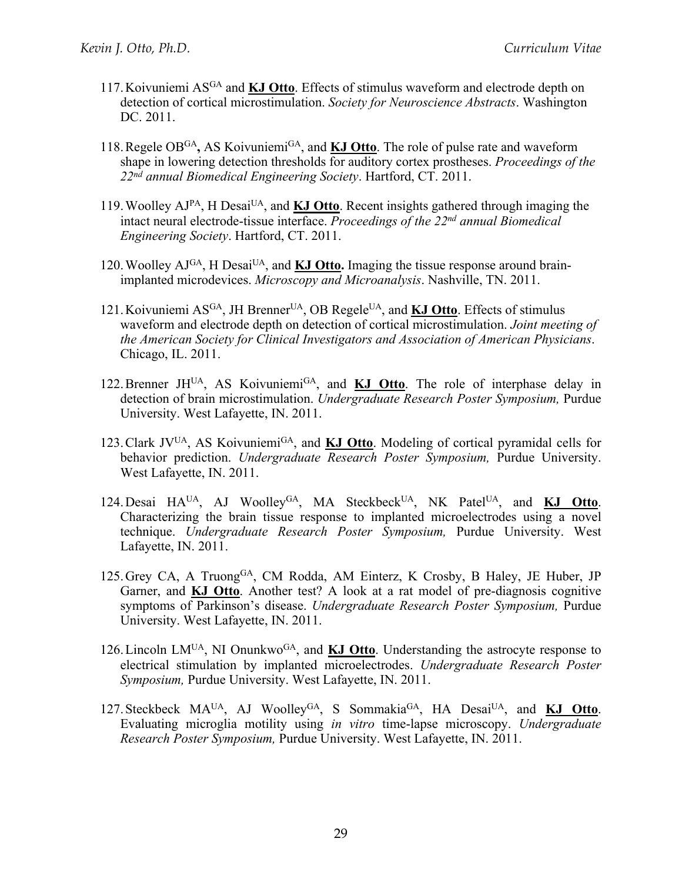117. Koivuniemi AS[GA] and **KJ Otto**. Effects of stimulus waveform and electrode depth on detection of cortical microstimulation. *Society for Neuroscience Abstracts*. Washington DC. 2011.

118. Regele OB[GA], AS Koivuniemi[GA], and **KJ Otto**. The role of pulse rate and waveform shape in lowering detection thresholds for auditory cortex prostheses. *Proceedings of the 22nd annual Biomedical Engineering Society*. Hartford, CT. 2011.

119. Woolley AJ[PA], H Desai[UA], and **KJ Otto**. Recent insights gathered through imaging the intact neural electrode-tissue interface. *Proceedings of the 22nd annual Biomedical Engineering Society*. Hartford, CT. 2011.

120. Woolley AJ[GA], H Desai[UA], and **KJ Otto.** Imaging the tissue response around brain-implanted microdevices. *Microscopy and Microanalysis*. Nashville, TN. 2011.

121. Koivuniemi AS[GA], JH Brenner[UA], OB Regele[UA], and **KJ Otto**. Effects of stimulus waveform and electrode depth on detection of cortical microstimulation. *Joint meeting of the American Society for Clinical Investigators and Association of American Physicians*. Chicago, IL. 2011.

122. Brenner JH[UA], AS Koivuniemi[GA], and **KJ Otto**. The role of interphase delay in detection of brain microstimulation. *Undergraduate Research Poster Symposium,* Purdue University. West Lafayette, IN. 2011.

123. Clark JV[UA], AS Koivuniemi[GA], and **KJ Otto**. Modeling of cortical pyramidal cells for behavior prediction. *Undergraduate Research Poster Symposium,* Purdue University. West Lafayette, IN. 2011.

124. Desai HA[UA], AJ Woolley[GA], MA Steckbeck[UA], NK Patel[UA], and **KJ Otto**. Characterizing the brain tissue response to implanted microelectrodes using a novel technique. *Undergraduate Research Poster Symposium,* Purdue University. West Lafayette, IN. 2011.

125. Grey CA, A Truong[GA], CM Rodda, AM Einterz, K Crosby, B Haley, JE Huber, JP Garner, and **KJ Otto**. Another test? A look at a rat model of pre-diagnosis cognitive symptoms of Parkinson's disease. *Undergraduate Research Poster Symposium,* Purdue University. West Lafayette, IN. 2011.

126. Lincoln LM[UA], NI Onunkwo[GA], and **KJ Otto**. Understanding the astrocyte response to electrical stimulation by implanted microelectrodes. *Undergraduate Research Poster Symposium,* Purdue University. West Lafayette, IN. 2011.

127. Steckbeck MA[UA], AJ Woolley[GA], S Sommakia[GA], HA Desai[UA], and **KJ Otto**. Evaluating microglia motility using *in vitro* time-lapse microscopy. *Undergraduate Research Poster Symposium,* Purdue University. West Lafayette, IN. 2011.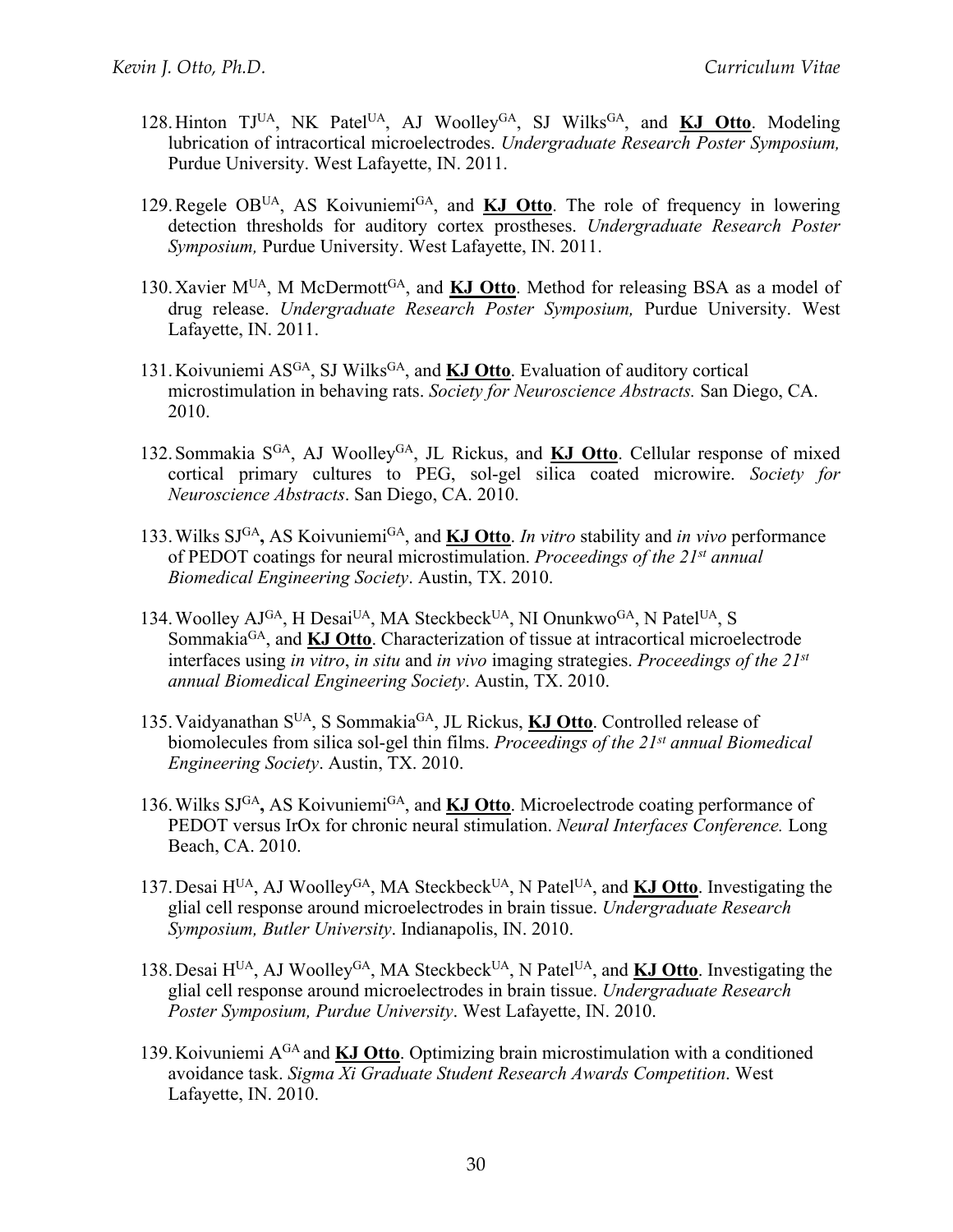128. Hinton TJ[UA], NK Patel[UA], AJ Woolley[GA], SJ Wilks[GA], and **KJ Otto**. Modeling lubrication of intracortical microelectrodes. *Undergraduate Research Poster Symposium,* Purdue University. West Lafayette, IN. 2011.

129. Regele OB[UA], AS Koivuniemi[GA], and **KJ Otto**. The role of frequency in lowering detection thresholds for auditory cortex prostheses. *Undergraduate Research Poster Symposium,* Purdue University. West Lafayette, IN. 2011.

130. Xavier M[UA], M McDermott[GA], and **KJ Otto**. Method for releasing BSA as a model of drug release. *Undergraduate Research Poster Symposium,* Purdue University. West Lafayette, IN. 2011.

131. Koivuniemi AS[GA], SJ Wilks[GA], and **KJ Otto**. Evaluation of auditory cortical microstimulation in behaving rats. *Society for Neuroscience Abstracts.* San Diego, CA. 2010.

132. Sommakia S[GA], AJ Woolley[GA], JL Rickus, and **KJ Otto**. Cellular response of mixed cortical primary cultures to PEG, sol-gel silica coated microwire. *Society for Neuroscience Abstracts*. San Diego, CA. 2010.

133. Wilks SJ[GA], AS Koivuniemi[GA], and **KJ Otto**. *In vitro* stability and *in vivo* performance of PEDOT coatings for neural microstimulation. *Proceedings of the 21st annual Biomedical Engineering Society*. Austin, TX. 2010.

134. Woolley AJ[GA], H Desai[UA], MA Steckbeck[UA], NI Onunkwo[GA], N Patel[UA], S Sommakia[GA], and **KJ Otto**. Characterization of tissue at intracortical microelectrode interfaces using *in vitro*, *in situ* and *in vivo* imaging strategies. *Proceedings of the 21st annual Biomedical Engineering Society*. Austin, TX. 2010.

135. Vaidyanathan S[UA], S Sommakia[GA], JL Rickus, **KJ Otto**. Controlled release of biomolecules from silica sol-gel thin films. *Proceedings of the 21st annual Biomedical Engineering Society*. Austin, TX. 2010.

136. Wilks SJ[GA], AS Koivuniemi[GA], and **KJ Otto**. Microelectrode coating performance of PEDOT versus IrOx for chronic neural stimulation. *Neural Interfaces Conference.* Long Beach, CA. 2010.

137. Desai H[UA], AJ Woolley[GA], MA Steckbeck[UA], N Patel[UA], and **KJ Otto**. Investigating the glial cell response around microelectrodes in brain tissue. *Undergraduate Research Symposium, Butler University*. Indianapolis, IN. 2010.

138. Desai H[UA], AJ Woolley[GA], MA Steckbeck[UA], N Patel[UA], and **KJ Otto**. Investigating the glial cell response around microelectrodes in brain tissue. *Undergraduate Research Poster Symposium, Purdue University*. West Lafayette, IN. 2010.

139. Koivuniemi A[GA] and **KJ Otto**. Optimizing brain microstimulation with a conditioned avoidance task. *Sigma Xi Graduate Student Research Awards Competition*. West Lafayette, IN. 2010.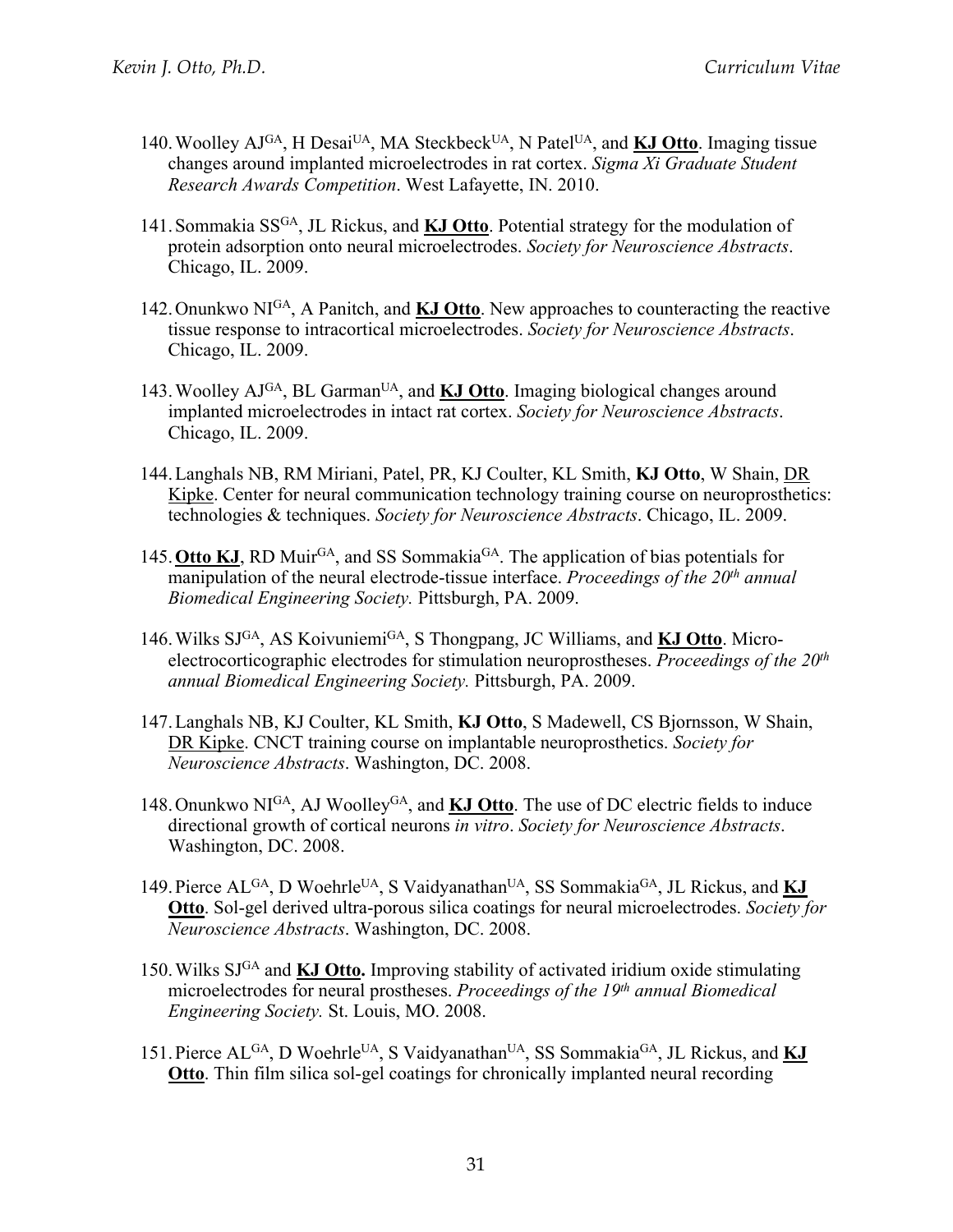140. Woolley AJ[GA], H Desai[UA], MA Steckbeck[UA], N Patel[UA], and **KJ Otto**. Imaging tissue changes around implanted microelectrodes in rat cortex. *Sigma Xi Graduate Student Research Awards Competition*. West Lafayette, IN. 2010.

141. Sommakia SS[GA], JL Rickus, and **KJ Otto**. Potential strategy for the modulation of protein adsorption onto neural microelectrodes. *Society for Neuroscience Abstracts*. Chicago, IL. 2009.

142. Onunkwo NI[GA], A Panitch, and **KJ Otto**. New approaches to counteracting the reactive tissue response to intracortical microelectrodes. *Society for Neuroscience Abstracts*. Chicago, IL. 2009.

143. Woolley AJ[GA], BL Garman[UA], and **KJ Otto**. Imaging biological changes around implanted microelectrodes in intact rat cortex. *Society for Neuroscience Abstracts*. Chicago, IL. 2009.

144. Langhals NB, RM Miriani, Patel, PR, KJ Coulter, KL Smith, **KJ Otto**, W Shain, DR Kipke. Center for neural communication technology training course on neuroprosthetics: technologies & techniques. *Society for Neuroscience Abstracts*. Chicago, IL. 2009.

145. **Otto KJ**, RD Muir[GA], and SS Sommakia[GA]. The application of bias potentials for manipulation of the neural electrode-tissue interface. *Proceedings of the 20th annual Biomedical Engineering Society.* Pittsburgh, PA. 2009.

146. Wilks SJ[GA], AS Koivuniemi[GA], S Thongpang, JC Williams, and **KJ Otto**. Micro-electrocorticographic electrodes for stimulation neuroprostheses. *Proceedings of the 20th annual Biomedical Engineering Society.* Pittsburgh, PA. 2009.

147. Langhals NB, KJ Coulter, KL Smith, **KJ Otto**, S Madewell, CS Bjornsson, W Shain, DR Kipke. CNCT training course on implantable neuroprosthetics. *Society for Neuroscience Abstracts*. Washington, DC. 2008.

148. Onunkwo NI[GA], AJ Woolley[GA], and **KJ Otto**. The use of DC electric fields to induce directional growth of cortical neurons *in vitro*. *Society for Neuroscience Abstracts*. Washington, DC. 2008.

149. Pierce AL[GA], D Woehrle[UA], S Vaidyanathan[UA], SS Sommakia[GA], JL Rickus, and **KJ Otto**. Sol-gel derived ultra-porous silica coatings for neural microelectrodes. *Society for Neuroscience Abstracts*. Washington, DC. 2008.

150. Wilks SJ[GA] and **KJ Otto.** Improving stability of activated iridium oxide stimulating microelectrodes for neural prostheses. *Proceedings of the 19th annual Biomedical Engineering Society.* St. Louis, MO. 2008.

151. Pierce AL[GA], D Woehrle[UA], S Vaidyanathan[UA], SS Sommakia[GA], JL Rickus, and **KJ Otto**. Thin film silica sol-gel coatings for chronically implanted neural recording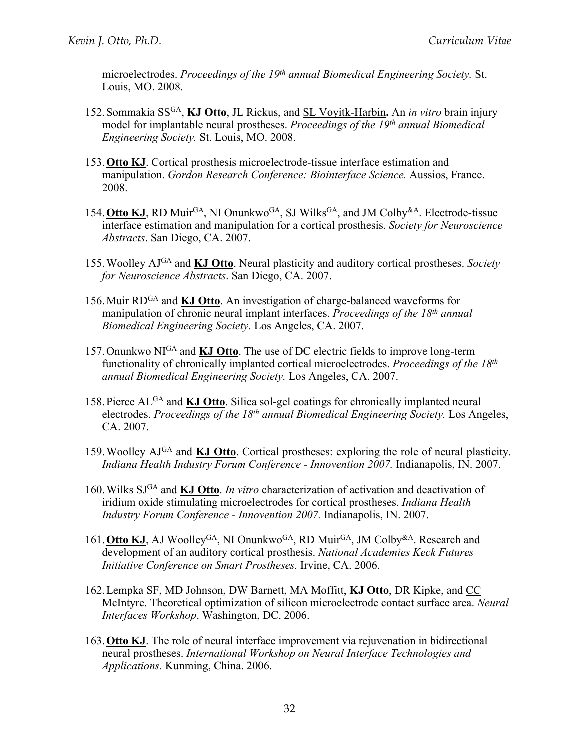microelectrodes. *Proceedings of the 19th annual Biomedical Engineering Society.* St. Louis, MO. 2008.

152. Sommakia SS[GA], **KJ Otto**, JL Rickus, and <u>SL Voyitk-Harbin</u>**.** An *in vitro* brain injury model for implantable neural prostheses. *Proceedings of the 19th annual Biomedical Engineering Society.* St. Louis, MO. 2008.

153. **<u>Otto KJ</u>**. Cortical prosthesis microelectrode-tissue interface estimation and manipulation. *Gordon Research Conference: Biointerface Science.* Aussios, France. 2008.

154. **<u>Otto KJ</u>**, RD Muir[GA], NI Onunkwo[GA], SJ Wilks[GA], and JM Colby[&A]. Electrode-tissue interface estimation and manipulation for a cortical prosthesis. *Society for Neuroscience Abstracts*. San Diego, CA. 2007.

155. Woolley AJ[GA] and **<u>KJ Otto</u>**. Neural plasticity and auditory cortical prostheses. *Society for Neuroscience Abstracts*. San Diego, CA. 2007.

156. Muir RD[GA] and **<u>KJ Otto</u>**. An investigation of charge-balanced waveforms for manipulation of chronic neural implant interfaces. *Proceedings of the 18th annual Biomedical Engineering Society.* Los Angeles, CA. 2007.

157. Onunkwo NI[GA] and **<u>KJ Otto</u>**. The use of DC electric fields to improve long-term functionality of chronically implanted cortical microelectrodes. *Proceedings of the 18th annual Biomedical Engineering Society.* Los Angeles, CA. 2007.

158. Pierce AL[GA] and **<u>KJ Otto</u>**. Silica sol-gel coatings for chronically implanted neural electrodes. *Proceedings of the 18th annual Biomedical Engineering Society.* Los Angeles, CA. 2007.

159. Woolley AJ[GA] and **<u>KJ Otto</u>**. Cortical prostheses: exploring the role of neural plasticity. *Indiana Health Industry Forum Conference - Innovention 2007.* Indianapolis, IN. 2007.

160. Wilks SJ[GA] and **<u>KJ Otto</u>**. *In vitro* characterization of activation and deactivation of iridium oxide stimulating microelectrodes for cortical prostheses. *Indiana Health Industry Forum Conference - Innovention 2007.* Indianapolis, IN. 2007.

161. **<u>Otto KJ</u>**, AJ Woolley[GA], NI Onunkwo[GA], RD Muir[GA], JM Colby[&A]. Research and development of an auditory cortical prosthesis. *National Academies Keck Futures Initiative Conference on Smart Prostheses.* Irvine, CA. 2006.

162. Lempka SF, MD Johnson, DW Barnett, MA Moffitt, **KJ Otto**, DR Kipke, and <u>CC McIntyre</u>. Theoretical optimization of silicon microelectrode contact surface area. *Neural Interfaces Workshop*. Washington, DC. 2006.

163. **<u>Otto KJ</u>**. The role of neural interface improvement via rejuvenation in bidirectional neural prostheses. *International Workshop on Neural Interface Technologies and Applications.* Kunming, China. 2006.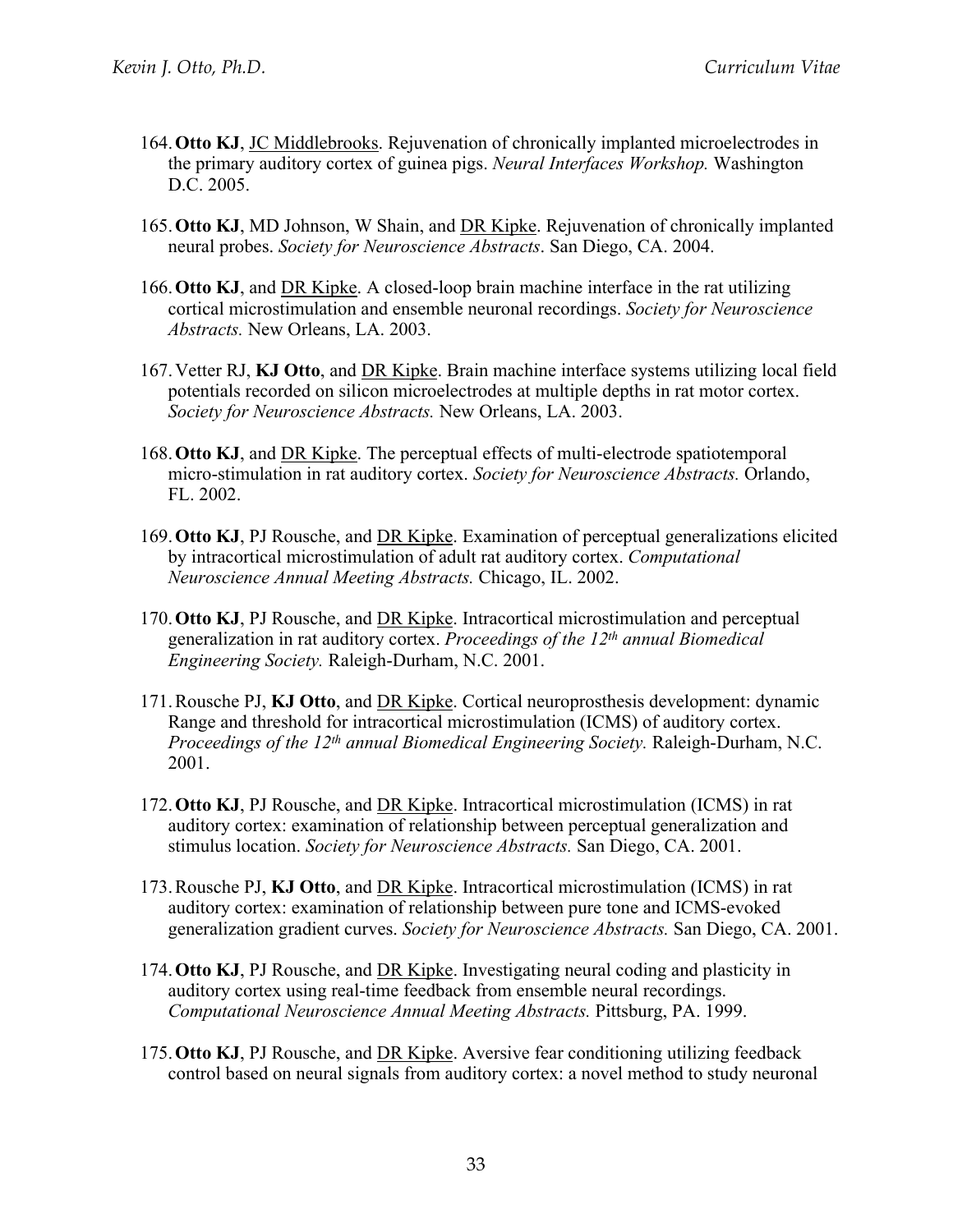164. **Otto KJ**, JC Middlebrooks. Rejuvenation of chronically implanted microelectrodes in the primary auditory cortex of guinea pigs. *Neural Interfaces Workshop.* Washington D.C. 2005.

165. **Otto KJ**, MD Johnson, W Shain, and DR Kipke. Rejuvenation of chronically implanted neural probes. *Society for Neuroscience Abstracts*. San Diego, CA. 2004.

166. **Otto KJ**, and DR Kipke. A closed-loop brain machine interface in the rat utilizing cortical microstimulation and ensemble neuronal recordings. *Society for Neuroscience Abstracts.* New Orleans, LA. 2003.

167. Vetter RJ, **KJ Otto**, and DR Kipke. Brain machine interface systems utilizing local field potentials recorded on silicon microelectrodes at multiple depths in rat motor cortex. *Society for Neuroscience Abstracts.* New Orleans, LA. 2003.

168. **Otto KJ**, and DR Kipke. The perceptual effects of multi-electrode spatiotemporal micro-stimulation in rat auditory cortex. *Society for Neuroscience Abstracts.* Orlando, FL. 2002.

169. **Otto KJ**, PJ Rousche, and DR Kipke. Examination of perceptual generalizations elicited by intracortical microstimulation of adult rat auditory cortex. *Computational Neuroscience Annual Meeting Abstracts.* Chicago, IL. 2002.

170. **Otto KJ**, PJ Rousche, and DR Kipke. Intracortical microstimulation and perceptual generalization in rat auditory cortex. *Proceedings of the 12th annual Biomedical Engineering Society.* Raleigh-Durham, N.C. 2001.

171. Rousche PJ, **KJ Otto**, and DR Kipke. Cortical neuroprosthesis development: dynamic Range and threshold for intracortical microstimulation (ICMS) of auditory cortex. *Proceedings of the 12th annual Biomedical Engineering Society.* Raleigh-Durham, N.C. 2001.

172. **Otto KJ**, PJ Rousche, and DR Kipke. Intracortical microstimulation (ICMS) in rat auditory cortex: examination of relationship between perceptual generalization and stimulus location. *Society for Neuroscience Abstracts.* San Diego, CA. 2001.

173. Rousche PJ, **KJ Otto**, and DR Kipke. Intracortical microstimulation (ICMS) in rat auditory cortex: examination of relationship between pure tone and ICMS-evoked generalization gradient curves. *Society for Neuroscience Abstracts.* San Diego, CA. 2001.

174. **Otto KJ**, PJ Rousche, and DR Kipke. Investigating neural coding and plasticity in auditory cortex using real-time feedback from ensemble neural recordings. *Computational Neuroscience Annual Meeting Abstracts.* Pittsburg, PA. 1999.

175. **Otto KJ**, PJ Rousche, and DR Kipke. Aversive fear conditioning utilizing feedback control based on neural signals from auditory cortex: a novel method to study neuronal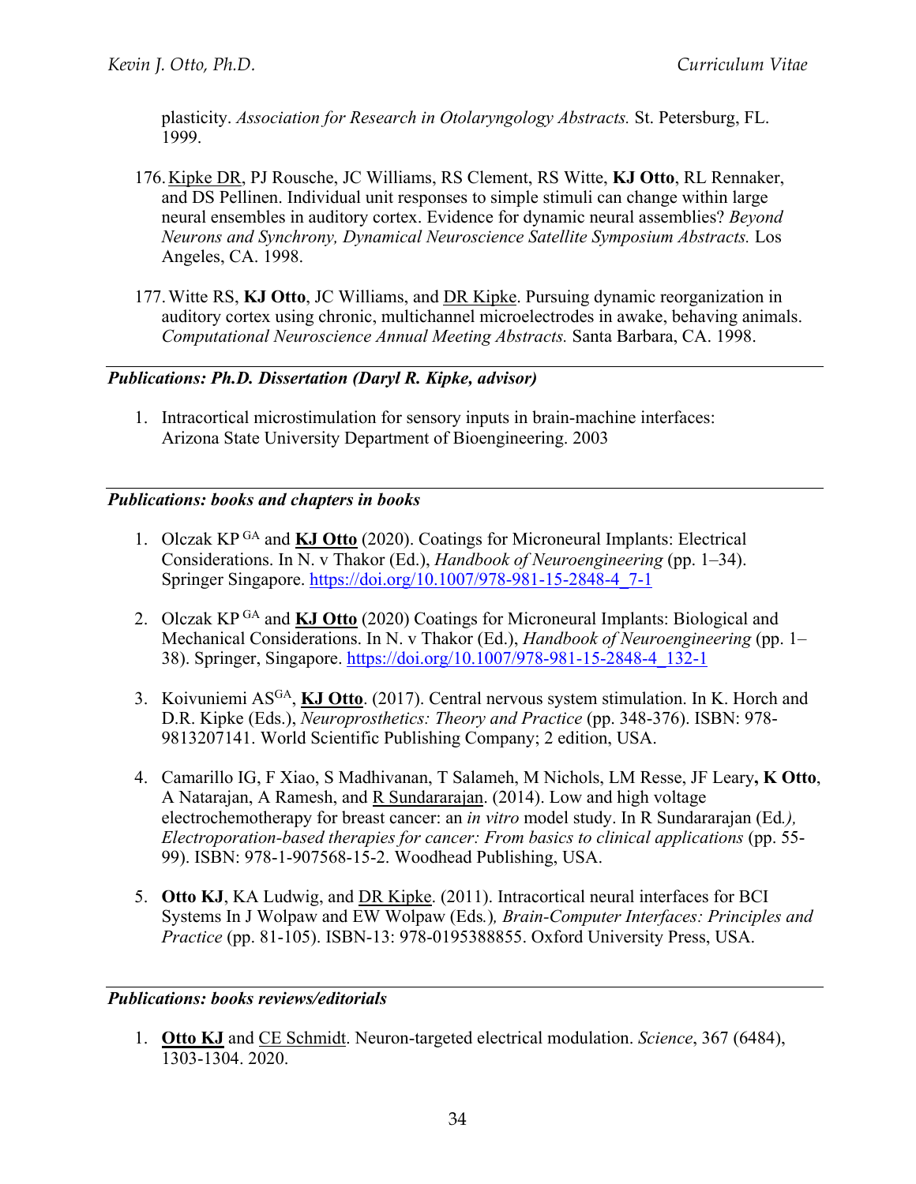plasticity. *Association for Research in Otolaryngology Abstracts.* St. Petersburg, FL. 1999.

176. Kipke DR, PJ Rousche, JC Williams, RS Clement, RS Witte, **KJ Otto**, RL Rennaker, and DS Pellinen. Individual unit responses to simple stimuli can change within large neural ensembles in auditory cortex. Evidence for dynamic neural assemblies? *Beyond Neurons and Synchrony, Dynamical Neuroscience Satellite Symposium Abstracts.* Los Angeles, CA. 1998.

177. Witte RS, **KJ Otto**, JC Williams, and DR Kipke. Pursuing dynamic reorganization in auditory cortex using chronic, multichannel microelectrodes in awake, behaving animals. *Computational Neuroscience Annual Meeting Abstracts.* Santa Barbara, CA. 1998.

### *Publications: Ph.D. Dissertation (Daryl R. Kipke, advisor)*

1. Intracortical microstimulation for sensory inputs in brain-machine interfaces: Arizona State University Department of Bioengineering. 2003

### *Publications: books and chapters in books*

1. Olczak KP [GA] and **KJ Otto** (2020). Coatings for Microneural Implants: Electrical Considerations. In N. v Thakor (Ed.), *Handbook of Neuroengineering* (pp. 1–34). Springer Singapore. https://doi.org/10.1007/978-981-15-2848-4_7-1

2. Olczak KP [GA] and **KJ Otto** (2020) Coatings for Microneural Implants: Biological and Mechanical Considerations. In N. v Thakor (Ed.), *Handbook of Neuroengineering* (pp. 1–38). Springer, Singapore. https://doi.org/10.1007/978-981-15-2848-4_132-1

3. Koivuniemi AS[GA], **KJ Otto**. (2017). Central nervous system stimulation. In K. Horch and D.R. Kipke (Eds.), *Neuroprosthetics: Theory and Practice* (pp. 348-376). ISBN: 978-9813207141. World Scientific Publishing Company; 2 edition, USA.

4. Camarillo IG, F Xiao, S Madhivanan, T Salameh, M Nichols, LM Resse, JF Leary**, K Otto**, A Natarajan, A Ramesh, and R Sundararajan. (2014). Low and high voltage electrochemotherapy for breast cancer: an *in vitro* model study. In R Sundararajan (Ed*.), Electroporation-based therapies for cancer: From basics to clinical applications* (pp. 55-99). ISBN: 978-1-907568-15-2. Woodhead Publishing, USA.

5. **Otto KJ**, KA Ludwig, and DR Kipke. (2011). Intracortical neural interfaces for BCI Systems In J Wolpaw and EW Wolpaw (Eds*.*)*, Brain-Computer Interfaces: Principles and Practice* (pp. 81-105). ISBN-13: 978-0195388855. Oxford University Press, USA.

### *Publications: books reviews/editorials*

1. **Otto KJ** and CE Schmidt. Neuron-targeted electrical modulation. *Science*, 367 (6484), 1303-1304. 2020.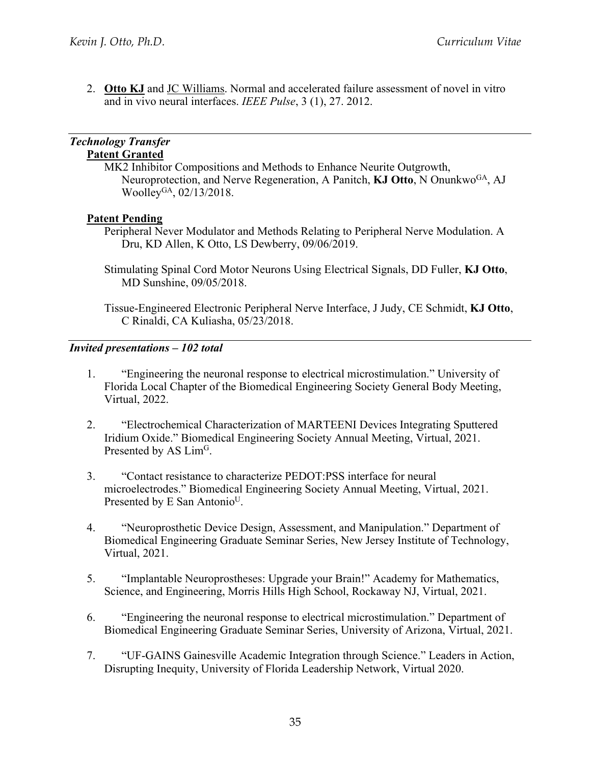2. **Otto KJ** and JC Williams. Normal and accelerated failure assessment of novel in vitro and in vivo neural interfaces. *IEEE Pulse*, 3 (1), 27. 2012.

---

### *Technology Transfer*

**Patent Granted**

MK2 Inhibitor Compositions and Methods to Enhance Neurite Outgrowth, Neuroprotection, and Nerve Regeneration, A Panitch, **KJ Otto**, N Onunkwo[GA], AJ Woolley[GA], 02/13/2018.

**Patent Pending**

Peripheral Never Modulator and Methods Relating to Peripheral Nerve Modulation. A Dru, KD Allen, K Otto, LS Dewberry, 09/06/2019.

Stimulating Spinal Cord Motor Neurons Using Electrical Signals, DD Fuller, **KJ Otto**, MD Sunshine, 09/05/2018.

Tissue-Engineered Electronic Peripheral Nerve Interface, J Judy, CE Schmidt, **KJ Otto**, C Rinaldi, CA Kuliasha, 05/23/2018.

---

### *Invited presentations – 102 total*

1. "Engineering the neuronal response to electrical microstimulation." University of Florida Local Chapter of the Biomedical Engineering Society General Body Meeting, Virtual, 2022.

2. "Electrochemical Characterization of MARTEENI Devices Integrating Sputtered Iridium Oxide." Biomedical Engineering Society Annual Meeting, Virtual, 2021. Presented by AS Lim[G].

3. "Contact resistance to characterize PEDOT:PSS interface for neural microelectrodes." Biomedical Engineering Society Annual Meeting, Virtual, 2021. Presented by E San Antonio[U].

4. "Neuroprosthetic Device Design, Assessment, and Manipulation." Department of Biomedical Engineering Graduate Seminar Series, New Jersey Institute of Technology, Virtual, 2021.

5. "Implantable Neuroprostheses: Upgrade your Brain!" Academy for Mathematics, Science, and Engineering, Morris Hills High School, Rockaway NJ, Virtual, 2021.

6. "Engineering the neuronal response to electrical microstimulation." Department of Biomedical Engineering Graduate Seminar Series, University of Arizona, Virtual, 2021.

7. "UF-GAINS Gainesville Academic Integration through Science." Leaders in Action, Disrupting Inequity, University of Florida Leadership Network, Virtual 2020.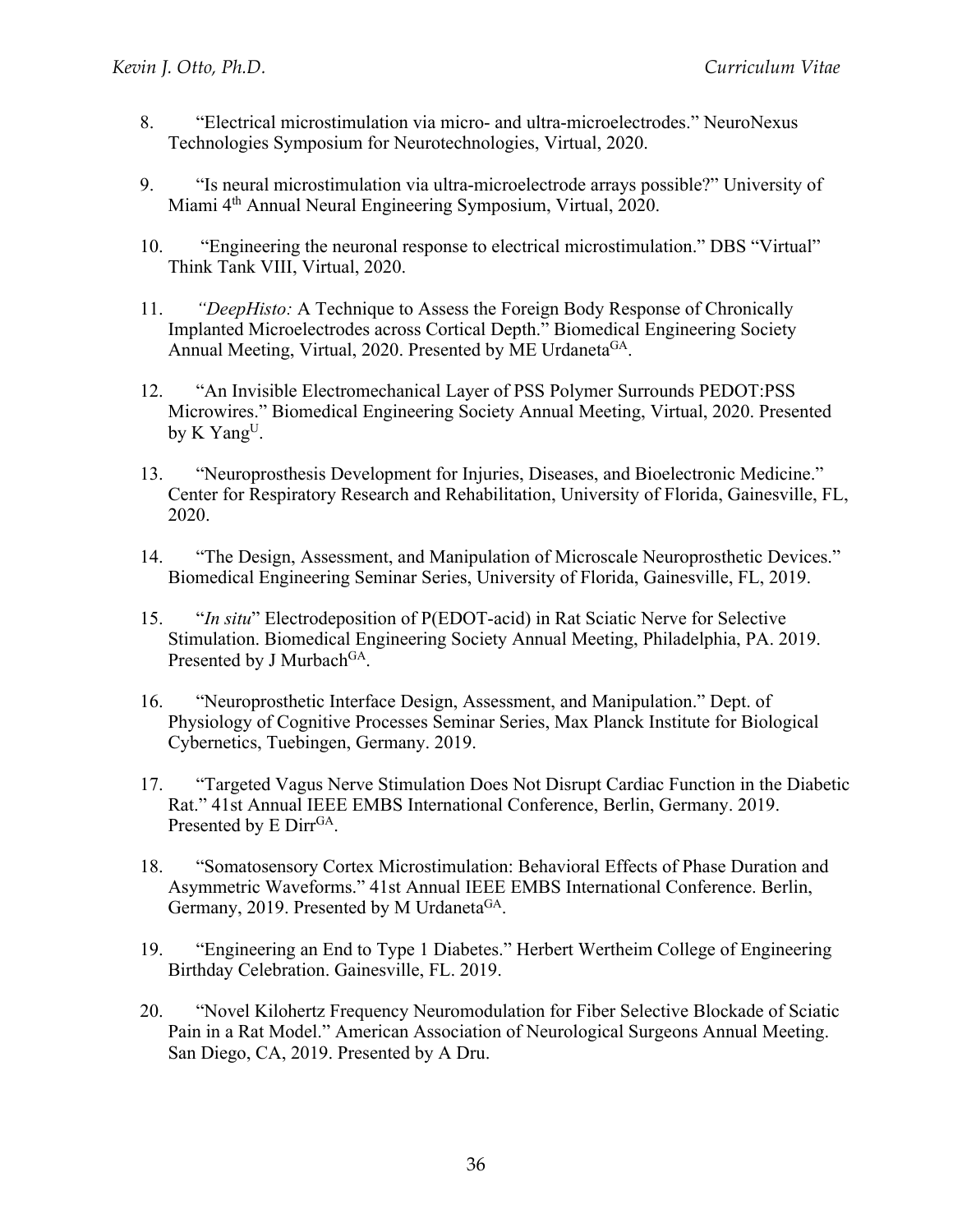8. "Electrical microstimulation via micro- and ultra-microelectrodes." NeuroNexus Technologies Symposium for Neurotechnologies, Virtual, 2020.

9. "Is neural microstimulation via ultra-microelectrode arrays possible?" University of Miami 4th Annual Neural Engineering Symposium, Virtual, 2020.

10. "Engineering the neuronal response to electrical microstimulation." DBS "Virtual" Think Tank VIII, Virtual, 2020.

11. *"DeepHisto:* A Technique to Assess the Foreign Body Response of Chronically Implanted Microelectrodes across Cortical Depth." Biomedical Engineering Society Annual Meeting, Virtual, 2020. Presented by ME Urdaneta[GA].

12. "An Invisible Electromechanical Layer of PSS Polymer Surrounds PEDOT:PSS Microwires." Biomedical Engineering Society Annual Meeting, Virtual, 2020. Presented by K Yang[U].

13. "Neuroprosthesis Development for Injuries, Diseases, and Bioelectronic Medicine." Center for Respiratory Research and Rehabilitation, University of Florida, Gainesville, FL, 2020.

14. "The Design, Assessment, and Manipulation of Microscale Neuroprosthetic Devices." Biomedical Engineering Seminar Series, University of Florida, Gainesville, FL, 2019.

15. "*In situ*" Electrodeposition of P(EDOT-acid) in Rat Sciatic Nerve for Selective Stimulation. Biomedical Engineering Society Annual Meeting, Philadelphia, PA. 2019. Presented by J Murbach[GA].

16. "Neuroprosthetic Interface Design, Assessment, and Manipulation." Dept. of Physiology of Cognitive Processes Seminar Series, Max Planck Institute for Biological Cybernetics, Tuebingen, Germany. 2019.

17. "Targeted Vagus Nerve Stimulation Does Not Disrupt Cardiac Function in the Diabetic Rat." 41st Annual IEEE EMBS International Conference, Berlin, Germany. 2019. Presented by E Dirr[GA].

18. "Somatosensory Cortex Microstimulation: Behavioral Effects of Phase Duration and Asymmetric Waveforms." 41st Annual IEEE EMBS International Conference. Berlin, Germany, 2019. Presented by M Urdaneta[GA].

19. "Engineering an End to Type 1 Diabetes." Herbert Wertheim College of Engineering Birthday Celebration. Gainesville, FL. 2019.

20. "Novel Kilohertz Frequency Neuromodulation for Fiber Selective Blockade of Sciatic Pain in a Rat Model." American Association of Neurological Surgeons Annual Meeting. San Diego, CA, 2019. Presented by A Dru.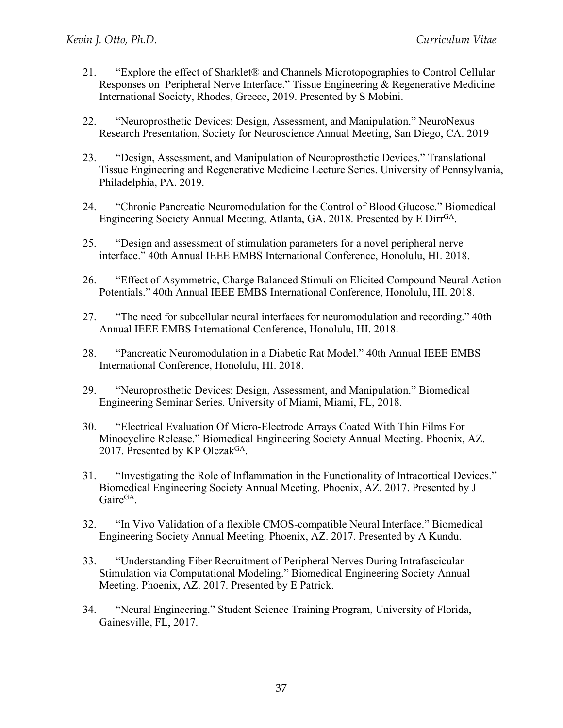21. "Explore the effect of Sharklet® and Channels Microtopographies to Control Cellular Responses on Peripheral Nerve Interface." Tissue Engineering & Regenerative Medicine International Society, Rhodes, Greece, 2019. Presented by S Mobini.

22. "Neuroprosthetic Devices: Design, Assessment, and Manipulation." NeuroNexus Research Presentation, Society for Neuroscience Annual Meeting, San Diego, CA. 2019

23. "Design, Assessment, and Manipulation of Neuroprosthetic Devices." Translational Tissue Engineering and Regenerative Medicine Lecture Series. University of Pennsylvania, Philadelphia, PA. 2019.

24. "Chronic Pancreatic Neuromodulation for the Control of Blood Glucose." Biomedical Engineering Society Annual Meeting, Atlanta, GA. 2018. Presented by E Dirr[GA].

25. "Design and assessment of stimulation parameters for a novel peripheral nerve interface." 40th Annual IEEE EMBS International Conference, Honolulu, HI. 2018.

26. "Effect of Asymmetric, Charge Balanced Stimuli on Elicited Compound Neural Action Potentials." 40th Annual IEEE EMBS International Conference, Honolulu, HI. 2018.

27. "The need for subcellular neural interfaces for neuromodulation and recording." 40th Annual IEEE EMBS International Conference, Honolulu, HI. 2018.

28. "Pancreatic Neuromodulation in a Diabetic Rat Model." 40th Annual IEEE EMBS International Conference, Honolulu, HI. 2018.

29. "Neuroprosthetic Devices: Design, Assessment, and Manipulation." Biomedical Engineering Seminar Series. University of Miami, Miami, FL, 2018.

30. "Electrical Evaluation Of Micro-Electrode Arrays Coated With Thin Films For Minocycline Release." Biomedical Engineering Society Annual Meeting. Phoenix, AZ. 2017. Presented by KP Olczak[GA].

31. "Investigating the Role of Inflammation in the Functionality of Intracortical Devices." Biomedical Engineering Society Annual Meeting. Phoenix, AZ. 2017. Presented by J Gaire[GA].

32. "In Vivo Validation of a flexible CMOS-compatible Neural Interface." Biomedical Engineering Society Annual Meeting. Phoenix, AZ. 2017. Presented by A Kundu.

33. "Understanding Fiber Recruitment of Peripheral Nerves During Intrafascicular Stimulation via Computational Modeling." Biomedical Engineering Society Annual Meeting. Phoenix, AZ. 2017. Presented by E Patrick.

34. "Neural Engineering." Student Science Training Program, University of Florida, Gainesville, FL, 2017.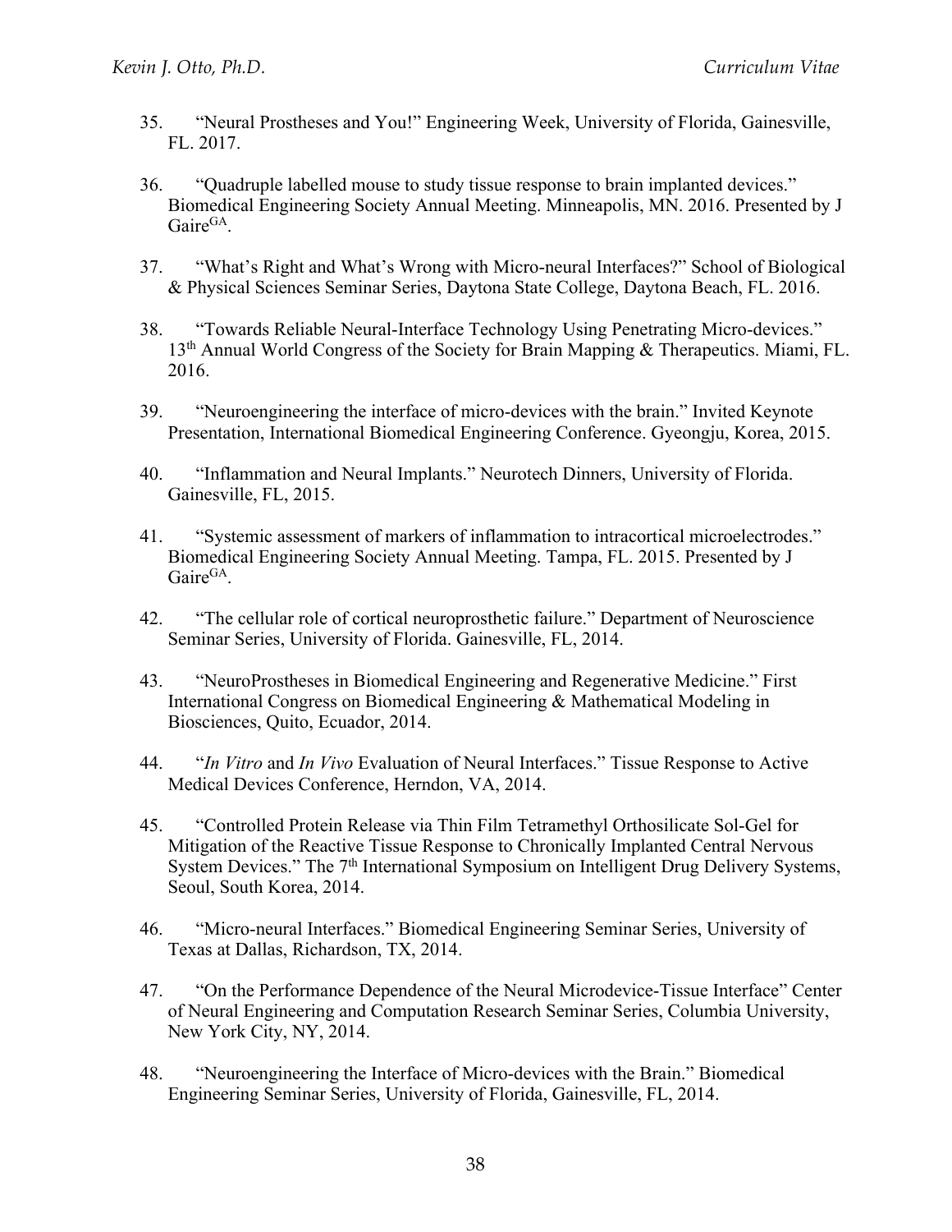35. "Neural Prostheses and You!" Engineering Week, University of Florida, Gainesville, FL. 2017.

36. "Quadruple labelled mouse to study tissue response to brain implanted devices." Biomedical Engineering Society Annual Meeting. Minneapolis, MN. 2016. Presented by J Gaire[GA].

37. "What's Right and What's Wrong with Micro-neural Interfaces?" School of Biological & Physical Sciences Seminar Series, Daytona State College, Daytona Beach, FL. 2016.

38. "Towards Reliable Neural-Interface Technology Using Penetrating Micro-devices." 13th Annual World Congress of the Society for Brain Mapping & Therapeutics. Miami, FL. 2016.

39. "Neuroengineering the interface of micro-devices with the brain." Invited Keynote Presentation, International Biomedical Engineering Conference. Gyeongju, Korea, 2015.

40. "Inflammation and Neural Implants." Neurotech Dinners, University of Florida. Gainesville, FL, 2015.

41. "Systemic assessment of markers of inflammation to intracortical microelectrodes." Biomedical Engineering Society Annual Meeting. Tampa, FL. 2015. Presented by J Gaire[GA].

42. "The cellular role of cortical neuroprosthetic failure." Department of Neuroscience Seminar Series, University of Florida. Gainesville, FL, 2014.

43. "NeuroProstheses in Biomedical Engineering and Regenerative Medicine." First International Congress on Biomedical Engineering & Mathematical Modeling in Biosciences, Quito, Ecuador, 2014.

44. "*In Vitro* and *In Vivo* Evaluation of Neural Interfaces." Tissue Response to Active Medical Devices Conference, Herndon, VA, 2014.

45. "Controlled Protein Release via Thin Film Tetramethyl Orthosilicate Sol-Gel for Mitigation of the Reactive Tissue Response to Chronically Implanted Central Nervous System Devices." The 7th International Symposium on Intelligent Drug Delivery Systems, Seoul, South Korea, 2014.

46. "Micro-neural Interfaces." Biomedical Engineering Seminar Series, University of Texas at Dallas, Richardson, TX, 2014.

47. "On the Performance Dependence of the Neural Microdevice-Tissue Interface" Center of Neural Engineering and Computation Research Seminar Series, Columbia University, New York City, NY, 2014.

48. "Neuroengineering the Interface of Micro-devices with the Brain." Biomedical Engineering Seminar Series, University of Florida, Gainesville, FL, 2014.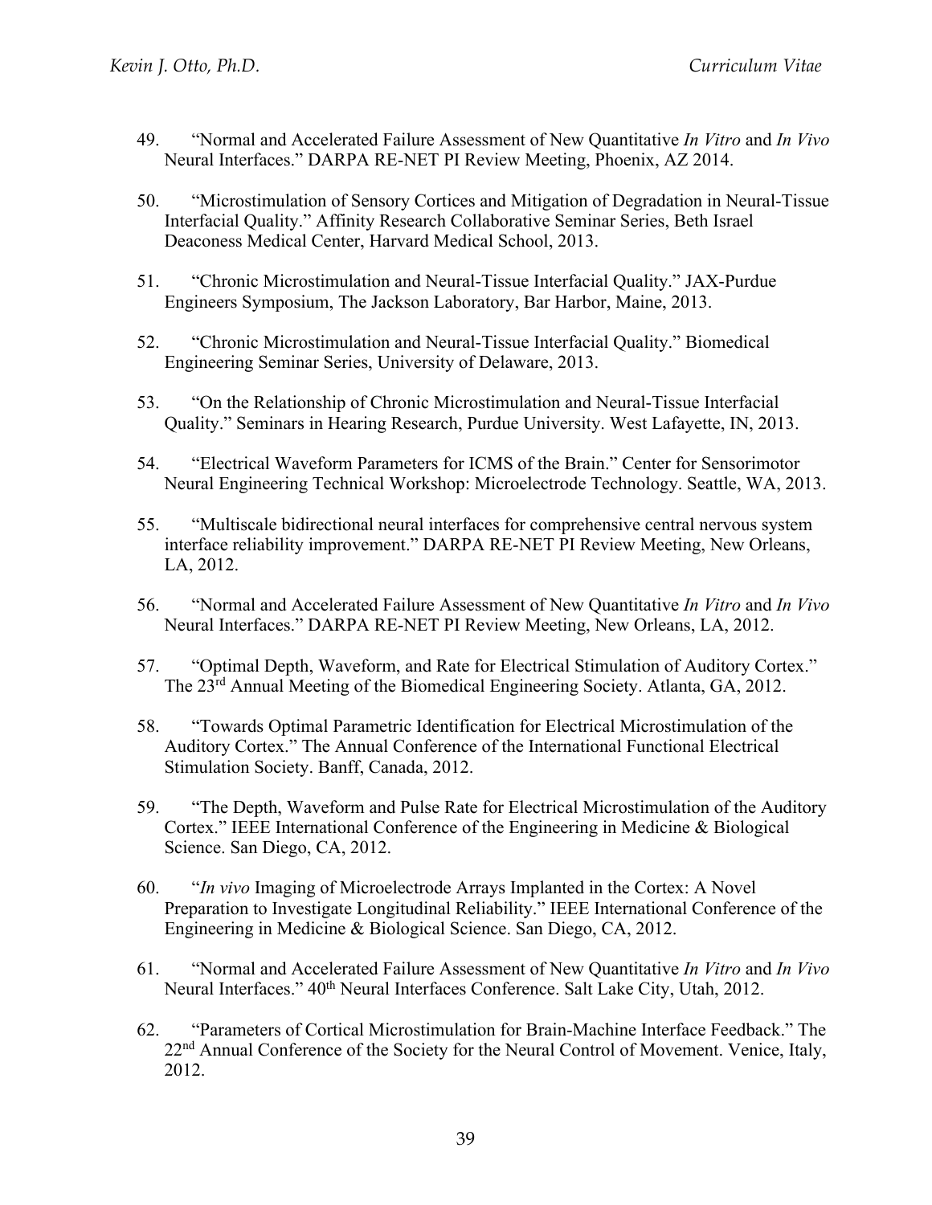49. “Normal and Accelerated Failure Assessment of New Quantitative *In Vitro* and *In Vivo* Neural Interfaces.” DARPA RE-NET PI Review Meeting, Phoenix, AZ 2014.

50. “Microstimulation of Sensory Cortices and Mitigation of Degradation in Neural-Tissue Interfacial Quality.” Affinity Research Collaborative Seminar Series, Beth Israel Deaconess Medical Center, Harvard Medical School, 2013.

51. “Chronic Microstimulation and Neural-Tissue Interfacial Quality.” JAX-Purdue Engineers Symposium, The Jackson Laboratory, Bar Harbor, Maine, 2013.

52. “Chronic Microstimulation and Neural-Tissue Interfacial Quality.” Biomedical Engineering Seminar Series, University of Delaware, 2013.

53. “On the Relationship of Chronic Microstimulation and Neural-Tissue Interfacial Quality.” Seminars in Hearing Research, Purdue University. West Lafayette, IN, 2013.

54. “Electrical Waveform Parameters for ICMS of the Brain.” Center for Sensorimotor Neural Engineering Technical Workshop: Microelectrode Technology. Seattle, WA, 2013.

55. “Multiscale bidirectional neural interfaces for comprehensive central nervous system interface reliability improvement.” DARPA RE-NET PI Review Meeting, New Orleans, LA, 2012.

56. “Normal and Accelerated Failure Assessment of New Quantitative *In Vitro* and *In Vivo* Neural Interfaces.” DARPA RE-NET PI Review Meeting, New Orleans, LA, 2012.

57. “Optimal Depth, Waveform, and Rate for Electrical Stimulation of Auditory Cortex.” The 23rd Annual Meeting of the Biomedical Engineering Society. Atlanta, GA, 2012.

58. “Towards Optimal Parametric Identification for Electrical Microstimulation of the Auditory Cortex.” The Annual Conference of the International Functional Electrical Stimulation Society. Banff, Canada, 2012.

59. “The Depth, Waveform and Pulse Rate for Electrical Microstimulation of the Auditory Cortex.” IEEE International Conference of the Engineering in Medicine & Biological Science. San Diego, CA, 2012.

60. “*In vivo* Imaging of Microelectrode Arrays Implanted in the Cortex: A Novel Preparation to Investigate Longitudinal Reliability.” IEEE International Conference of the Engineering in Medicine & Biological Science. San Diego, CA, 2012.

61. “Normal and Accelerated Failure Assessment of New Quantitative *In Vitro* and *In Vivo* Neural Interfaces.” 40th Neural Interfaces Conference. Salt Lake City, Utah, 2012.

62. “Parameters of Cortical Microstimulation for Brain-Machine Interface Feedback.” The 22nd Annual Conference of the Society for the Neural Control of Movement. Venice, Italy, 2012.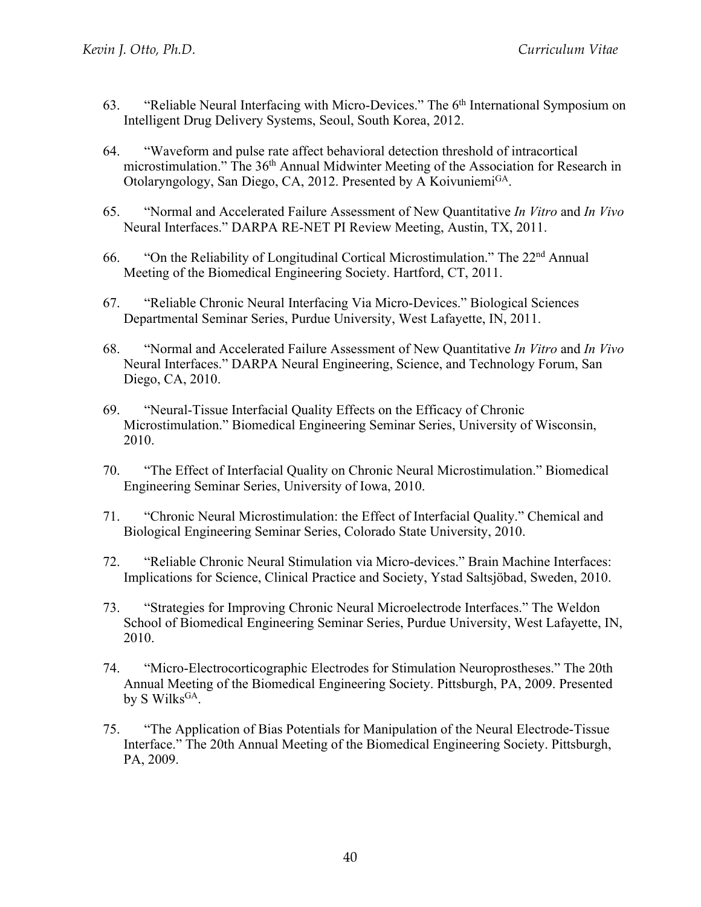63. "Reliable Neural Interfacing with Micro-Devices." The 6th International Symposium on Intelligent Drug Delivery Systems, Seoul, South Korea, 2012.

64. "Waveform and pulse rate affect behavioral detection threshold of intracortical microstimulation." The 36th Annual Midwinter Meeting of the Association for Research in Otolaryngology, San Diego, CA, 2012. Presented by A Koivuniemi[GA].

65. "Normal and Accelerated Failure Assessment of New Quantitative *In Vitro* and *In Vivo* Neural Interfaces." DARPA RE-NET PI Review Meeting, Austin, TX, 2011.

66. "On the Reliability of Longitudinal Cortical Microstimulation." The 22nd Annual Meeting of the Biomedical Engineering Society. Hartford, CT, 2011.

67. "Reliable Chronic Neural Interfacing Via Micro-Devices." Biological Sciences Departmental Seminar Series, Purdue University, West Lafayette, IN, 2011.

68. "Normal and Accelerated Failure Assessment of New Quantitative *In Vitro* and *In Vivo* Neural Interfaces." DARPA Neural Engineering, Science, and Technology Forum, San Diego, CA, 2010.

69. "Neural-Tissue Interfacial Quality Effects on the Efficacy of Chronic Microstimulation." Biomedical Engineering Seminar Series, University of Wisconsin, 2010.

70. "The Effect of Interfacial Quality on Chronic Neural Microstimulation." Biomedical Engineering Seminar Series, University of Iowa, 2010.

71. "Chronic Neural Microstimulation: the Effect of Interfacial Quality." Chemical and Biological Engineering Seminar Series, Colorado State University, 2010.

72. "Reliable Chronic Neural Stimulation via Micro-devices." Brain Machine Interfaces: Implications for Science, Clinical Practice and Society, Ystad Saltsjöbad, Sweden, 2010.

73. "Strategies for Improving Chronic Neural Microelectrode Interfaces." The Weldon School of Biomedical Engineering Seminar Series, Purdue University, West Lafayette, IN, 2010.

74. "Micro-Electrocorticographic Electrodes for Stimulation Neuroprostheses." The 20th Annual Meeting of the Biomedical Engineering Society. Pittsburgh, PA, 2009. Presented by S Wilks[GA].

75. "The Application of Bias Potentials for Manipulation of the Neural Electrode-Tissue Interface." The 20th Annual Meeting of the Biomedical Engineering Society. Pittsburgh, PA, 2009.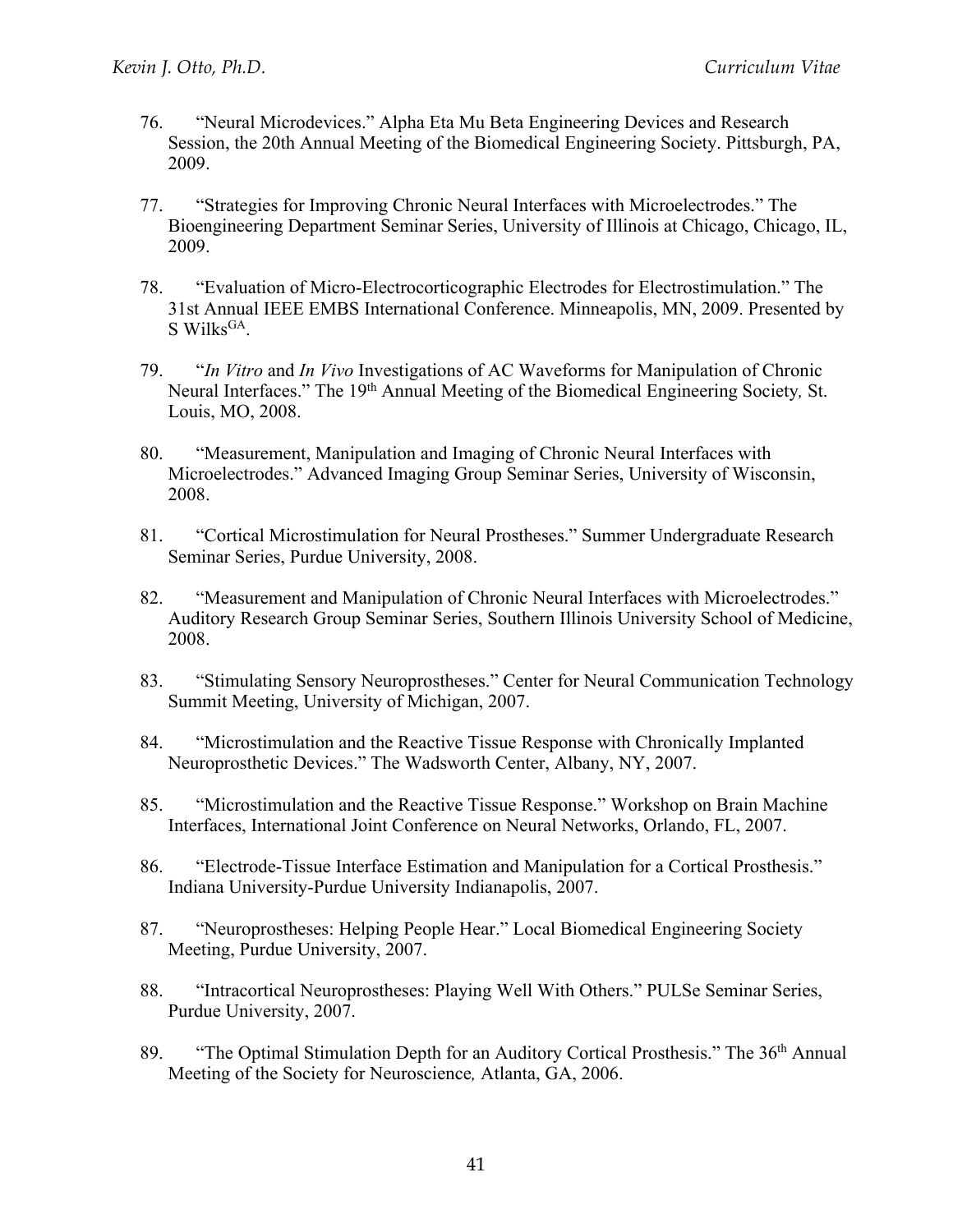76. "Neural Microdevices." Alpha Eta Mu Beta Engineering Devices and Research Session, the 20th Annual Meeting of the Biomedical Engineering Society. Pittsburgh, PA, 2009.

77. "Strategies for Improving Chronic Neural Interfaces with Microelectrodes." The Bioengineering Department Seminar Series, University of Illinois at Chicago, Chicago, IL, 2009.

78. "Evaluation of Micro-Electrocorticographic Electrodes for Electrostimulation." The 31st Annual IEEE EMBS International Conference. Minneapolis, MN, 2009. Presented by S Wilks[GA].

79. "*In Vitro* and *In Vivo* Investigations of AC Waveforms for Manipulation of Chronic Neural Interfaces." The 19th Annual Meeting of the Biomedical Engineering Society*,* St. Louis, MO, 2008.

80. "Measurement, Manipulation and Imaging of Chronic Neural Interfaces with Microelectrodes." Advanced Imaging Group Seminar Series, University of Wisconsin, 2008.

81. "Cortical Microstimulation for Neural Prostheses." Summer Undergraduate Research Seminar Series, Purdue University, 2008.

82. "Measurement and Manipulation of Chronic Neural Interfaces with Microelectrodes." Auditory Research Group Seminar Series, Southern Illinois University School of Medicine, 2008.

83. "Stimulating Sensory Neuroprostheses." Center for Neural Communication Technology Summit Meeting, University of Michigan, 2007.

84. "Microstimulation and the Reactive Tissue Response with Chronically Implanted Neuroprosthetic Devices." The Wadsworth Center, Albany, NY, 2007.

85. "Microstimulation and the Reactive Tissue Response." Workshop on Brain Machine Interfaces, International Joint Conference on Neural Networks, Orlando, FL, 2007.

86. "Electrode-Tissue Interface Estimation and Manipulation for a Cortical Prosthesis." Indiana University-Purdue University Indianapolis, 2007.

87. "Neuroprostheses: Helping People Hear." Local Biomedical Engineering Society Meeting, Purdue University, 2007.

88. "Intracortical Neuroprostheses: Playing Well With Others." PULSe Seminar Series, Purdue University, 2007.

89. "The Optimal Stimulation Depth for an Auditory Cortical Prosthesis." The 36th Annual Meeting of the Society for Neuroscience*,* Atlanta, GA, 2006.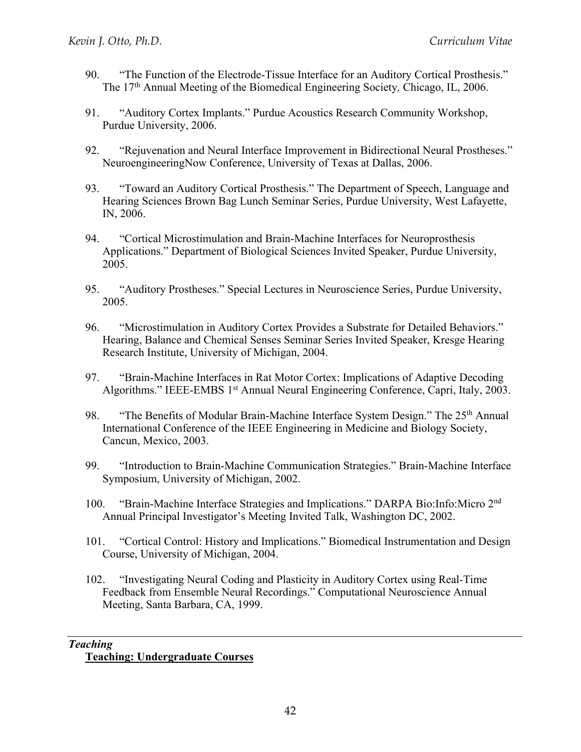90. "The Function of the Electrode-Tissue Interface for an Auditory Cortical Prosthesis." The 17th Annual Meeting of the Biomedical Engineering Society, Chicago, IL, 2006.

91. "Auditory Cortex Implants." Purdue Acoustics Research Community Workshop, Purdue University, 2006.

92. "Rejuvenation and Neural Interface Improvement in Bidirectional Neural Prostheses." NeuroengineeringNow Conference, University of Texas at Dallas, 2006.

93. "Toward an Auditory Cortical Prosthesis." The Department of Speech, Language and Hearing Sciences Brown Bag Lunch Seminar Series, Purdue University, West Lafayette, IN, 2006.

94. "Cortical Microstimulation and Brain-Machine Interfaces for Neuroprosthesis Applications." Department of Biological Sciences Invited Speaker, Purdue University, 2005.

95. "Auditory Prostheses." Special Lectures in Neuroscience Series, Purdue University, 2005.

96. "Microstimulation in Auditory Cortex Provides a Substrate for Detailed Behaviors." Hearing, Balance and Chemical Senses Seminar Series Invited Speaker, Kresge Hearing Research Institute, University of Michigan, 2004.

97. "Brain-Machine Interfaces in Rat Motor Cortex: Implications of Adaptive Decoding Algorithms." IEEE-EMBS 1st Annual Neural Engineering Conference, Capri, Italy, 2003.

98. "The Benefits of Modular Brain-Machine Interface System Design." The 25th Annual International Conference of the IEEE Engineering in Medicine and Biology Society, Cancun, Mexico, 2003.

99. "Introduction to Brain-Machine Communication Strategies." Brain-Machine Interface Symposium, University of Michigan, 2002.

100. "Brain-Machine Interface Strategies and Implications." DARPA Bio:Info:Micro 2nd Annual Principal Investigator's Meeting Invited Talk, Washington DC, 2002.

101. "Cortical Control: History and Implications." Biomedical Instrumentation and Design Course, University of Michigan, 2004.

102. "Investigating Neural Coding and Plasticity in Auditory Cortex using Real-Time Feedback from Ensemble Neural Recordings." Computational Neuroscience Annual Meeting, Santa Barbara, CA, 1999.

---

***Teaching***

**<u>Teaching: Undergraduate Courses</u>**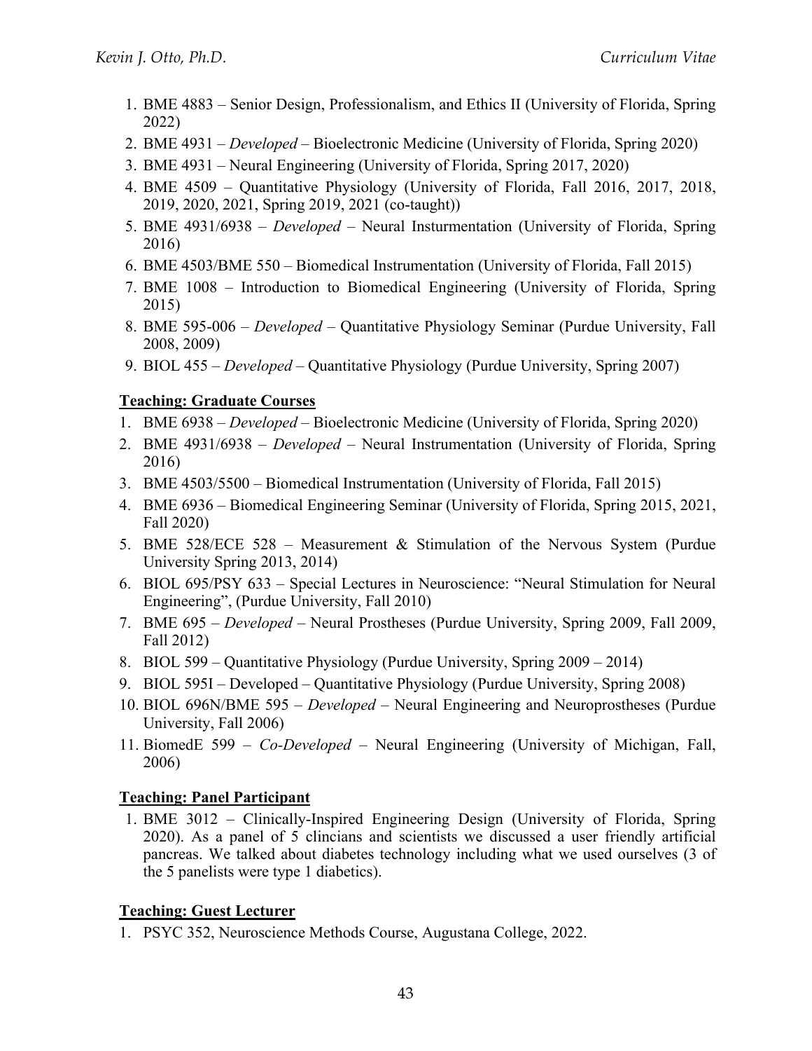1. BME 4883 – Senior Design, Professionalism, and Ethics II (University of Florida, Spring 2022)
2. BME 4931 – *Developed* – Bioelectronic Medicine (University of Florida, Spring 2020)
3. BME 4931 – Neural Engineering (University of Florida, Spring 2017, 2020)
4. BME 4509 – Quantitative Physiology (University of Florida, Fall 2016, 2017, 2018, 2019, 2020, 2021, Spring 2019, 2021 (co-taught))
5. BME 4931/6938 – *Developed* – Neural Insturmentation (University of Florida, Spring 2016)
6. BME 4503/BME 550 – Biomedical Instrumentation (University of Florida, Fall 2015)
7. BME 1008 – Introduction to Biomedical Engineering (University of Florida, Spring 2015)
8. BME 595-006 – *Developed* – Quantitative Physiology Seminar (Purdue University, Fall 2008, 2009)
9. BIOL 455 – *Developed* – Quantitative Physiology (Purdue University, Spring 2007)

**Teaching: Graduate Courses**

1. BME 6938 – *Developed* – Bioelectronic Medicine (University of Florida, Spring 2020)
2. BME 4931/6938 – *Developed* – Neural Instrumentation (University of Florida, Spring 2016)
3. BME 4503/5500 – Biomedical Instrumentation (University of Florida, Fall 2015)
4. BME 6936 – Biomedical Engineering Seminar (University of Florida, Spring 2015, 2021, Fall 2020)
5. BME 528/ECE 528 – Measurement & Stimulation of the Nervous System (Purdue University Spring 2013, 2014)
6. BIOL 695/PSY 633 – Special Lectures in Neuroscience: "Neural Stimulation for Neural Engineering", (Purdue University, Fall 2010)
7. BME 695 – *Developed* – Neural Prostheses (Purdue University, Spring 2009, Fall 2009, Fall 2012)
8. BIOL 599 – Quantitative Physiology (Purdue University, Spring 2009 – 2014)
9. BIOL 595I – Developed – Quantitative Physiology (Purdue University, Spring 2008)
10. BIOL 696N/BME 595 – *Developed* – Neural Engineering and Neuroprostheses (Purdue University, Fall 2006)
11. BiomedE 599 – *Co-Developed* – Neural Engineering (University of Michigan, Fall, 2006)

**Teaching: Panel Participant**

1. BME 3012 – Clinically-Inspired Engineering Design (University of Florida, Spring 2020). As a panel of 5 clincians and scientists we discussed a user friendly artificial pancreas. We talked about diabetes technology including what we used ourselves (3 of the 5 panelists were type 1 diabetics).

**Teaching: Guest Lecturer**

1. PSYC 352, Neuroscience Methods Course, Augustana College, 2022.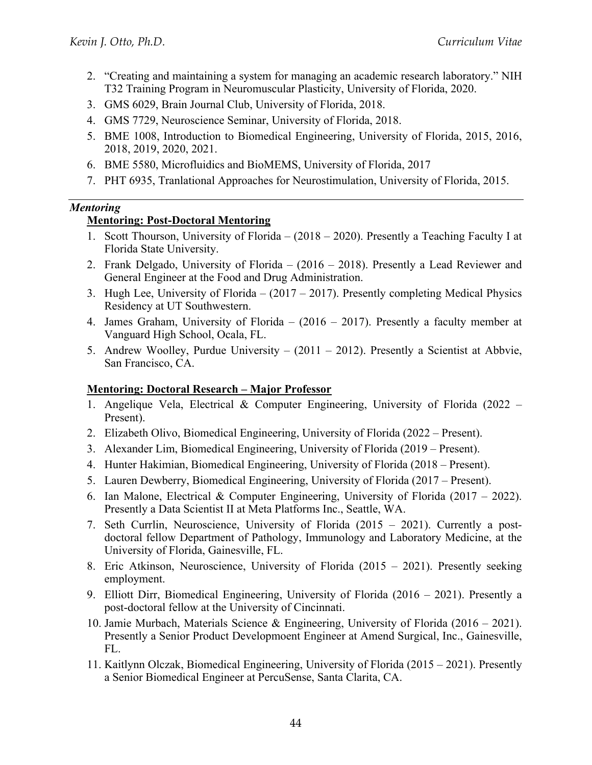2. "Creating and maintaining a system for managing an academic research laboratory." NIH T32 Training Program in Neuromuscular Plasticity, University of Florida, 2020.
3. GMS 6029, Brain Journal Club, University of Florida, 2018.
4. GMS 7729, Neuroscience Seminar, University of Florida, 2018.
5. BME 1008, Introduction to Biomedical Engineering, University of Florida, 2015, 2016, 2018, 2019, 2020, 2021.
6. BME 5580, Microfluidics and BioMEMS, University of Florida, 2017
7. PHT 6935, Tranlational Approaches for Neurostimulation, University of Florida, 2015.

---

### *Mentoring*

#### **Mentoring: Post-Doctoral Mentoring**

1. Scott Thourson, University of Florida – (2018 – 2020). Presently a Teaching Faculty I at Florida State University.
2. Frank Delgado, University of Florida – (2016 – 2018). Presently a Lead Reviewer and General Engineer at the Food and Drug Administration.
3. Hugh Lee, University of Florida – (2017 – 2017). Presently completing Medical Physics Residency at UT Southwestern.
4. James Graham, University of Florida – (2016 – 2017). Presently a faculty member at Vanguard High School, Ocala, FL.
5. Andrew Woolley, Purdue University – (2011 – 2012). Presently a Scientist at Abbvie, San Francisco, CA.

#### **Mentoring: Doctoral Research – Major Professor**

1. Angelique Vela, Electrical & Computer Engineering, University of Florida (2022 – Present).
2. Elizabeth Olivo, Biomedical Engineering, University of Florida (2022 – Present).
3. Alexander Lim, Biomedical Engineering, University of Florida (2019 – Present).
4. Hunter Hakimian, Biomedical Engineering, University of Florida (2018 – Present).
5. Lauren Dewberry, Biomedical Engineering, University of Florida (2017 – Present).
6. Ian Malone, Electrical & Computer Engineering, University of Florida (2017 – 2022). Presently a Data Scientist II at Meta Platforms Inc., Seattle, WA.
7. Seth Currlin, Neuroscience, University of Florida (2015 – 2021). Currently a post-doctoral fellow Department of Pathology, Immunology and Laboratory Medicine, at the University of Florida, Gainesville, FL.
8. Eric Atkinson, Neuroscience, University of Florida (2015 – 2021). Presently seeking employment.
9. Elliott Dirr, Biomedical Engineering, University of Florida (2016 – 2021). Presently a post-doctoral fellow at the University of Cincinnati.
10. Jamie Murbach, Materials Science & Engineering, University of Florida (2016 – 2021). Presently a Senior Product Developmoent Engineer at Amend Surgical, Inc., Gainesville, FL.
11. Kaitlynn Olczak, Biomedical Engineering, University of Florida (2015 – 2021). Presently a Senior Biomedical Engineer at PercuSense, Santa Clarita, CA.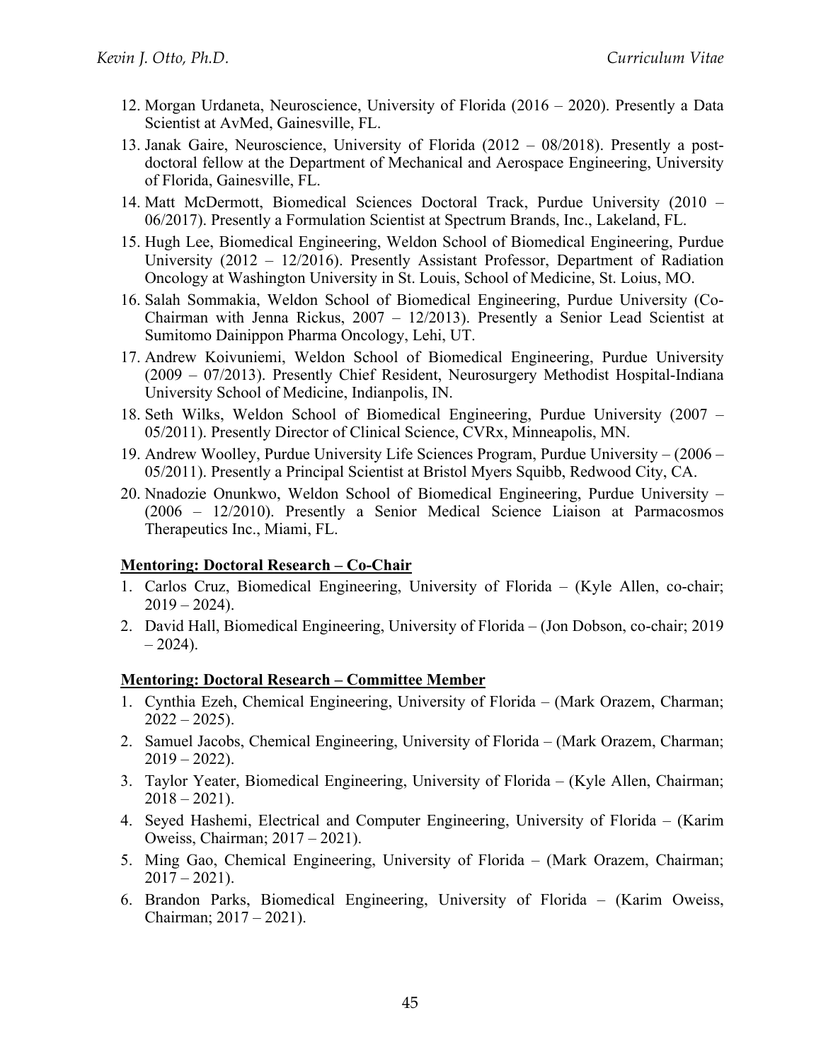12. Morgan Urdaneta, Neuroscience, University of Florida (2016 – 2020). Presently a Data Scientist at AvMed, Gainesville, FL.
13. Janak Gaire, Neuroscience, University of Florida (2012 – 08/2018). Presently a post-doctoral fellow at the Department of Mechanical and Aerospace Engineering, University of Florida, Gainesville, FL.
14. Matt McDermott, Biomedical Sciences Doctoral Track, Purdue University (2010 – 06/2017). Presently a Formulation Scientist at Spectrum Brands, Inc., Lakeland, FL.
15. Hugh Lee, Biomedical Engineering, Weldon School of Biomedical Engineering, Purdue University (2012 – 12/2016). Presently Assistant Professor, Department of Radiation Oncology at Washington University in St. Louis, School of Medicine, St. Loius, MO.
16. Salah Sommakia, Weldon School of Biomedical Engineering, Purdue University (Co-Chairman with Jenna Rickus, 2007 – 12/2013). Presently a Senior Lead Scientist at Sumitomo Dainippon Pharma Oncology, Lehi, UT.
17. Andrew Koivuniemi, Weldon School of Biomedical Engineering, Purdue University (2009 – 07/2013). Presently Chief Resident, Neurosurgery Methodist Hospital-Indiana University School of Medicine, Indianpolis, IN.
18. Seth Wilks, Weldon School of Biomedical Engineering, Purdue University (2007 – 05/2011). Presently Director of Clinical Science, CVRx, Minneapolis, MN.
19. Andrew Woolley, Purdue University Life Sciences Program, Purdue University – (2006 – 05/2011). Presently a Principal Scientist at Bristol Myers Squibb, Redwood City, CA.
20. Nnadozie Onunkwo, Weldon School of Biomedical Engineering, Purdue University – (2006 – 12/2010). Presently a Senior Medical Science Liaison at Parmacosmos Therapeutics Inc., Miami, FL.

**Mentoring: Doctoral Research – Co-Chair**

1. Carlos Cruz, Biomedical Engineering, University of Florida – (Kyle Allen, co-chair; 2019 – 2024).
2. David Hall, Biomedical Engineering, University of Florida – (Jon Dobson, co-chair; 2019 – 2024).

**Mentoring: Doctoral Research – Committee Member**

1. Cynthia Ezeh, Chemical Engineering, University of Florida – (Mark Orazem, Charman; 2022 – 2025).
2. Samuel Jacobs, Chemical Engineering, University of Florida – (Mark Orazem, Charman; 2019 – 2022).
3. Taylor Yeater, Biomedical Engineering, University of Florida – (Kyle Allen, Chairman; 2018 – 2021).
4. Seyed Hashemi, Electrical and Computer Engineering, University of Florida – (Karim Oweiss, Chairman; 2017 – 2021).
5. Ming Gao, Chemical Engineering, University of Florida – (Mark Orazem, Chairman; 2017 – 2021).
6. Brandon Parks, Biomedical Engineering, University of Florida – (Karim Oweiss, Chairman; 2017 – 2021).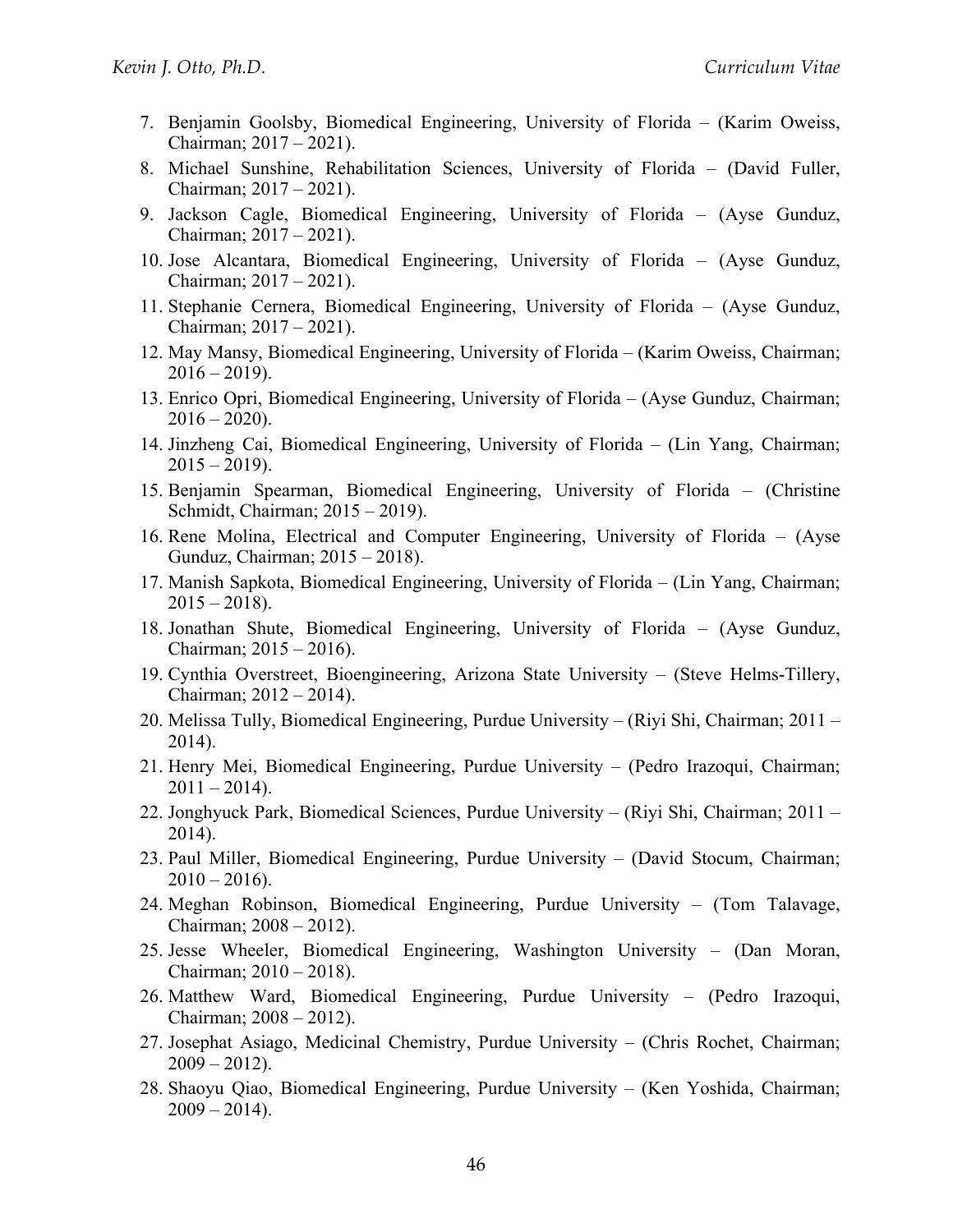7. Benjamin Goolsby, Biomedical Engineering, University of Florida – (Karim Oweiss, Chairman; 2017 – 2021).
8. Michael Sunshine, Rehabilitation Sciences, University of Florida – (David Fuller, Chairman; 2017 – 2021).
9. Jackson Cagle, Biomedical Engineering, University of Florida – (Ayse Gunduz, Chairman; 2017 – 2021).
10. Jose Alcantara, Biomedical Engineering, University of Florida – (Ayse Gunduz, Chairman; 2017 – 2021).
11. Stephanie Cernera, Biomedical Engineering, University of Florida – (Ayse Gunduz, Chairman; 2017 – 2021).
12. May Mansy, Biomedical Engineering, University of Florida – (Karim Oweiss, Chairman; 2016 – 2019).
13. Enrico Opri, Biomedical Engineering, University of Florida – (Ayse Gunduz, Chairman; 2016 – 2020).
14. Jinzheng Cai, Biomedical Engineering, University of Florida – (Lin Yang, Chairman; 2015 – 2019).
15. Benjamin Spearman, Biomedical Engineering, University of Florida – (Christine Schmidt, Chairman; 2015 – 2019).
16. Rene Molina, Electrical and Computer Engineering, University of Florida – (Ayse Gunduz, Chairman; 2015 – 2018).
17. Manish Sapkota, Biomedical Engineering, University of Florida – (Lin Yang, Chairman; 2015 – 2018).
18. Jonathan Shute, Biomedical Engineering, University of Florida – (Ayse Gunduz, Chairman; 2015 – 2016).
19. Cynthia Overstreet, Bioengineering, Arizona State University – (Steve Helms-Tillery, Chairman; 2012 – 2014).
20. Melissa Tully, Biomedical Engineering, Purdue University – (Riyi Shi, Chairman; 2011 – 2014).
21. Henry Mei, Biomedical Engineering, Purdue University – (Pedro Irazoqui, Chairman; 2011 – 2014).
22. Jonghyuck Park, Biomedical Sciences, Purdue University – (Riyi Shi, Chairman; 2011 – 2014).
23. Paul Miller, Biomedical Engineering, Purdue University – (David Stocum, Chairman; 2010 – 2016).
24. Meghan Robinson, Biomedical Engineering, Purdue University – (Tom Talavage, Chairman; 2008 – 2012).
25. Jesse Wheeler, Biomedical Engineering, Washington University – (Dan Moran, Chairman; 2010 – 2018).
26. Matthew Ward, Biomedical Engineering, Purdue University – (Pedro Irazoqui, Chairman; 2008 – 2012).
27. Josephat Asiago, Medicinal Chemistry, Purdue University – (Chris Rochet, Chairman; 2009 – 2012).
28. Shaoyu Qiao, Biomedical Engineering, Purdue University – (Ken Yoshida, Chairman; 2009 – 2014).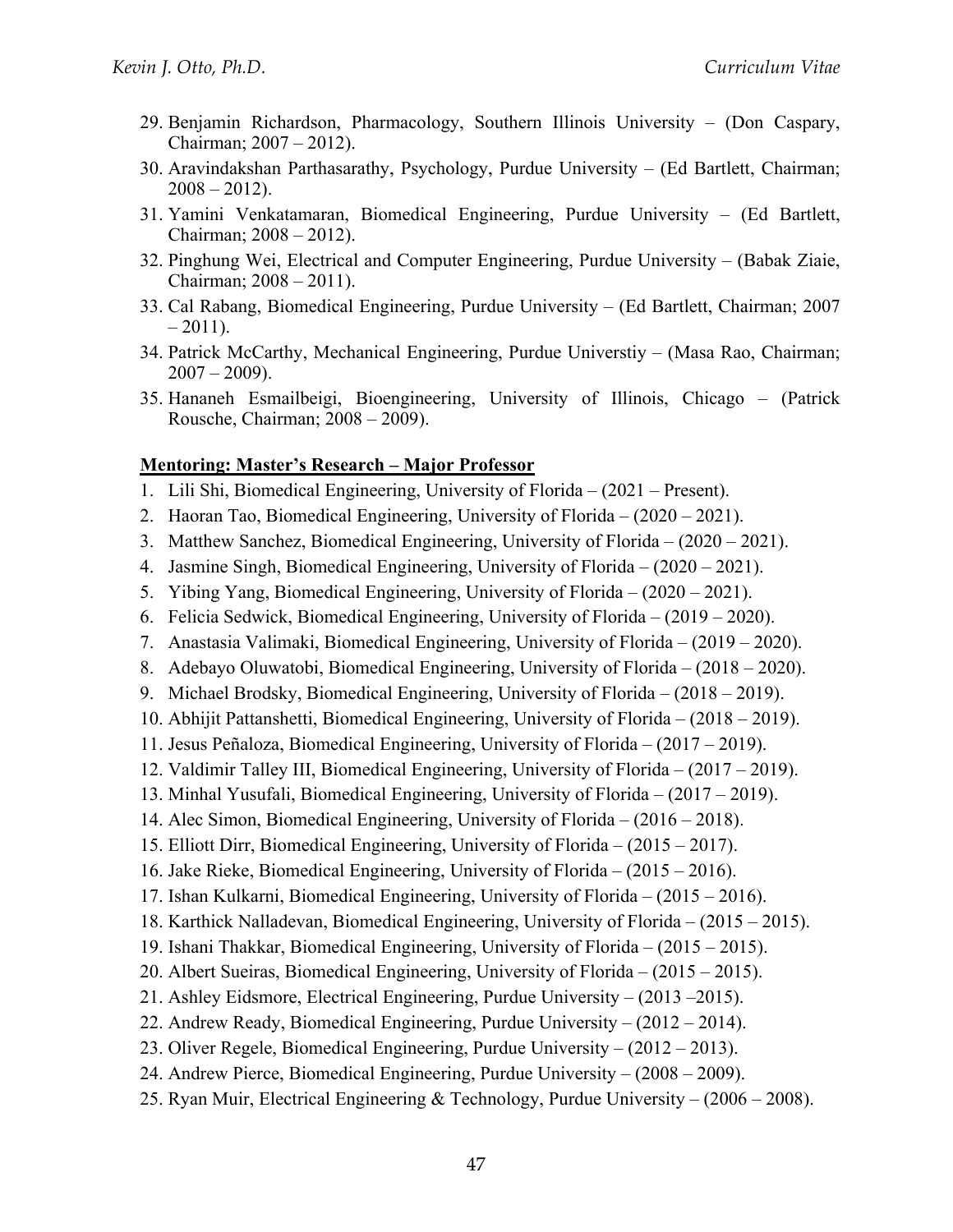29. Benjamin Richardson, Pharmacology, Southern Illinois University – (Don Caspary, Chairman; 2007 – 2012).
30. Aravindakshan Parthasarathy, Psychology, Purdue University – (Ed Bartlett, Chairman; 2008 – 2012).
31. Yamini Venkatamaran, Biomedical Engineering, Purdue University – (Ed Bartlett, Chairman; 2008 – 2012).
32. Pinghung Wei, Electrical and Computer Engineering, Purdue University – (Babak Ziaie, Chairman; 2008 – 2011).
33. Cal Rabang, Biomedical Engineering, Purdue University – (Ed Bartlett, Chairman; 2007 – 2011).
34. Patrick McCarthy, Mechanical Engineering, Purdue Universtiy – (Masa Rao, Chairman; 2007 – 2009).
35. Hananeh Esmailbeigi, Bioengineering, University of Illinois, Chicago – (Patrick Rousche, Chairman; 2008 – 2009).

**Mentoring: Master's Research – Major Professor**

1. Lili Shi, Biomedical Engineering, University of Florida – (2021 – Present).
2. Haoran Tao, Biomedical Engineering, University of Florida – (2020 – 2021).
3. Matthew Sanchez, Biomedical Engineering, University of Florida – (2020 – 2021).
4. Jasmine Singh, Biomedical Engineering, University of Florida – (2020 – 2021).
5. Yibing Yang, Biomedical Engineering, University of Florida – (2020 – 2021).
6. Felicia Sedwick, Biomedical Engineering, University of Florida – (2019 – 2020).
7. Anastasia Valimaki, Biomedical Engineering, University of Florida – (2019 – 2020).
8. Adebayo Oluwatobi, Biomedical Engineering, University of Florida – (2018 – 2020).
9. Michael Brodsky, Biomedical Engineering, University of Florida – (2018 – 2019).
10. Abhijit Pattanshetti, Biomedical Engineering, University of Florida – (2018 – 2019).
11. Jesus Peñaloza, Biomedical Engineering, University of Florida – (2017 – 2019).
12. Valdimir Talley III, Biomedical Engineering, University of Florida – (2017 – 2019).
13. Minhal Yusufali, Biomedical Engineering, University of Florida – (2017 – 2019).
14. Alec Simon, Biomedical Engineering, University of Florida – (2016 – 2018).
15. Elliott Dirr, Biomedical Engineering, University of Florida – (2015 – 2017).
16. Jake Rieke, Biomedical Engineering, University of Florida – (2015 – 2016).
17. Ishan Kulkarni, Biomedical Engineering, University of Florida – (2015 – 2016).
18. Karthick Nalladevan, Biomedical Engineering, University of Florida – (2015 – 2015).
19. Ishani Thakkar, Biomedical Engineering, University of Florida – (2015 – 2015).
20. Albert Sueiras, Biomedical Engineering, University of Florida – (2015 – 2015).
21. Ashley Eidsmore, Electrical Engineering, Purdue University – (2013 –2015).
22. Andrew Ready, Biomedical Engineering, Purdue University – (2012 – 2014).
23. Oliver Regele, Biomedical Engineering, Purdue University – (2012 – 2013).
24. Andrew Pierce, Biomedical Engineering, Purdue University – (2008 – 2009).
25. Ryan Muir, Electrical Engineering & Technology, Purdue University – (2006 – 2008).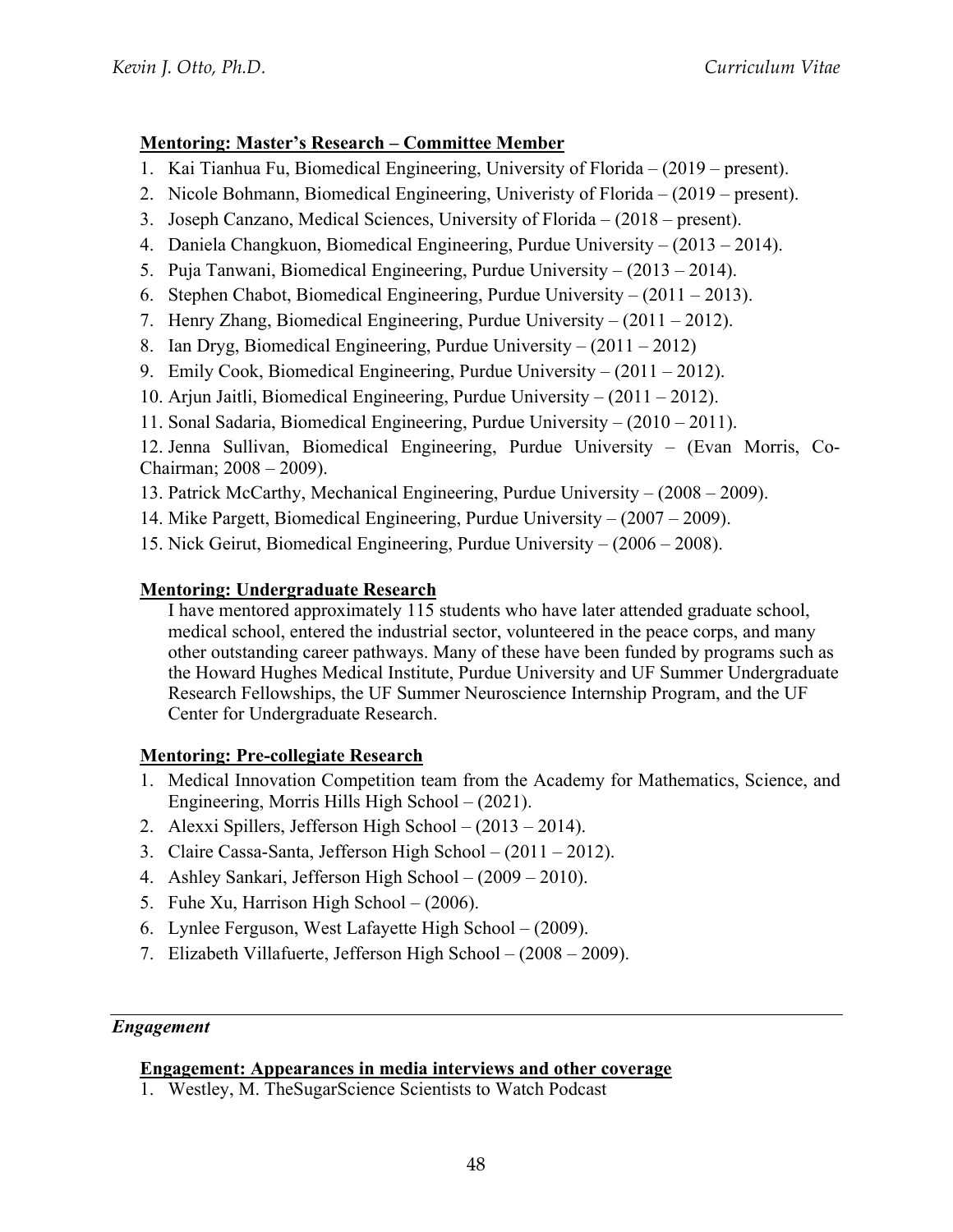**Mentoring: Master's Research – Committee Member**

1. Kai Tianhua Fu, Biomedical Engineering, University of Florida – (2019 – present).
2. Nicole Bohmann, Biomedical Engineering, Univeristy of Florida – (2019 – present).
3. Joseph Canzano, Medical Sciences, University of Florida – (2018 – present).
4. Daniela Changkuon, Biomedical Engineering, Purdue University – (2013 – 2014).
5. Puja Tanwani, Biomedical Engineering, Purdue University – (2013 – 2014).
6. Stephen Chabot, Biomedical Engineering, Purdue University – (2011 – 2013).
7. Henry Zhang, Biomedical Engineering, Purdue University – (2011 – 2012).
8. Ian Dryg, Biomedical Engineering, Purdue University – (2011 – 2012)
9. Emily Cook, Biomedical Engineering, Purdue University – (2011 – 2012).
10. Arjun Jaitli, Biomedical Engineering, Purdue University – (2011 – 2012).
11. Sonal Sadaria, Biomedical Engineering, Purdue University – (2010 – 2011).
12. Jenna Sullivan, Biomedical Engineering, Purdue University – (Evan Morris, Co-Chairman; 2008 – 2009).
13. Patrick McCarthy, Mechanical Engineering, Purdue University – (2008 – 2009).
14. Mike Pargett, Biomedical Engineering, Purdue University – (2007 – 2009).
15. Nick Geirut, Biomedical Engineering, Purdue University – (2006 – 2008).

**Mentoring: Undergraduate Research**

I have mentored approximately 115 students who have later attended graduate school, medical school, entered the industrial sector, volunteered in the peace corps, and many other outstanding career pathways. Many of these have been funded by programs such as the Howard Hughes Medical Institute, Purdue University and UF Summer Undergraduate Research Fellowships, the UF Summer Neuroscience Internship Program, and the UF Center for Undergraduate Research.

**Mentoring: Pre-collegiate Research**

1. Medical Innovation Competition team from the Academy for Mathematics, Science, and Engineering, Morris Hills High School – (2021).
2. Alexxi Spillers, Jefferson High School – (2013 – 2014).
3. Claire Cassa-Santa, Jefferson High School – (2011 – 2012).
4. Ashley Sankari, Jefferson High School – (2009 – 2010).
5. Fuhe Xu, Harrison High School – (2006).
6. Lynlee Ferguson, West Lafayette High School – (2009).
7. Elizabeth Villafuerte, Jefferson High School – (2008 – 2009).

---

***Engagement***

**Engagement: Appearances in media interviews and other coverage**

1. Westley, M. TheSugarScience Scientists to Watch Podcast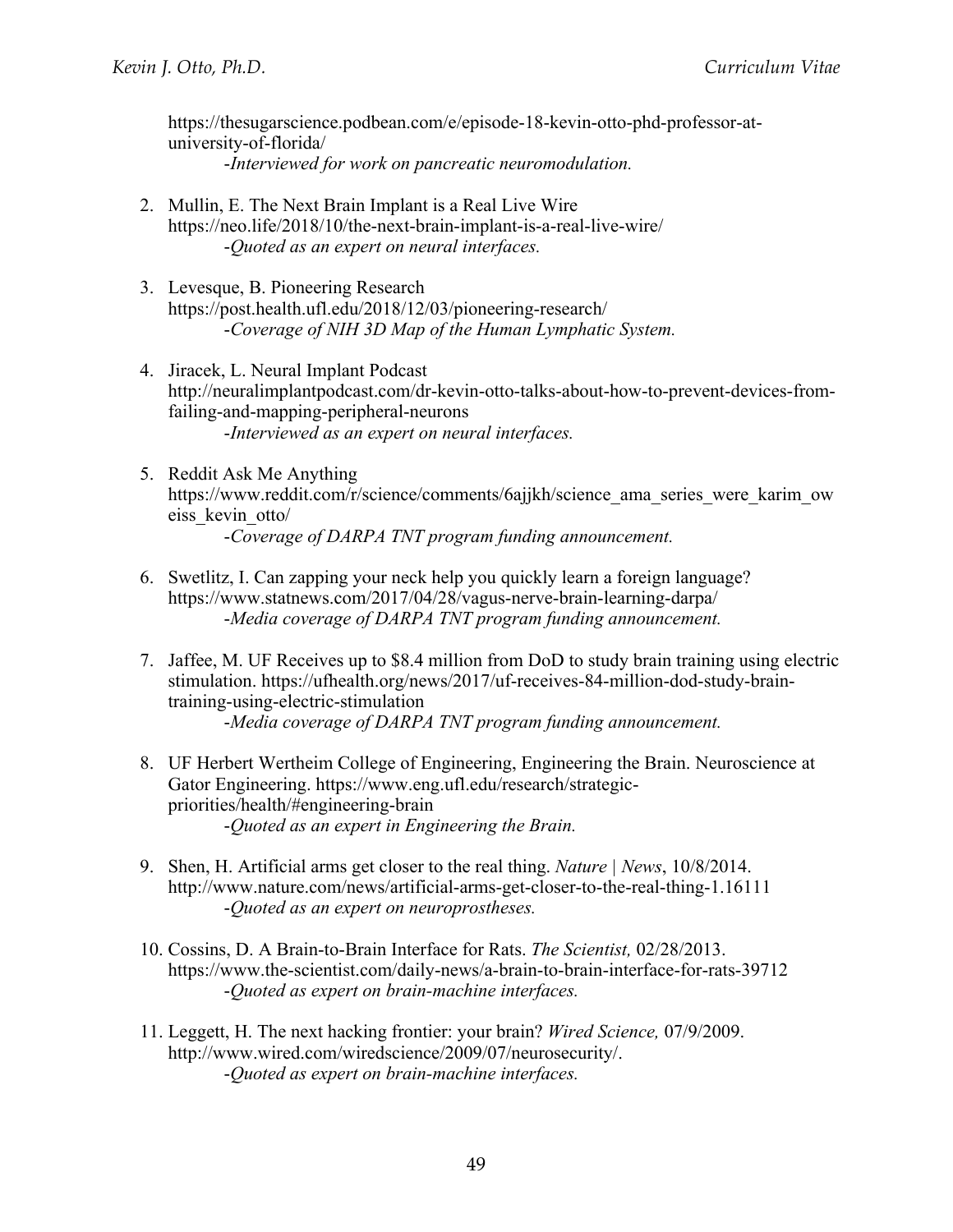https://thesugarscience.podbean.com/e/episode-18-kevin-otto-phd-professor-at-university-of-florida/
*-Interviewed for work on pancreatic neuromodulation.*

2. Mullin, E. The Next Brain Implant is a Real Live Wire https://neo.life/2018/10/the-next-brain-implant-is-a-real-live-wire/
   *-Quoted as an expert on neural interfaces.*

3. Levesque, B. Pioneering Research https://post.health.ufl.edu/2018/12/03/pioneering-research/
   *-Coverage of NIH 3D Map of the Human Lymphatic System.*

4. Jiracek, L. Neural Implant Podcast http://neuralimplantpodcast.com/dr-kevin-otto-talks-about-how-to-prevent-devices-from-failing-and-mapping-peripheral-neurons
   *-Interviewed as an expert on neural interfaces.*

5. Reddit Ask Me Anything https://www.reddit.com/r/science/comments/6ajjkh/science_ama_series_were_karim_oweiss_kevin_otto/
   *-Coverage of DARPA TNT program funding announcement.*

6. Swetlitz, I. Can zapping your neck help you quickly learn a foreign language? https://www.statnews.com/2017/04/28/vagus-nerve-brain-learning-darpa/
   *-Media coverage of DARPA TNT program funding announcement.*

7. Jaffee, M. UF Receives up to $8.4 million from DoD to study brain training using electric stimulation. https://ufhealth.org/news/2017/uf-receives-84-million-dod-study-brain-training-using-electric-stimulation
   *-Media coverage of DARPA TNT program funding announcement.*

8. UF Herbert Wertheim College of Engineering, Engineering the Brain. Neuroscience at Gator Engineering. https://www.eng.ufl.edu/research/strategic-priorities/health/#engineering-brain
   *-Quoted as an expert in Engineering the Brain.*

9. Shen, H. Artificial arms get closer to the real thing. *Nature | News*, 10/8/2014. http://www.nature.com/news/artificial-arms-get-closer-to-the-real-thing-1.16111
   *-Quoted as an expert on neuroprostheses.*

10. Cossins, D. A Brain-to-Brain Interface for Rats. *The Scientist,* 02/28/2013. https://www.the-scientist.com/daily-news/a-brain-to-brain-interface-for-rats-39712
    *-Quoted as expert on brain-machine interfaces.*

11. Leggett, H. The next hacking frontier: your brain? *Wired Science,* 07/9/2009. http://www.wired.com/wiredscience/2009/07/neurosecurity/.
    *-Quoted as expert on brain-machine interfaces.*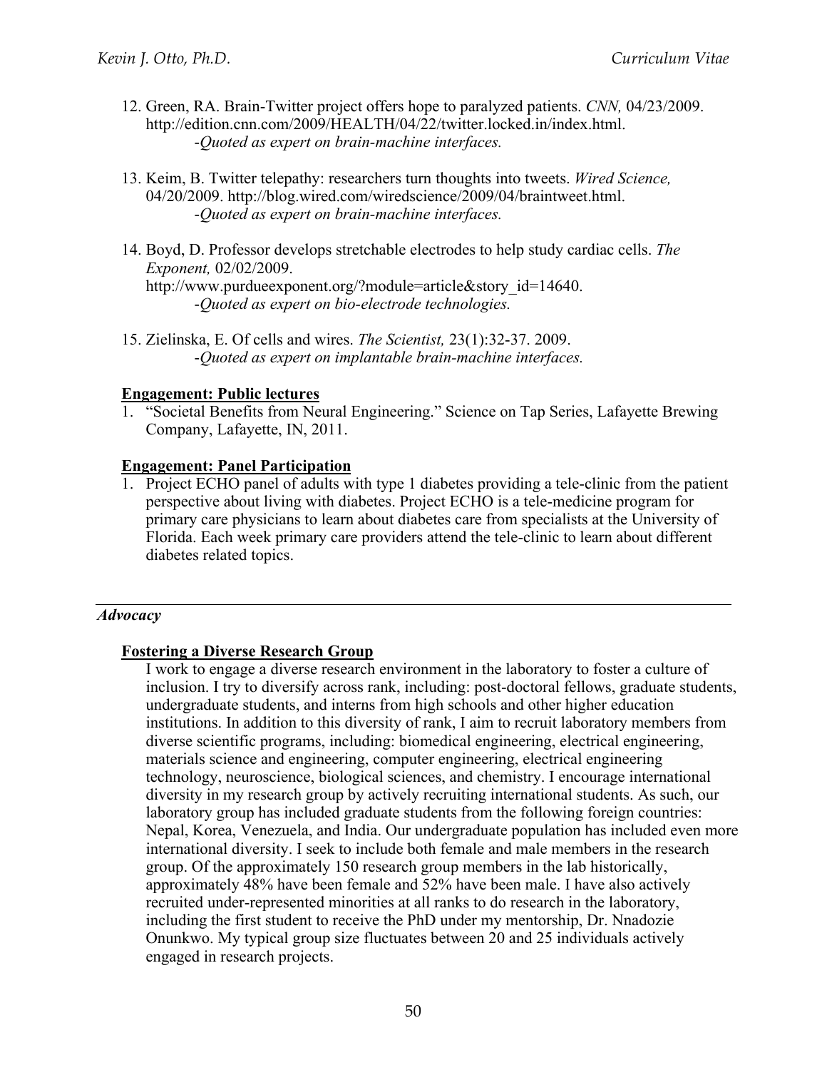12. Green, RA. Brain-Twitter project offers hope to paralyzed patients. *CNN,* 04/23/2009. http://edition.cnn.com/2009/HEALTH/04/22/twitter.locked.in/index.html.
    -*Quoted as expert on brain-machine interfaces.*

13. Keim, B. Twitter telepathy: researchers turn thoughts into tweets. *Wired Science,* 04/20/2009. http://blog.wired.com/wiredscience/2009/04/braintweet.html.
    -*Quoted as expert on brain-machine interfaces.*

14. Boyd, D. Professor develops stretchable electrodes to help study cardiac cells. *The Exponent,* 02/02/2009. http://www.purdueexponent.org/?module=article&story_id=14640.
    -*Quoted as expert on bio-electrode technologies.*

15. Zielinska, E. Of cells and wires. *The Scientist,* 23(1):32-37. 2009.
    -*Quoted as expert on implantable brain-machine interfaces.*

**Engagement: Public lectures**

1. "Societal Benefits from Neural Engineering." Science on Tap Series, Lafayette Brewing Company, Lafayette, IN, 2011.

**Engagement: Panel Participation**

1. Project ECHO panel of adults with type 1 diabetes providing a tele-clinic from the patient perspective about living with diabetes. Project ECHO is a tele-medicine program for primary care physicians to learn about diabetes care from specialists at the University of Florida. Each week primary care providers attend the tele-clinic to learn about different diabetes related topics.

---

## *Advocacy*

**Fostering a Diverse Research Group**

I work to engage a diverse research environment in the laboratory to foster a culture of inclusion. I try to diversify across rank, including: post-doctoral fellows, graduate students, undergraduate students, and interns from high schools and other higher education institutions. In addition to this diversity of rank, I aim to recruit laboratory members from diverse scientific programs, including: biomedical engineering, electrical engineering, materials science and engineering, computer engineering, electrical engineering technology, neuroscience, biological sciences, and chemistry. I encourage international diversity in my research group by actively recruiting international students. As such, our laboratory group has included graduate students from the following foreign countries: Nepal, Korea, Venezuela, and India. Our undergraduate population has included even more international diversity. I seek to include both female and male members in the research group. Of the approximately 150 research group members in the lab historically, approximately 48% have been female and 52% have been male. I have also actively recruited under-represented minorities at all ranks to do research in the laboratory, including the first student to receive the PhD under my mentorship, Dr. Nnadozie Onunkwo. My typical group size fluctuates between 20 and 25 individuals actively engaged in research projects.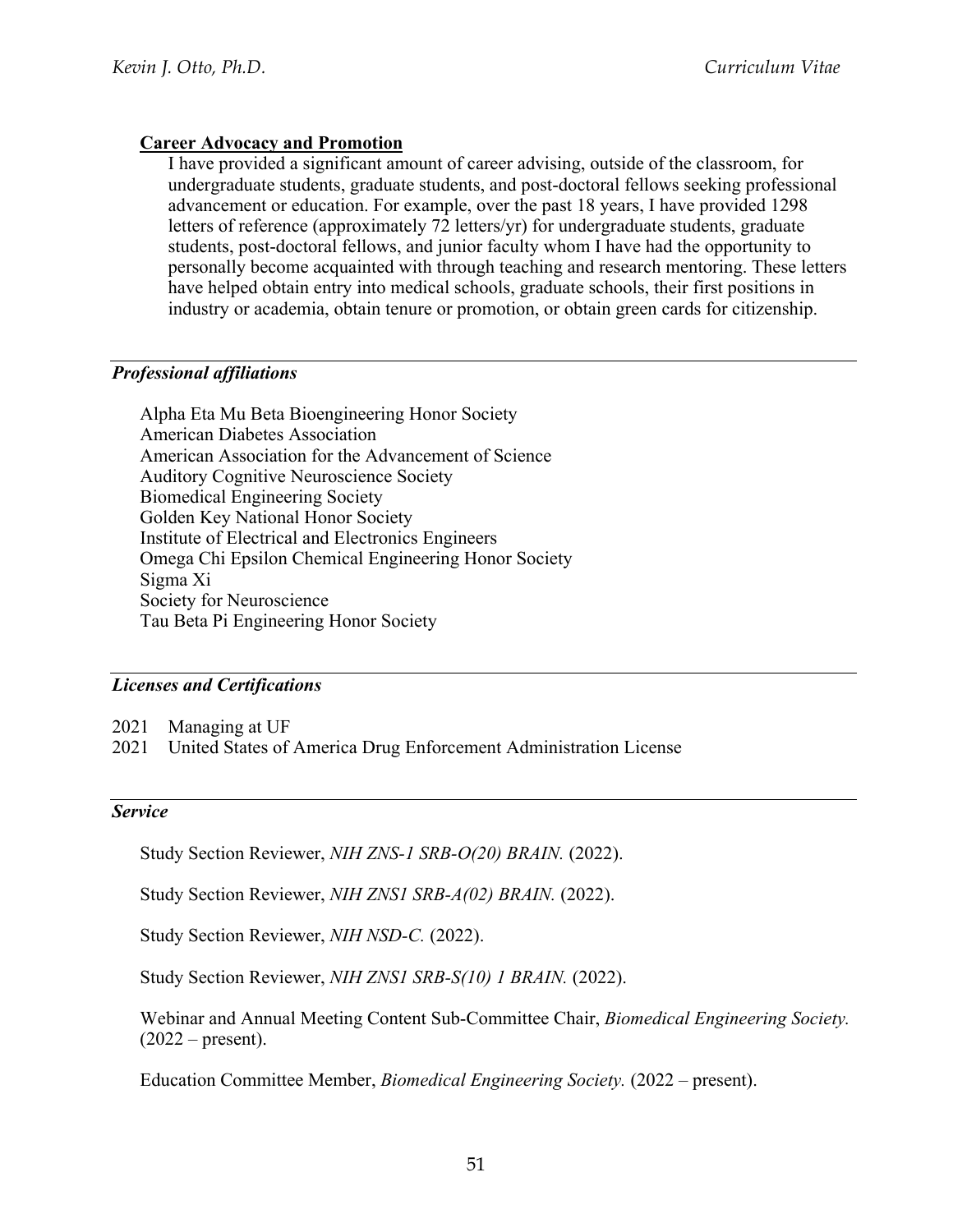**Career Advocacy and Promotion**

I have provided a significant amount of career advising, outside of the classroom, for undergraduate students, graduate students, and post-doctoral fellows seeking professional advancement or education. For example, over the past 18 years, I have provided 1298 letters of reference (approximately 72 letters/yr) for undergraduate students, graduate students, post-doctoral fellows, and junior faculty whom I have had the opportunity to personally become acquainted with through teaching and research mentoring. These letters have helped obtain entry into medical schools, graduate schools, their first positions in industry or academia, obtain tenure or promotion, or obtain green cards for citizenship.

### ***Professional affiliations***

Alpha Eta Mu Beta Bioengineering Honor Society
American Diabetes Association
American Association for the Advancement of Science
Auditory Cognitive Neuroscience Society
Biomedical Engineering Society
Golden Key National Honor Society
Institute of Electrical and Electronics Engineers
Omega Chi Epsilon Chemical Engineering Honor Society
Sigma Xi
Society for Neuroscience
Tau Beta Pi Engineering Honor Society

### ***Licenses and Certifications***

2021 Managing at UF
2021 United States of America Drug Enforcement Administration License

### ***Service***

Study Section Reviewer, *NIH ZNS-1 SRB-O(20) BRAIN.* (2022).

Study Section Reviewer, *NIH ZNS1 SRB-A(02) BRAIN.* (2022).

Study Section Reviewer, *NIH NSD-C.* (2022).

Study Section Reviewer, *NIH ZNS1 SRB-S(10) 1 BRAIN.* (2022).

Webinar and Annual Meeting Content Sub-Committee Chair, *Biomedical Engineering Society.* (2022 – present).

Education Committee Member, *Biomedical Engineering Society.* (2022 – present).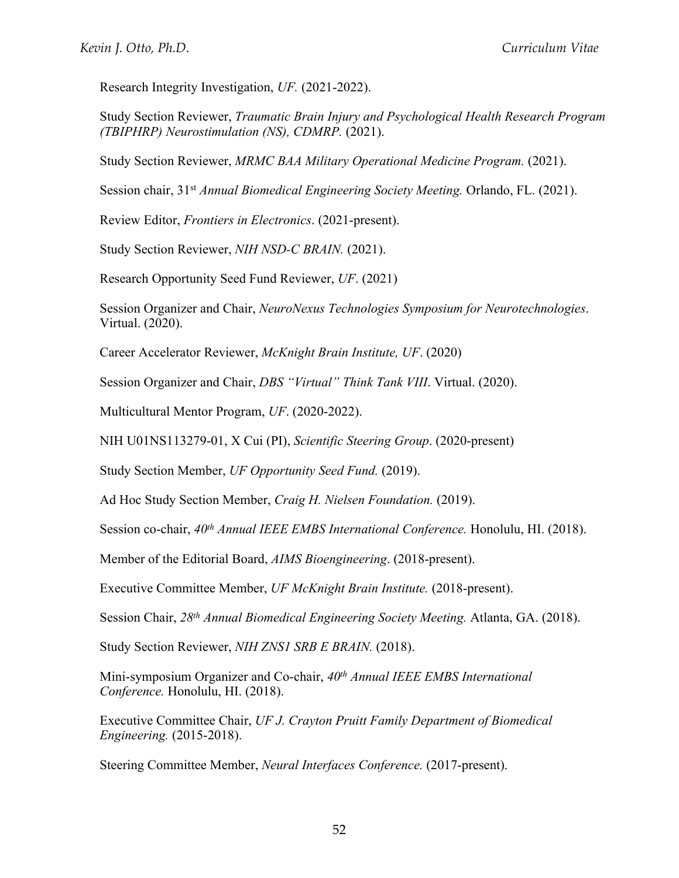Research Integrity Investigation, *UF.* (2021-2022).

Study Section Reviewer, *Traumatic Brain Injury and Psychological Health Research Program (TBIPHRP) Neurostimulation (NS), CDMRP.* (2021).

Study Section Reviewer, *MRMC BAA Military Operational Medicine Program.* (2021).

Session chair, 31st *Annual Biomedical Engineering Society Meeting.* Orlando, FL. (2021).

Review Editor, *Frontiers in Electronics*. (2021-present).

Study Section Reviewer, *NIH NSD-C BRAIN.* (2021).

Research Opportunity Seed Fund Reviewer, *UF*. (2021)

Session Organizer and Chair, *NeuroNexus Technologies Symposium for Neurotechnologies*. Virtual. (2020).

Career Accelerator Reviewer, *McKnight Brain Institute, UF*. (2020)

Session Organizer and Chair, *DBS "Virtual" Think Tank VIII*. Virtual. (2020).

Multicultural Mentor Program, *UF*. (2020-2022).

NIH U01NS113279-01, X Cui (PI), *Scientific Steering Group*. (2020-present)

Study Section Member, *UF Opportunity Seed Fund.* (2019).

Ad Hoc Study Section Member, *Craig H. Nielsen Foundation.* (2019).

Session co-chair, *40th Annual IEEE EMBS International Conference.* Honolulu, HI. (2018).

Member of the Editorial Board, *AIMS Bioengineering*. (2018-present).

Executive Committee Member, *UF McKnight Brain Institute.* (2018-present).

Session Chair, *28th Annual Biomedical Engineering Society Meeting.* Atlanta, GA. (2018).

Study Section Reviewer, *NIH ZNS1 SRB E BRAIN.* (2018).

Mini-symposium Organizer and Co-chair, *40th Annual IEEE EMBS International Conference.* Honolulu, HI. (2018).

Executive Committee Chair, *UF J. Crayton Pruitt Family Department of Biomedical Engineering.* (2015-2018).

Steering Committee Member, *Neural Interfaces Conference.* (2017-present).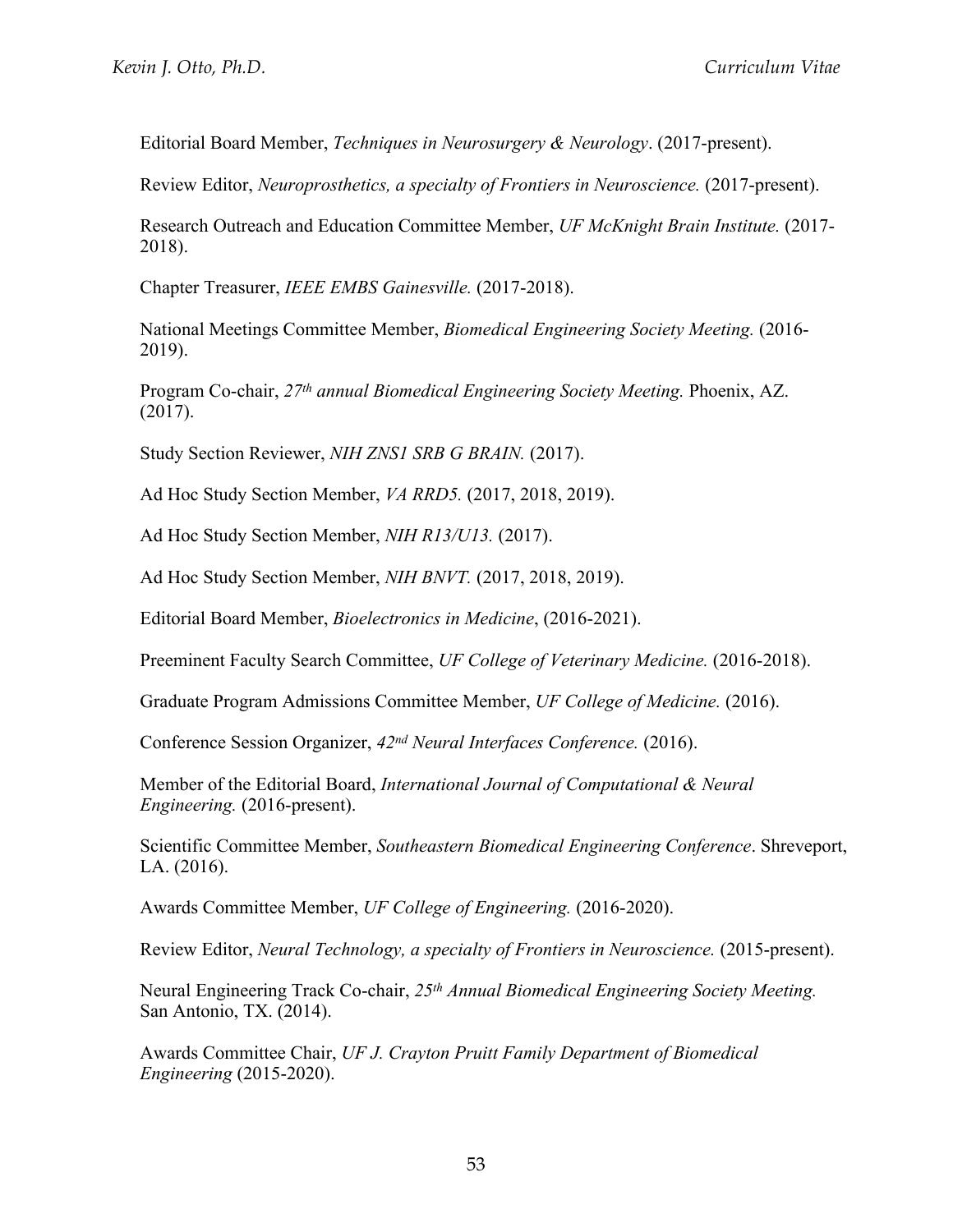Editorial Board Member, *Techniques in Neurosurgery & Neurology*. (2017-present).

Review Editor, *Neuroprosthetics, a specialty of Frontiers in Neuroscience.* (2017-present).

Research Outreach and Education Committee Member, *UF McKnight Brain Institute.* (2017-2018).

Chapter Treasurer, *IEEE EMBS Gainesville.* (2017-2018).

National Meetings Committee Member, *Biomedical Engineering Society Meeting.* (2016-2019).

Program Co-chair, *27th annual Biomedical Engineering Society Meeting.* Phoenix, AZ. (2017).

Study Section Reviewer, *NIH ZNS1 SRB G BRAIN.* (2017).

Ad Hoc Study Section Member, *VA RRD5.* (2017, 2018, 2019).

Ad Hoc Study Section Member, *NIH R13/U13.* (2017).

Ad Hoc Study Section Member, *NIH BNVT.* (2017, 2018, 2019).

Editorial Board Member, *Bioelectronics in Medicine*, (2016-2021).

Preeminent Faculty Search Committee, *UF College of Veterinary Medicine.* (2016-2018).

Graduate Program Admissions Committee Member, *UF College of Medicine.* (2016).

Conference Session Organizer, *42nd Neural Interfaces Conference.* (2016).

Member of the Editorial Board, *International Journal of Computational & Neural Engineering.* (2016-present).

Scientific Committee Member, *Southeastern Biomedical Engineering Conference*. Shreveport, LA. (2016).

Awards Committee Member, *UF College of Engineering.* (2016-2020).

Review Editor, *Neural Technology, a specialty of Frontiers in Neuroscience.* (2015-present).

Neural Engineering Track Co-chair, *25th Annual Biomedical Engineering Society Meeting.* San Antonio, TX. (2014).

Awards Committee Chair, *UF J. Crayton Pruitt Family Department of Biomedical Engineering* (2015-2020).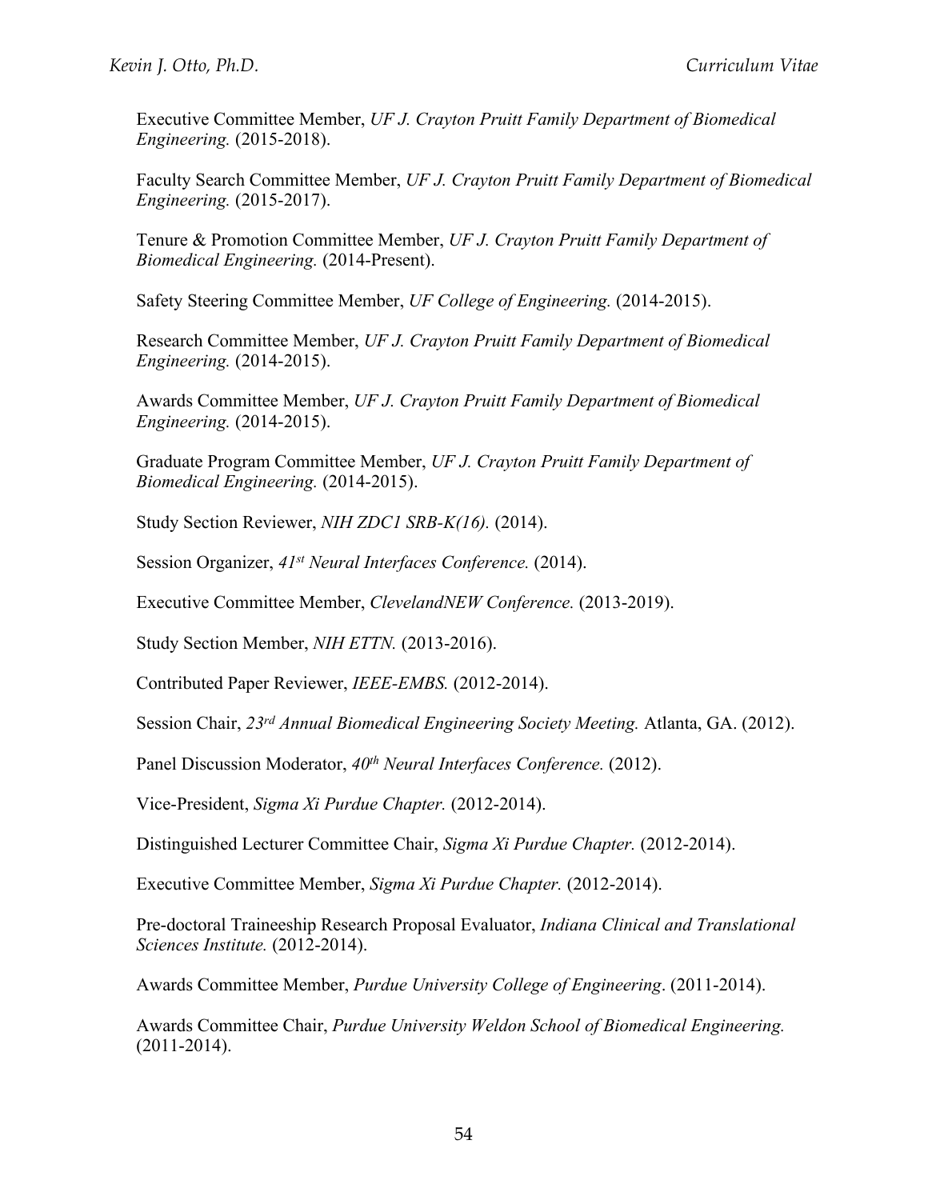Executive Committee Member, *UF J. Crayton Pruitt Family Department of Biomedical Engineering.* (2015-2018).

Faculty Search Committee Member, *UF J. Crayton Pruitt Family Department of Biomedical Engineering.* (2015-2017).

Tenure & Promotion Committee Member, *UF J. Crayton Pruitt Family Department of Biomedical Engineering.* (2014-Present).

Safety Steering Committee Member, *UF College of Engineering.* (2014-2015).

Research Committee Member, *UF J. Crayton Pruitt Family Department of Biomedical Engineering.* (2014-2015).

Awards Committee Member, *UF J. Crayton Pruitt Family Department of Biomedical Engineering.* (2014-2015).

Graduate Program Committee Member, *UF J. Crayton Pruitt Family Department of Biomedical Engineering.* (2014-2015).

Study Section Reviewer, *NIH ZDC1 SRB-K(16).* (2014).

Session Organizer, *41st Neural Interfaces Conference.* (2014).

Executive Committee Member, *ClevelandNEW Conference.* (2013-2019).

Study Section Member, *NIH ETTN.* (2013-2016).

Contributed Paper Reviewer, *IEEE-EMBS.* (2012-2014).

Session Chair, *23rd Annual Biomedical Engineering Society Meeting.* Atlanta, GA. (2012).

Panel Discussion Moderator, *40th Neural Interfaces Conference.* (2012).

Vice-President, *Sigma Xi Purdue Chapter.* (2012-2014).

Distinguished Lecturer Committee Chair, *Sigma Xi Purdue Chapter.* (2012-2014).

Executive Committee Member, *Sigma Xi Purdue Chapter.* (2012-2014).

Pre-doctoral Traineeship Research Proposal Evaluator, *Indiana Clinical and Translational Sciences Institute.* (2012-2014).

Awards Committee Member, *Purdue University College of Engineering*. (2011-2014).

Awards Committee Chair, *Purdue University Weldon School of Biomedical Engineering.* (2011-2014).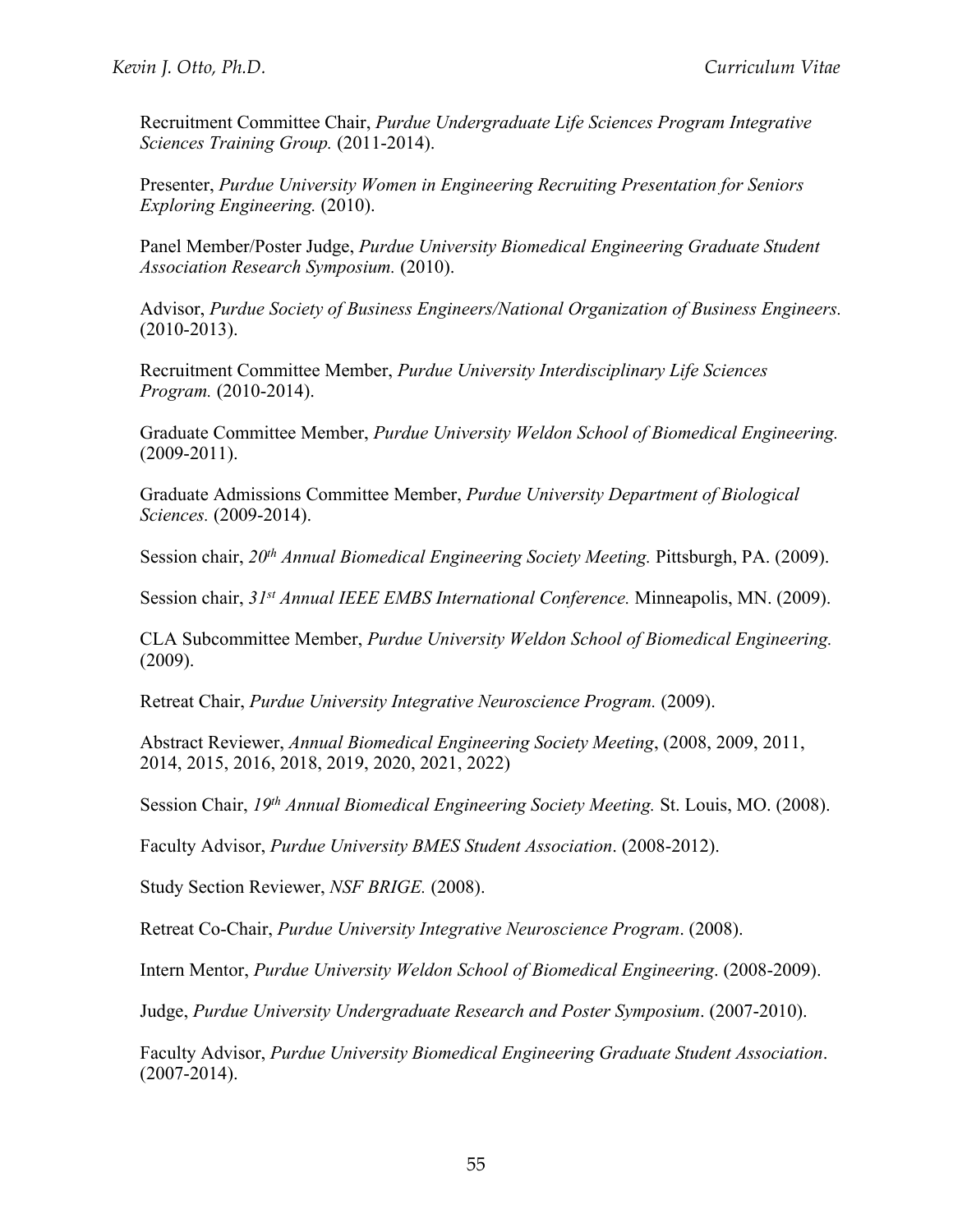Recruitment Committee Chair, *Purdue Undergraduate Life Sciences Program Integrative Sciences Training Group.* (2011-2014).

Presenter, *Purdue University Women in Engineering Recruiting Presentation for Seniors Exploring Engineering.* (2010).

Panel Member/Poster Judge, *Purdue University Biomedical Engineering Graduate Student Association Research Symposium.* (2010).

Advisor, *Purdue Society of Business Engineers/National Organization of Business Engineers.* (2010-2013).

Recruitment Committee Member, *Purdue University Interdisciplinary Life Sciences Program.* (2010-2014).

Graduate Committee Member, *Purdue University Weldon School of Biomedical Engineering.* (2009-2011).

Graduate Admissions Committee Member, *Purdue University Department of Biological Sciences.* (2009-2014).

Session chair, *20th Annual Biomedical Engineering Society Meeting.* Pittsburgh, PA. (2009).

Session chair, *31st Annual IEEE EMBS International Conference.* Minneapolis, MN. (2009).

CLA Subcommittee Member, *Purdue University Weldon School of Biomedical Engineering.* (2009).

Retreat Chair, *Purdue University Integrative Neuroscience Program.* (2009).

Abstract Reviewer, *Annual Biomedical Engineering Society Meeting*, (2008, 2009, 2011, 2014, 2015, 2016, 2018, 2019, 2020, 2021, 2022)

Session Chair, *19th Annual Biomedical Engineering Society Meeting.* St. Louis, MO. (2008).

Faculty Advisor, *Purdue University BMES Student Association*. (2008-2012).

Study Section Reviewer, *NSF BRIGE.* (2008).

Retreat Co-Chair, *Purdue University Integrative Neuroscience Program*. (2008).

Intern Mentor, *Purdue University Weldon School of Biomedical Engineering*. (2008-2009).

Judge, *Purdue University Undergraduate Research and Poster Symposium*. (2007-2010).

Faculty Advisor, *Purdue University Biomedical Engineering Graduate Student Association*. (2007-2014).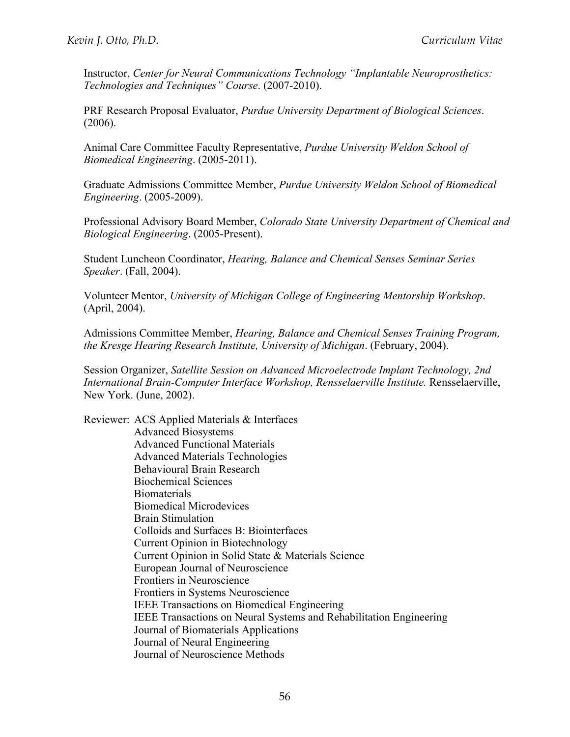Instructor, *Center for Neural Communications Technology "Implantable Neuroprosthetics: Technologies and Techniques" Course*. (2007-2010).

PRF Research Proposal Evaluator, *Purdue University Department of Biological Sciences*. (2006).

Animal Care Committee Faculty Representative, *Purdue University Weldon School of Biomedical Engineering*. (2005-2011).

Graduate Admissions Committee Member, *Purdue University Weldon School of Biomedical Engineering*. (2005-2009).

Professional Advisory Board Member, *Colorado State University Department of Chemical and Biological Engineering*. (2005-Present).

Student Luncheon Coordinator, *Hearing, Balance and Chemical Senses Seminar Series Speaker*. (Fall, 2004).

Volunteer Mentor, *University of Michigan College of Engineering Mentorship Workshop*. (April, 2004).

Admissions Committee Member, *Hearing, Balance and Chemical Senses Training Program, the Kresge Hearing Research Institute, University of Michigan*. (February, 2004).

Session Organizer, *Satellite Session on Advanced Microelectrode Implant Technology, 2nd International Brain-Computer Interface Workshop, Rensselaerville Institute.* Rensselaerville, New York. (June, 2002).

Reviewer: ACS Applied Materials & Interfaces
Advanced Biosystems
Advanced Functional Materials
Advanced Materials Technologies
Behavioural Brain Research
Biochemical Sciences
Biomaterials
Biomedical Microdevices
Brain Stimulation
Colloids and Surfaces B: Biointerfaces
Current Opinion in Biotechnology
Current Opinion in Solid State & Materials Science
European Journal of Neuroscience
Frontiers in Neuroscience
Frontiers in Systems Neuroscience
IEEE Transactions on Biomedical Engineering
IEEE Transactions on Neural Systems and Rehabilitation Engineering
Journal of Biomaterials Applications
Journal of Neural Engineering
Journal of Neuroscience Methods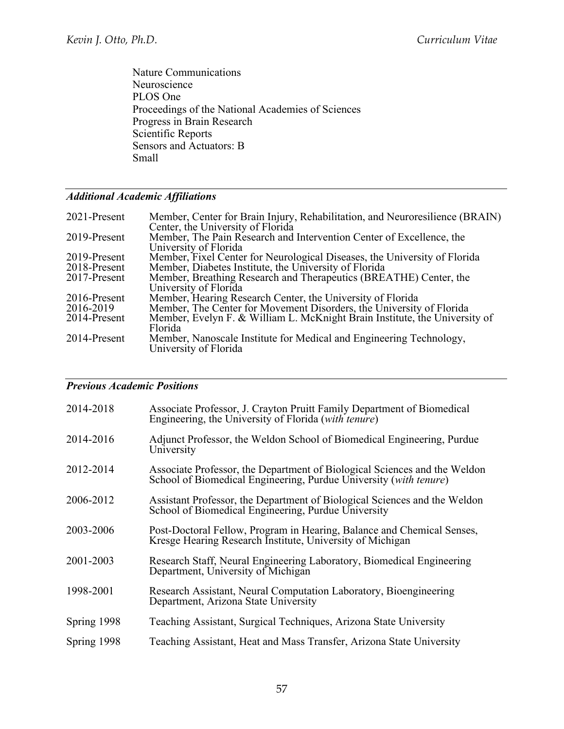Nature Communications
Neuroscience
PLOS One
Proceedings of the National Academies of Sciences
Progress in Brain Research
Scientific Reports
Sensors and Actuators: B
Small

### ***Additional Academic Affiliations***

| | |
|---|---|
| 2021-Present | Member, Center for Brain Injury, Rehabilitation, and Neuroresilience (BRAIN) Center, the University of Florida |
| 2019-Present | Member, The Pain Research and Intervention Center of Excellence, the University of Florida |
| 2019-Present | Member, Fixel Center for Neurological Diseases, the University of Florida |
| 2018-Present | Member, Diabetes Institute, the University of Florida |
| 2017-Present | Member, Breathing Research and Therapeutics (BREATHE) Center, the University of Florida |
| 2016-Present | Member, Hearing Research Center, the University of Florida |
| 2016-2019 | Member, The Center for Movement Disorders, the University of Florida |
| 2014-Present | Member, Evelyn F. & William L. McKnight Brain Institute, the University of Florida |
| 2014-Present | Member, Nanoscale Institute for Medical and Engineering Technology, University of Florida |

### ***Previous Academic Positions***

| | |
|---|---|
| 2014-2018 | Associate Professor, J. Crayton Pruitt Family Department of Biomedical Engineering, the University of Florida (*with tenure*) |
| 2014-2016 | Adjunct Professor, the Weldon School of Biomedical Engineering, Purdue University |
| 2012-2014 | Associate Professor, the Department of Biological Sciences and the Weldon School of Biomedical Engineering, Purdue University (*with tenure*) |
| 2006-2012 | Assistant Professor, the Department of Biological Sciences and the Weldon School of Biomedical Engineering, Purdue University |
| 2003-2006 | Post-Doctoral Fellow, Program in Hearing, Balance and Chemical Senses, Kresge Hearing Research Institute, University of Michigan |
| 2001-2003 | Research Staff, Neural Engineering Laboratory, Biomedical Engineering Department, University of Michigan |
| 1998-2001 | Research Assistant, Neural Computation Laboratory, Bioengineering Department, Arizona State University |
| Spring 1998 | Teaching Assistant, Surgical Techniques, Arizona State University |
| Spring 1998 | Teaching Assistant, Heat and Mass Transfer, Arizona State University |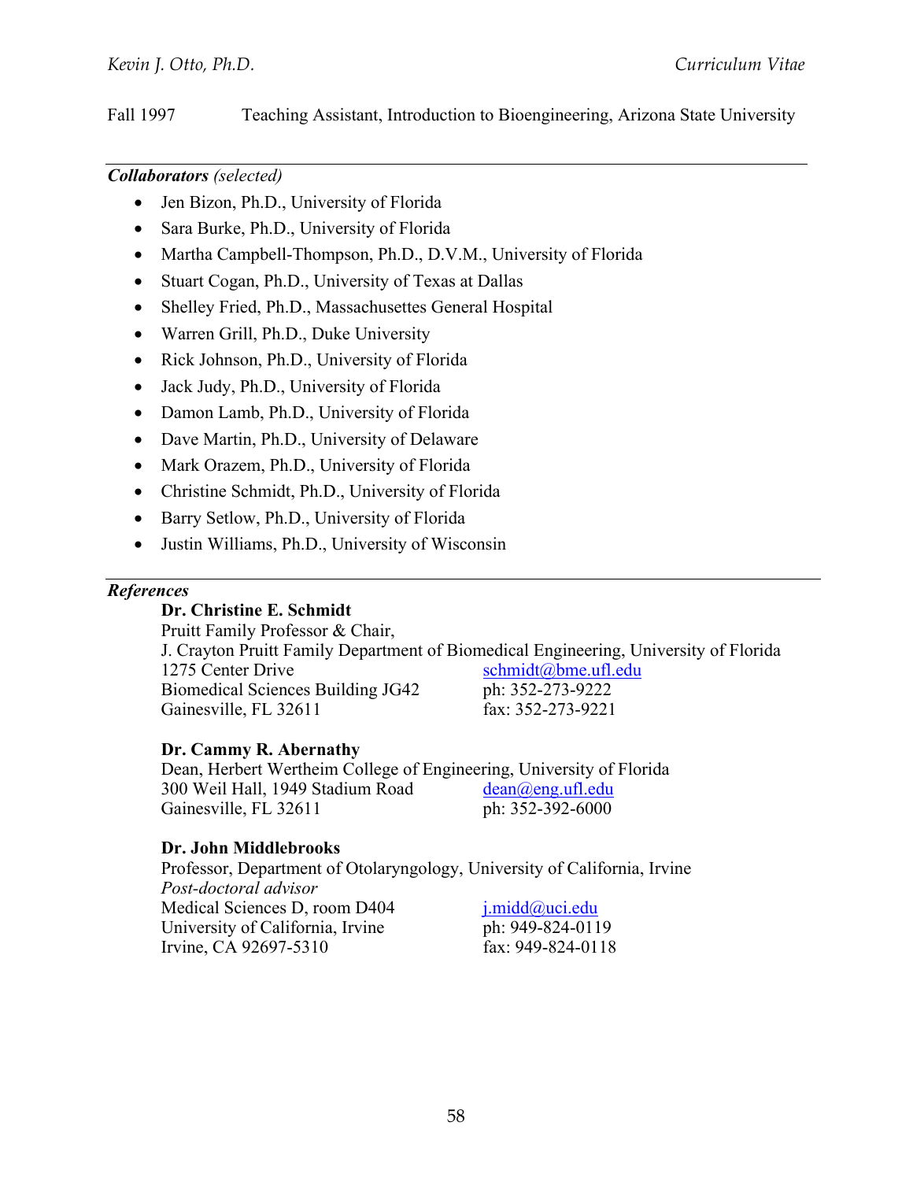Fall 1997 Teaching Assistant, Introduction to Bioengineering, Arizona State University

---

***Collaborators*** *(selected)*

- Jen Bizon, Ph.D., University of Florida
- Sara Burke, Ph.D., University of Florida
- Martha Campbell-Thompson, Ph.D., D.V.M., University of Florida
- Stuart Cogan, Ph.D., University of Texas at Dallas
- Shelley Fried, Ph.D., Massachusettes General Hospital
- Warren Grill, Ph.D., Duke University
- Rick Johnson, Ph.D., University of Florida
- Jack Judy, Ph.D., University of Florida
- Damon Lamb, Ph.D., University of Florida
- Dave Martin, Ph.D., University of Delaware
- Mark Orazem, Ph.D., University of Florida
- Christine Schmidt, Ph.D., University of Florida
- Barry Setlow, Ph.D., University of Florida
- Justin Williams, Ph.D., University of Wisconsin

---

***References***

**Dr. Christine E. Schmidt**
Pruitt Family Professor & Chair,
J. Crayton Pruitt Family Department of Biomedical Engineering, University of Florida
1275 Center Drive — schmidt@bme.ufl.edu
Biomedical Sciences Building JG42 — ph: 352-273-9222
Gainesville, FL 32611 — fax: 352-273-9221

**Dr. Cammy R. Abernathy**
Dean, Herbert Wertheim College of Engineering, University of Florida
300 Weil Hall, 1949 Stadium Road — dean@eng.ufl.edu
Gainesville, FL 32611 — ph: 352-392-6000

**Dr. John Middlebrooks**
Professor, Department of Otolaryngology, University of California, Irvine
*Post-doctoral advisor*
Medical Sciences D, room D404 — j.midd@uci.edu
University of California, Irvine — ph: 949-824-0119
Irvine, CA 92697-5310 — fax: 949-824-0118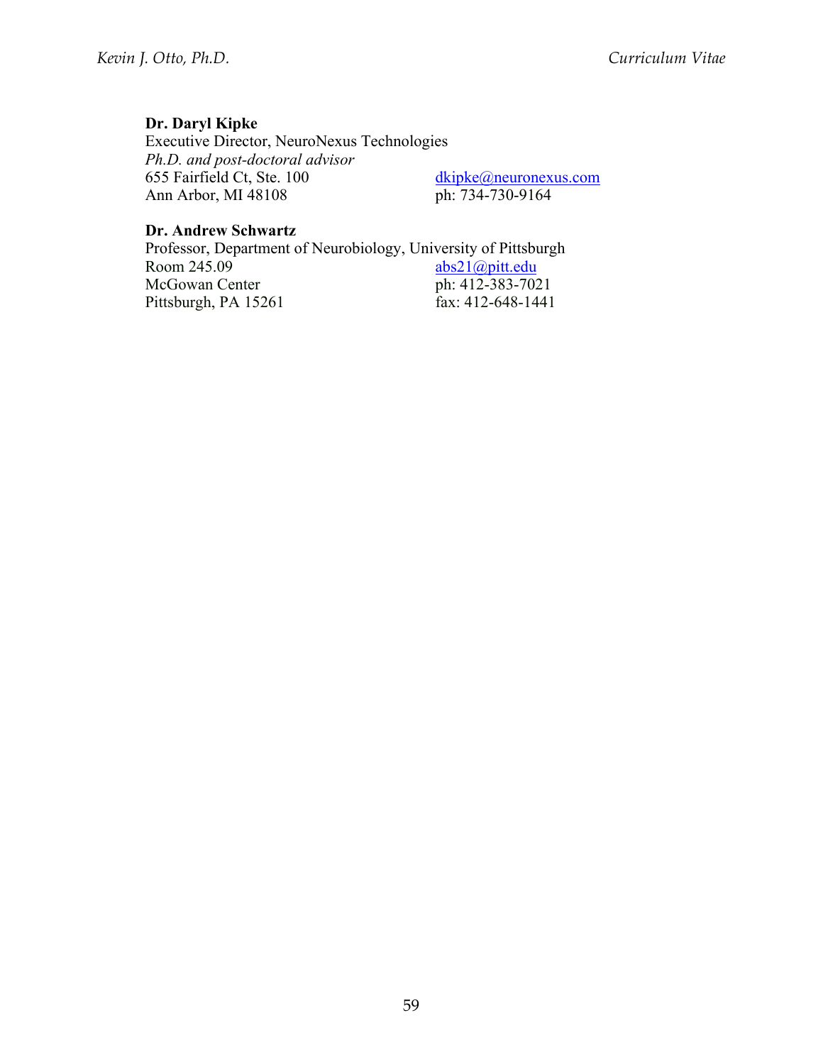**Dr. Daryl Kipke**
Executive Director, NeuroNexus Technologies
*Ph.D. and post-doctoral advisor*
655 Fairfield Ct, Ste. 100
Ann Arbor, MI 48108
dkipke@neuronexus.com
ph: 734-730-9164

**Dr. Andrew Schwartz**
Professor, Department of Neurobiology, University of Pittsburgh
Room 245.09
McGowan Center
Pittsburgh, PA 15261
abs21@pitt.edu
ph: 412-383-7021
fax: 412-648-1441